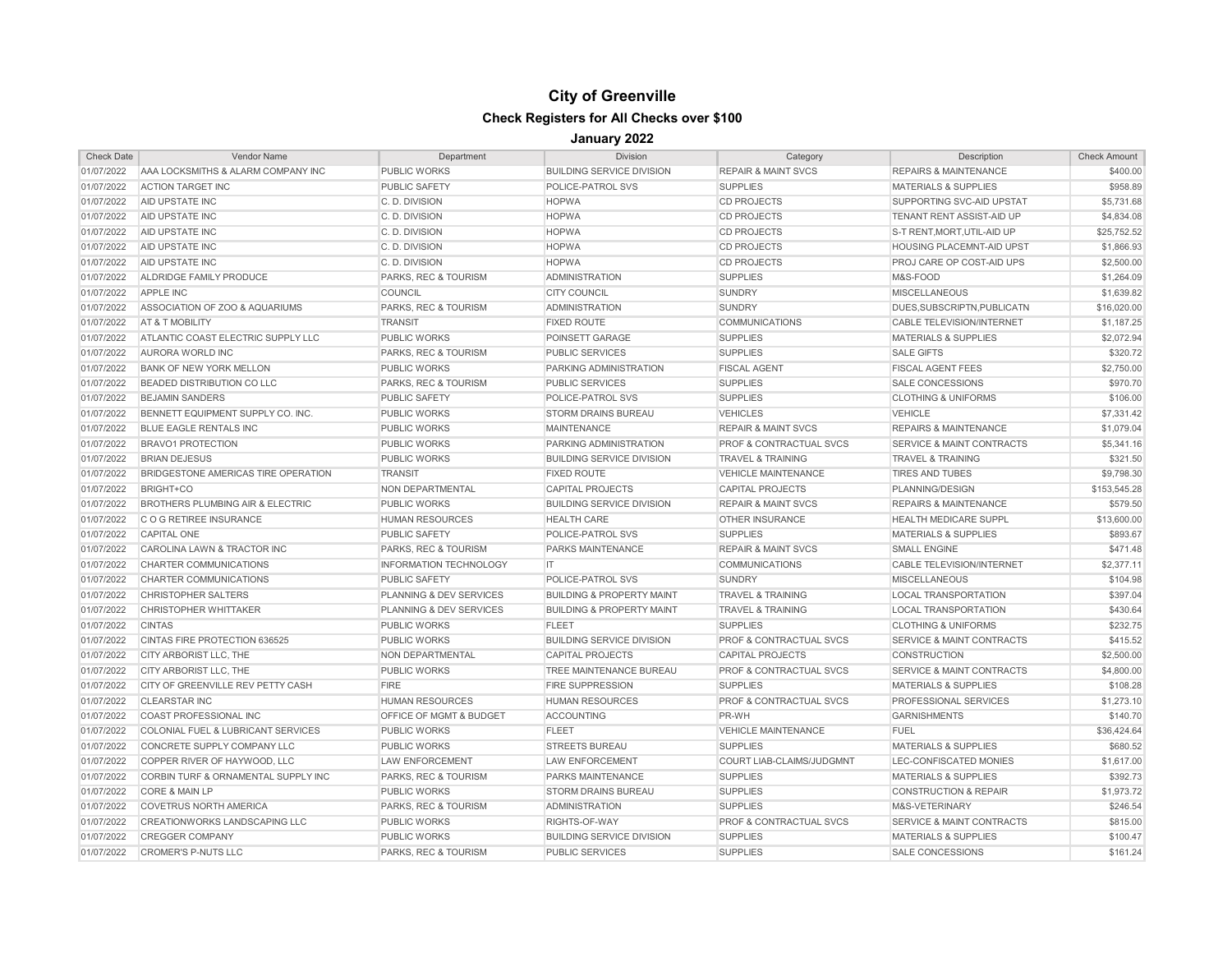# City of Greenville

## Check Registers for All Checks over $100

### January 2022

| Check Date | Vendor Name | Department | Division | Category | Description | Check Amount |
|---|---|---|---|---|---|---|
| 01/07/2022 | AAA LOCKSMITHS & ALARM COMPANY INC | PUBLIC WORKS | BUILDING SERVICE DIVISION | REPAIR & MAINT SVCS | REPAIRS & MAINTENANCE | $400.00 |
| 01/07/2022 | ACTION TARGET INC | PUBLIC SAFETY | POLICE-PATROL SVS | SUPPLIES | MATERIALS & SUPPLIES | $958.89 |
| 01/07/2022 | AID UPSTATE INC | C. D. DIVISION | HOPWA | CD PROJECTS | SUPPORTING SVC-AID UPSTAT | $5,731.68 |
| 01/07/2022 | AID UPSTATE INC | C. D. DIVISION | HOPWA | CD PROJECTS | TENANT RENT ASSIST-AID UP | $4,834.08 |
| 01/07/2022 | AID UPSTATE INC | C. D. DIVISION | HOPWA | CD PROJECTS | S-T RENT,MORT,UTIL-AID UP | $25,752.52 |
| 01/07/2022 | AID UPSTATE INC | C. D. DIVISION | HOPWA | CD PROJECTS | HOUSING PLACEMNT-AID UPST | $1,866.93 |
| 01/07/2022 | AID UPSTATE INC | C. D. DIVISION | HOPWA | CD PROJECTS | PROJ CARE OP COST-AID UPS | $2,500.00 |
| 01/07/2022 | ALDRIDGE FAMILY PRODUCE | PARKS, REC & TOURISM | ADMINISTRATION | SUPPLIES | M&S-FOOD | $1,264.09 |
| 01/07/2022 | APPLE INC | COUNCIL | CITY COUNCIL | SUNDRY | MISCELLANEOUS | $1,639.82 |
| 01/07/2022 | ASSOCIATION OF ZOO & AQUARIUMS | PARKS, REC & TOURISM | ADMINISTRATION | SUNDRY | DUES,SUBSCRIPTN,PUBLICATN | $16,020.00 |
| 01/07/2022 | AT & T MOBILITY | TRANSIT | FIXED ROUTE | COMMUNICATIONS | CABLE TELEVISION/INTERNET | $1,187.25 |
| 01/07/2022 | ATLANTIC COAST ELECTRIC SUPPLY LLC | PUBLIC WORKS | POINSETT GARAGE | SUPPLIES | MATERIALS & SUPPLIES | $2,072.94 |
| 01/07/2022 | AURORA WORLD INC | PARKS, REC & TOURISM | PUBLIC SERVICES | SUPPLIES | SALE GIFTS | $320.72 |
| 01/07/2022 | BANK OF NEW YORK MELLON | PUBLIC WORKS | PARKING ADMINISTRATION | FISCAL AGENT | FISCAL AGENT FEES | $2,750.00 |
| 01/07/2022 | BEADED DISTRIBUTION CO LLC | PARKS, REC & TOURISM | PUBLIC SERVICES | SUPPLIES | SALE CONCESSIONS | $970.70 |
| 01/07/2022 | BEJAMIN SANDERS | PUBLIC SAFETY | POLICE-PATROL SVS | SUPPLIES | CLOTHING & UNIFORMS | $106.00 |
| 01/07/2022 | BENNETT EQUIPMENT SUPPLY CO. INC. | PUBLIC WORKS | STORM DRAINS BUREAU | VEHICLES | VEHICLE | $7,331.42 |
| 01/07/2022 | BLUE EAGLE RENTALS INC | PUBLIC WORKS | MAINTENANCE | REPAIR & MAINT SVCS | REPAIRS & MAINTENANCE | $1,079.04 |
| 01/07/2022 | BRAVO1 PROTECTION | PUBLIC WORKS | PARKING ADMINISTRATION | PROF & CONTRACTUAL SVCS | SERVICE & MAINT CONTRACTS | $5,341.16 |
| 01/07/2022 | BRIAN DEJESUS | PUBLIC WORKS | BUILDING SERVICE DIVISION | TRAVEL & TRAINING | TRAVEL & TRAINING | $321.50 |
| 01/07/2022 | BRIDGESTONE AMERICAS TIRE OPERATION | TRANSIT | FIXED ROUTE | VEHICLE MAINTENANCE | TIRES AND TUBES | $9,798.30 |
| 01/07/2022 | BRIGHT+CO | NON DEPARTMENTAL | CAPITAL PROJECTS | CAPITAL PROJECTS | PLANNING/DESIGN | $153,545.28 |
| 01/07/2022 | BROTHERS PLUMBING AIR & ELECTRIC | PUBLIC WORKS | BUILDING SERVICE DIVISION | REPAIR & MAINT SVCS | REPAIRS & MAINTENANCE | $579.50 |
| 01/07/2022 | C O G RETIREE INSURANCE | HUMAN RESOURCES | HEALTH CARE | OTHER INSURANCE | HEALTH MEDICARE SUPPL | $13,600.00 |
| 01/07/2022 | CAPITAL ONE | PUBLIC SAFETY | POLICE-PATROL SVS | SUPPLIES | MATERIALS & SUPPLIES | $893.67 |
| 01/07/2022 | CAROLINA LAWN & TRACTOR INC | PARKS, REC & TOURISM | PARKS MAINTENANCE | REPAIR & MAINT SVCS | SMALL ENGINE | $471.48 |
| 01/07/2022 | CHARTER COMMUNICATIONS | INFORMATION TECHNOLOGY | IT | COMMUNICATIONS | CABLE TELEVISION/INTERNET | $2,377.11 |
| 01/07/2022 | CHARTER COMMUNICATIONS | PUBLIC SAFETY | POLICE-PATROL SVS | SUNDRY | MISCELLANEOUS | $104.98 |
| 01/07/2022 | CHRISTOPHER SALTERS | PLANNING & DEV SERVICES | BUILDING & PROPERTY MAINT | TRAVEL & TRAINING | LOCAL TRANSPORTATION | $397.04 |
| 01/07/2022 | CHRISTOPHER WHITTAKER | PLANNING & DEV SERVICES | BUILDING & PROPERTY MAINT | TRAVEL & TRAINING | LOCAL TRANSPORTATION | $430.64 |
| 01/07/2022 | CINTAS | PUBLIC WORKS | FLEET | SUPPLIES | CLOTHING & UNIFORMS | $232.75 |
| 01/07/2022 | CINTAS FIRE PROTECTION 636525 | PUBLIC WORKS | BUILDING SERVICE DIVISION | PROF & CONTRACTUAL SVCS | SERVICE & MAINT CONTRACTS | $415.52 |
| 01/07/2022 | CITY ARBORIST LLC, THE | NON DEPARTMENTAL | CAPITAL PROJECTS | CAPITAL PROJECTS | CONSTRUCTION | $2,500.00 |
| 01/07/2022 | CITY ARBORIST LLC, THE | PUBLIC WORKS | TREE MAINTENANCE BUREAU | PROF & CONTRACTUAL SVCS | SERVICE & MAINT CONTRACTS | $4,800.00 |
| 01/07/2022 | CITY OF GREENVILLE REV PETTY CASH | FIRE | FIRE SUPPRESSION | SUPPLIES | MATERIALS & SUPPLIES | $108.28 |
| 01/07/2022 | CLEARSTAR INC | HUMAN RESOURCES | HUMAN RESOURCES | PROF & CONTRACTUAL SVCS | PROFESSIONAL SERVICES | $1,273.10 |
| 01/07/2022 | COAST PROFESSIONAL INC | OFFICE OF MGMT & BUDGET | ACCOUNTING | PR-WH | GARNISHMENTS | $140.70 |
| 01/07/2022 | COLONIAL FUEL & LUBRICANT SERVICES | PUBLIC WORKS | FLEET | VEHICLE MAINTENANCE | FUEL | $36,424.64 |
| 01/07/2022 | CONCRETE SUPPLY COMPANY LLC | PUBLIC WORKS | STREETS BUREAU | SUPPLIES | MATERIALS & SUPPLIES | $680.52 |
| 01/07/2022 | COPPER RIVER OF HAYWOOD, LLC | LAW ENFORCEMENT | LAW ENFORCEMENT | COURT LIAB-CLAIMS/JUDGMNT | LEC-CONFISCATED MONIES | $1,617.00 |
| 01/07/2022 | CORBIN TURF & ORNAMENTAL SUPPLY INC | PARKS, REC & TOURISM | PARKS MAINTENANCE | SUPPLIES | MATERIALS & SUPPLIES | $392.73 |
| 01/07/2022 | CORE & MAIN LP | PUBLIC WORKS | STORM DRAINS BUREAU | SUPPLIES | CONSTRUCTION & REPAIR | $1,973.72 |
| 01/07/2022 | COVETRUS NORTH AMERICA | PARKS, REC & TOURISM | ADMINISTRATION | SUPPLIES | M&S-VETERINARY | $246.54 |
| 01/07/2022 | CREATIONWORKS LANDSCAPING LLC | PUBLIC WORKS | RIGHTS-OF-WAY | PROF & CONTRACTUAL SVCS | SERVICE & MAINT CONTRACTS | $815.00 |
| 01/07/2022 | CREGGER COMPANY | PUBLIC WORKS | BUILDING SERVICE DIVISION | SUPPLIES | MATERIALS & SUPPLIES | $100.47 |
| 01/07/2022 | CROMER'S P-NUTS LLC | PARKS, REC & TOURISM | PUBLIC SERVICES | SUPPLIES | SALE CONCESSIONS | $161.24 |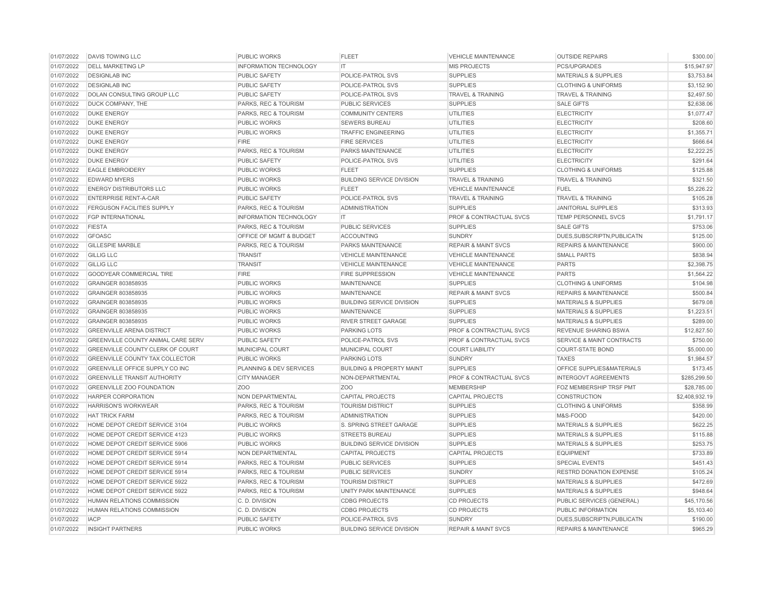| | | | | | | |
|---|---|---|---|---|---|---|
| 01/07/2022 | DAVIS TOWING LLC | PUBLIC WORKS | FLEET | VEHICLE MAINTENANCE | OUTSIDE REPAIRS | $300.00 |
| 01/07/2022 | DELL MARKETING LP | INFORMATION TECHNOLOGY | IT | MIS PROJECTS | PCS/UPGRADES | $15,947.97 |
| 01/07/2022 | DESIGNLAB INC | PUBLIC SAFETY | POLICE-PATROL SVS | SUPPLIES | MATERIALS & SUPPLIES | $3,753.84 |
| 01/07/2022 | DESIGNLAB INC | PUBLIC SAFETY | POLICE-PATROL SVS | SUPPLIES | CLOTHING & UNIFORMS | $3,152.90 |
| 01/07/2022 | DOLAN CONSULTING GROUP LLC | PUBLIC SAFETY | POLICE-PATROL SVS | TRAVEL & TRAINING | TRAVEL & TRAINING | $2,497.50 |
| 01/07/2022 | DUCK COMPANY, THE | PARKS, REC & TOURISM | PUBLIC SERVICES | SUPPLIES | SALE GIFTS | $2,638.06 |
| 01/07/2022 | DUKE ENERGY | PARKS, REC & TOURISM | COMMUNITY CENTERS | UTILITIES | ELECTRICITY | $1,077.47 |
| 01/07/2022 | DUKE ENERGY | PUBLIC WORKS | SEWERS BUREAU | UTILITIES | ELECTRICITY | $208.60 |
| 01/07/2022 | DUKE ENERGY | PUBLIC WORKS | TRAFFIC ENGINEERING | UTILITIES | ELECTRICITY | $1,355.71 |
| 01/07/2022 | DUKE ENERGY | FIRE | FIRE SERVICES | UTILITIES | ELECTRICITY | $666.64 |
| 01/07/2022 | DUKE ENERGY | PARKS, REC & TOURISM | PARKS MAINTENANCE | UTILITIES | ELECTRICITY | $2,222.25 |
| 01/07/2022 | DUKE ENERGY | PUBLIC SAFETY | POLICE-PATROL SVS | UTILITIES | ELECTRICITY | $291.64 |
| 01/07/2022 | EAGLE EMBROIDERY | PUBLIC WORKS | FLEET | SUPPLIES | CLOTHING & UNIFORMS | $125.88 |
| 01/07/2022 | EDWARD MYERS | PUBLIC WORKS | BUILDING SERVICE DIVISION | TRAVEL & TRAINING | TRAVEL & TRAINING | $321.50 |
| 01/07/2022 | ENERGY DISTRIBUTORS LLC | PUBLIC WORKS | FLEET | VEHICLE MAINTENANCE | FUEL | $5,226.22 |
| 01/07/2022 | ENTERPRISE RENT-A-CAR | PUBLIC SAFETY | POLICE-PATROL SVS | TRAVEL & TRAINING | TRAVEL & TRAINING | $105.28 |
| 01/07/2022 | FERGUSON FACILITIES SUPPLY | PARKS, REC & TOURISM | ADMINISTRATION | SUPPLIES | JANITORIAL SUPPLIES | $313.93 |
| 01/07/2022 | FGP INTERNATIONAL | INFORMATION TECHNOLOGY | IT | PROF & CONTRACTUAL SVCS | TEMP PERSONNEL SVCS | $1,791.17 |
| 01/07/2022 | FIESTA | PARKS, REC & TOURISM | PUBLIC SERVICES | SUPPLIES | SALE GIFTS | $753.06 |
| 01/07/2022 | GFOASC | OFFICE OF MGMT & BUDGET | ACCOUNTING | SUNDRY | DUES,SUBSCRIPTN,PUBLICATN | $125.00 |
| 01/07/2022 | GILLESPIE MARBLE | PARKS, REC & TOURISM | PARKS MAINTENANCE | REPAIR & MAINT SVCS | REPAIRS & MAINTENANCE | $900.00 |
| 01/07/2022 | GILLIG LLC | TRANSIT | VEHICLE MAINTENANCE | VEHICLE MAINTENANCE | SMALL PARTS | $838.94 |
| 01/07/2022 | GILLIG LLC | TRANSIT | VEHICLE MAINTENANCE | VEHICLE MAINTENANCE | PARTS | $2,398.75 |
| 01/07/2022 | GOODYEAR COMMERCIAL TIRE | FIRE | FIRE SUPPRESSION | VEHICLE MAINTENANCE | PARTS | $1,564.22 |
| 01/07/2022 | GRAINGER 803858935 | PUBLIC WORKS | MAINTENANCE | SUPPLIES | CLOTHING & UNIFORMS | $104.98 |
| 01/07/2022 | GRAINGER 803858935 | PUBLIC WORKS | MAINTENANCE | REPAIR & MAINT SVCS | REPAIRS & MAINTENANCE | $500.84 |
| 01/07/2022 | GRAINGER 803858935 | PUBLIC WORKS | BUILDING SERVICE DIVISION | SUPPLIES | MATERIALS & SUPPLIES | $679.08 |
| 01/07/2022 | GRAINGER 803858935 | PUBLIC WORKS | MAINTENANCE | SUPPLIES | MATERIALS & SUPPLIES | $1,223.51 |
| 01/07/2022 | GRAINGER 803858935 | PUBLIC WORKS | RIVER STREET GARAGE | SUPPLIES | MATERIALS & SUPPLIES | $289.00 |
| 01/07/2022 | GREENVILLE ARENA DISTRICT | PUBLIC WORKS | PARKING LOTS | PROF & CONTRACTUAL SVCS | REVENUE SHARING BSWA | $12,827.50 |
| 01/07/2022 | GREENVILLE COUNTY ANIMAL CARE SERV | PUBLIC SAFETY | POLICE-PATROL SVS | PROF & CONTRACTUAL SVCS | SERVICE & MAINT CONTRACTS | $750.00 |
| 01/07/2022 | GREENVILLE COUNTY CLERK OF COURT | MUNICIPAL COURT | MUNICIPAL COURT | COURT LIABILITY | COURT-STATE BOND | $5,000.00 |
| 01/07/2022 | GREENVILLE COUNTY TAX COLLECTOR | PUBLIC WORKS | PARKING LOTS | SUNDRY | TAXES | $1,984.57 |
| 01/07/2022 | GREENVILLE OFFICE SUPPLY CO INC | PLANNING & DEV SERVICES | BUILDING & PROPERTY MAINT | SUPPLIES | OFFICE SUPPLIES&MATERIALS | $173.45 |
| 01/07/2022 | GREENVILLE TRANSIT AUTHORITY | CITY MANAGER | NON-DEPARTMENTAL | PROF & CONTRACTUAL SVCS | INTERGOVT AGREEMENTS | $285,299.50 |
| 01/07/2022 | GREENVILLE ZOO FOUNDATION | ZOO | ZOO | MEMBERSHIP | FOZ MEMBERSHIP TRSF PMT | $28,785.00 |
| 01/07/2022 | HARPER CORPORATION | NON DEPARTMENTAL | CAPITAL PROJECTS | CAPITAL PROJECTS | CONSTRUCTION | $2,408,932.19 |
| 01/07/2022 | HARRISON'S WORKWEAR | PARKS, REC & TOURISM | TOURISM DISTRICT | SUPPLIES | CLOTHING & UNIFORMS | $358.99 |
| 01/07/2022 | HAT TRICK FARM | PARKS, REC & TOURISM | ADMINISTRATION | SUPPLIES | M&S-FOOD | $420.00 |
| 01/07/2022 | HOME DEPOT CREDIT SERVICE 3104 | PUBLIC WORKS | S. SPRING STREET GARAGE | SUPPLIES | MATERIALS & SUPPLIES | $622.25 |
| 01/07/2022 | HOME DEPOT CREDIT SERVICE 4123 | PUBLIC WORKS | STREETS BUREAU | SUPPLIES | MATERIALS & SUPPLIES | $115.88 |
| 01/07/2022 | HOME DEPOT CREDIT SERVICE 5906 | PUBLIC WORKS | BUILDING SERVICE DIVISION | SUPPLIES | MATERIALS & SUPPLIES | $253.75 |
| 01/07/2022 | HOME DEPOT CREDIT SERVICE 5914 | NON DEPARTMENTAL | CAPITAL PROJECTS | CAPITAL PROJECTS | EQUIPMENT | $733.89 |
| 01/07/2022 | HOME DEPOT CREDIT SERVICE 5914 | PARKS, REC & TOURISM | PUBLIC SERVICES | SUPPLIES | SPECIAL EVENTS | $451.43 |
| 01/07/2022 | HOME DEPOT CREDIT SERVICE 5914 | PARKS, REC & TOURISM | PUBLIC SERVICES | SUNDRY | RESTRD DONATION EXPENSE | $105.24 |
| 01/07/2022 | HOME DEPOT CREDIT SERVICE 5922 | PARKS, REC & TOURISM | TOURISM DISTRICT | SUPPLIES | MATERIALS & SUPPLIES | $472.69 |
| 01/07/2022 | HOME DEPOT CREDIT SERVICE 5922 | PARKS, REC & TOURISM | UNITY PARK MAINTENANCE | SUPPLIES | MATERIALS & SUPPLIES | $948.64 |
| 01/07/2022 | HUMAN RELATIONS COMMISSION | C. D. DIVISION | CDBG PROJECTS | CD PROJECTS | PUBLIC SERVICES (GENERAL) | $45,170.56 |
| 01/07/2022 | HUMAN RELATIONS COMMISSION | C. D. DIVISION | CDBG PROJECTS | CD PROJECTS | PUBLIC INFORMATION | $5,103.40 |
| 01/07/2022 | IACP | PUBLIC SAFETY | POLICE-PATROL SVS | SUNDRY | DUES,SUBSCRIPTN,PUBLICATN | $190.00 |
| 01/07/2022 | INSIGHT PARTNERS | PUBLIC WORKS | BUILDING SERVICE DIVISION | REPAIR & MAINT SVCS | REPAIRS & MAINTENANCE | $965.29 |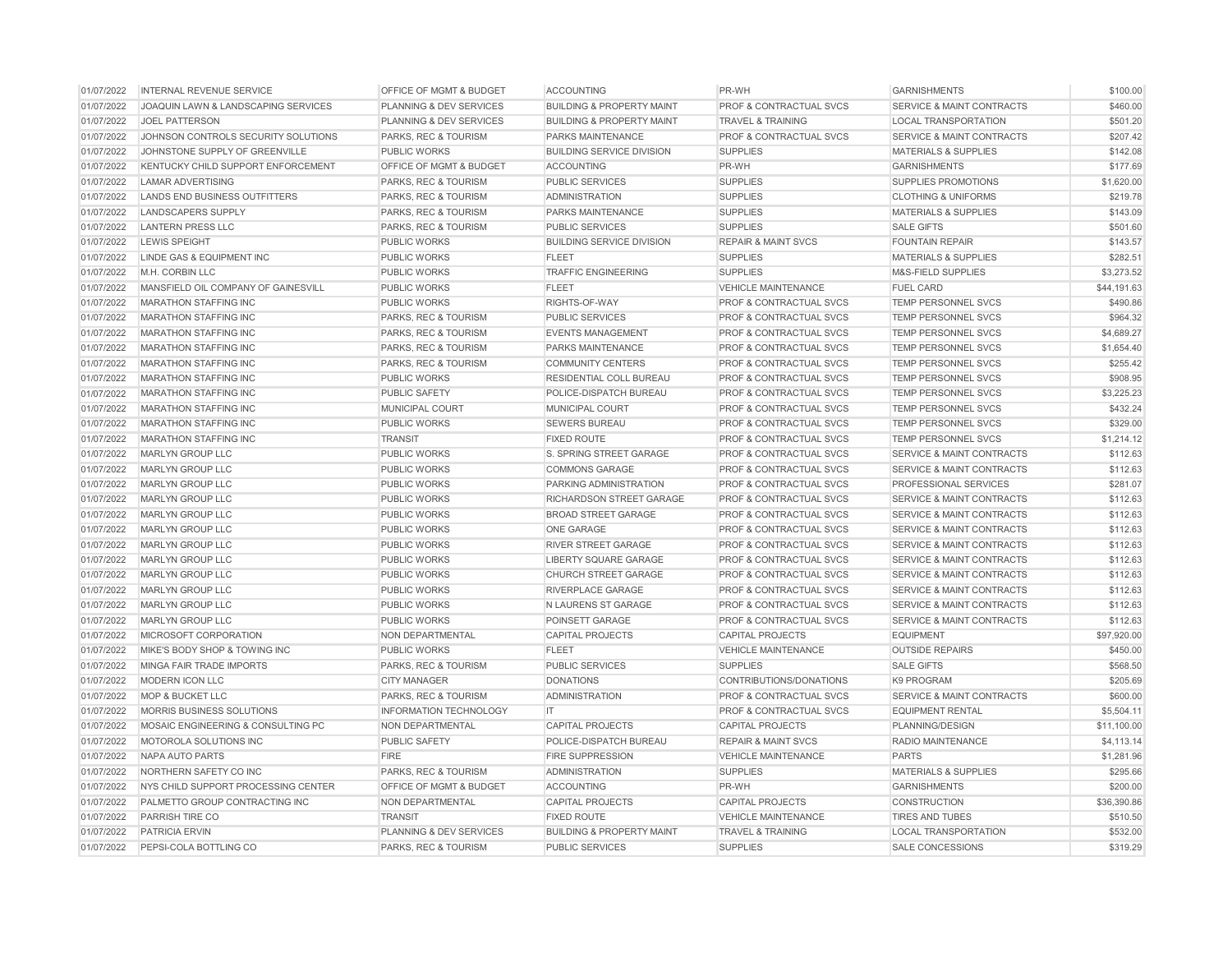| | | | | | | |
|---|---|---|---|---|---|---|
| 01/07/2022 | INTERNAL REVENUE SERVICE | OFFICE OF MGMT & BUDGET | ACCOUNTING | PR-WH | GARNISHMENTS | $100.00 |
| 01/07/2022 | JOAQUIN LAWN & LANDSCAPING SERVICES | PLANNING & DEV SERVICES | BUILDING & PROPERTY MAINT | PROF & CONTRACTUAL SVCS | SERVICE & MAINT CONTRACTS | $460.00 |
| 01/07/2022 | JOEL PATTERSON | PLANNING & DEV SERVICES | BUILDING & PROPERTY MAINT | TRAVEL & TRAINING | LOCAL TRANSPORTATION | $501.20 |
| 01/07/2022 | JOHNSON CONTROLS SECURITY SOLUTIONS | PARKS, REC & TOURISM | PARKS MAINTENANCE | PROF & CONTRACTUAL SVCS | SERVICE & MAINT CONTRACTS | $207.42 |
| 01/07/2022 | JOHNSTONE SUPPLY OF GREENVILLE | PUBLIC WORKS | BUILDING SERVICE DIVISION | SUPPLIES | MATERIALS & SUPPLIES | $142.08 |
| 01/07/2022 | KENTUCKY CHILD SUPPORT ENFORCEMENT | OFFICE OF MGMT & BUDGET | ACCOUNTING | PR-WH | GARNISHMENTS | $177.69 |
| 01/07/2022 | LAMAR ADVERTISING | PARKS, REC & TOURISM | PUBLIC SERVICES | SUPPLIES | SUPPLIES PROMOTIONS | $1,620.00 |
| 01/07/2022 | LANDS END BUSINESS OUTFITTERS | PARKS, REC & TOURISM | ADMINISTRATION | SUPPLIES | CLOTHING & UNIFORMS | $219.78 |
| 01/07/2022 | LANDSCAPERS SUPPLY | PARKS, REC & TOURISM | PARKS MAINTENANCE | SUPPLIES | MATERIALS & SUPPLIES | $143.09 |
| 01/07/2022 | LANTERN PRESS LLC | PARKS, REC & TOURISM | PUBLIC SERVICES | SUPPLIES | SALE GIFTS | $501.60 |
| 01/07/2022 | LEWIS SPEIGHT | PUBLIC WORKS | BUILDING SERVICE DIVISION | REPAIR & MAINT SVCS | FOUNTAIN REPAIR | $143.57 |
| 01/07/2022 | LINDE GAS & EQUIPMENT INC | PUBLIC WORKS | FLEET | SUPPLIES | MATERIALS & SUPPLIES | $282.51 |
| 01/07/2022 | M.H. CORBIN LLC | PUBLIC WORKS | TRAFFIC ENGINEERING | SUPPLIES | M&S-FIELD SUPPLIES | $3,273.52 |
| 01/07/2022 | MANSFIELD OIL COMPANY OF GAINESVILL | PUBLIC WORKS | FLEET | VEHICLE MAINTENANCE | FUEL CARD | $44,191.63 |
| 01/07/2022 | MARATHON STAFFING INC | PUBLIC WORKS | RIGHTS-OF-WAY | PROF & CONTRACTUAL SVCS | TEMP PERSONNEL SVCS | $490.86 |
| 01/07/2022 | MARATHON STAFFING INC | PARKS, REC & TOURISM | PUBLIC SERVICES | PROF & CONTRACTUAL SVCS | TEMP PERSONNEL SVCS | $964.32 |
| 01/07/2022 | MARATHON STAFFING INC | PARKS, REC & TOURISM | EVENTS MANAGEMENT | PROF & CONTRACTUAL SVCS | TEMP PERSONNEL SVCS | $4,689.27 |
| 01/07/2022 | MARATHON STAFFING INC | PARKS, REC & TOURISM | PARKS MAINTENANCE | PROF & CONTRACTUAL SVCS | TEMP PERSONNEL SVCS | $1,654.40 |
| 01/07/2022 | MARATHON STAFFING INC | PARKS, REC & TOURISM | COMMUNITY CENTERS | PROF & CONTRACTUAL SVCS | TEMP PERSONNEL SVCS | $255.42 |
| 01/07/2022 | MARATHON STAFFING INC | PUBLIC WORKS | RESIDENTIAL COLL BUREAU | PROF & CONTRACTUAL SVCS | TEMP PERSONNEL SVCS | $908.95 |
| 01/07/2022 | MARATHON STAFFING INC | PUBLIC SAFETY | POLICE-DISPATCH BUREAU | PROF & CONTRACTUAL SVCS | TEMP PERSONNEL SVCS | $3,225.23 |
| 01/07/2022 | MARATHON STAFFING INC | MUNICIPAL COURT | MUNICIPAL COURT | PROF & CONTRACTUAL SVCS | TEMP PERSONNEL SVCS | $432.24 |
| 01/07/2022 | MARATHON STAFFING INC | PUBLIC WORKS | SEWERS BUREAU | PROF & CONTRACTUAL SVCS | TEMP PERSONNEL SVCS | $329.00 |
| 01/07/2022 | MARATHON STAFFING INC | TRANSIT | FIXED ROUTE | PROF & CONTRACTUAL SVCS | TEMP PERSONNEL SVCS | $1,214.12 |
| 01/07/2022 | MARLYN GROUP LLC | PUBLIC WORKS | S. SPRING STREET GARAGE | PROF & CONTRACTUAL SVCS | SERVICE & MAINT CONTRACTS | $112.63 |
| 01/07/2022 | MARLYN GROUP LLC | PUBLIC WORKS | COMMONS GARAGE | PROF & CONTRACTUAL SVCS | SERVICE & MAINT CONTRACTS | $112.63 |
| 01/07/2022 | MARLYN GROUP LLC | PUBLIC WORKS | PARKING ADMINISTRATION | PROF & CONTRACTUAL SVCS | PROFESSIONAL SERVICES | $281.07 |
| 01/07/2022 | MARLYN GROUP LLC | PUBLIC WORKS | RICHARDSON STREET GARAGE | PROF & CONTRACTUAL SVCS | SERVICE & MAINT CONTRACTS | $112.63 |
| 01/07/2022 | MARLYN GROUP LLC | PUBLIC WORKS | BROAD STREET GARAGE | PROF & CONTRACTUAL SVCS | SERVICE & MAINT CONTRACTS | $112.63 |
| 01/07/2022 | MARLYN GROUP LLC | PUBLIC WORKS | ONE GARAGE | PROF & CONTRACTUAL SVCS | SERVICE & MAINT CONTRACTS | $112.63 |
| 01/07/2022 | MARLYN GROUP LLC | PUBLIC WORKS | RIVER STREET GARAGE | PROF & CONTRACTUAL SVCS | SERVICE & MAINT CONTRACTS | $112.63 |
| 01/07/2022 | MARLYN GROUP LLC | PUBLIC WORKS | LIBERTY SQUARE GARAGE | PROF & CONTRACTUAL SVCS | SERVICE & MAINT CONTRACTS | $112.63 |
| 01/07/2022 | MARLYN GROUP LLC | PUBLIC WORKS | CHURCH STREET GARAGE | PROF & CONTRACTUAL SVCS | SERVICE & MAINT CONTRACTS | $112.63 |
| 01/07/2022 | MARLYN GROUP LLC | PUBLIC WORKS | RIVERPLACE GARAGE | PROF & CONTRACTUAL SVCS | SERVICE & MAINT CONTRACTS | $112.63 |
| 01/07/2022 | MARLYN GROUP LLC | PUBLIC WORKS | N LAURENS ST GARAGE | PROF & CONTRACTUAL SVCS | SERVICE & MAINT CONTRACTS | $112.63 |
| 01/07/2022 | MARLYN GROUP LLC | PUBLIC WORKS | POINSETT GARAGE | PROF & CONTRACTUAL SVCS | SERVICE & MAINT CONTRACTS | $112.63 |
| 01/07/2022 | MICROSOFT CORPORATION | NON DEPARTMENTAL | CAPITAL PROJECTS | CAPITAL PROJECTS | EQUIPMENT | $97,920.00 |
| 01/07/2022 | MIKE'S BODY SHOP & TOWING INC | PUBLIC WORKS | FLEET | VEHICLE MAINTENANCE | OUTSIDE REPAIRS | $450.00 |
| 01/07/2022 | MINGA FAIR TRADE IMPORTS | PARKS, REC & TOURISM | PUBLIC SERVICES | SUPPLIES | SALE GIFTS | $568.50 |
| 01/07/2022 | MODERN ICON LLC | CITY MANAGER | DONATIONS | CONTRIBUTIONS/DONATIONS | K9 PROGRAM | $205.69 |
| 01/07/2022 | MOP & BUCKET LLC | PARKS, REC & TOURISM | ADMINISTRATION | PROF & CONTRACTUAL SVCS | SERVICE & MAINT CONTRACTS | $600.00 |
| 01/07/2022 | MORRIS BUSINESS SOLUTIONS | INFORMATION TECHNOLOGY | IT | PROF & CONTRACTUAL SVCS | EQUIPMENT RENTAL | $5,504.11 |
| 01/07/2022 | MOSAIC ENGINEERING & CONSULTING PC | NON DEPARTMENTAL | CAPITAL PROJECTS | CAPITAL PROJECTS | PLANNING/DESIGN | $11,100.00 |
| 01/07/2022 | MOTOROLA SOLUTIONS INC | PUBLIC SAFETY | POLICE-DISPATCH BUREAU | REPAIR & MAINT SVCS | RADIO MAINTENANCE | $4,113.14 |
| 01/07/2022 | NAPA AUTO PARTS | FIRE | FIRE SUPPRESSION | VEHICLE MAINTENANCE | PARTS | $1,281.96 |
| 01/07/2022 | NORTHERN SAFETY CO INC | PARKS, REC & TOURISM | ADMINISTRATION | SUPPLIES | MATERIALS & SUPPLIES | $295.66 |
| 01/07/2022 | NYS CHILD SUPPORT PROCESSING CENTER | OFFICE OF MGMT & BUDGET | ACCOUNTING | PR-WH | GARNISHMENTS | $200.00 |
| 01/07/2022 | PALMETTO GROUP CONTRACTING INC | NON DEPARTMENTAL | CAPITAL PROJECTS | CAPITAL PROJECTS | CONSTRUCTION | $36,390.86 |
| 01/07/2022 | PARRISH TIRE CO | TRANSIT | FIXED ROUTE | VEHICLE MAINTENANCE | TIRES AND TUBES | $510.50 |
| 01/07/2022 | PATRICIA ERVIN | PLANNING & DEV SERVICES | BUILDING & PROPERTY MAINT | TRAVEL & TRAINING | LOCAL TRANSPORTATION | $532.00 |
| 01/07/2022 | PEPSI-COLA BOTTLING CO | PARKS, REC & TOURISM | PUBLIC SERVICES | SUPPLIES | SALE CONCESSIONS | $319.29 |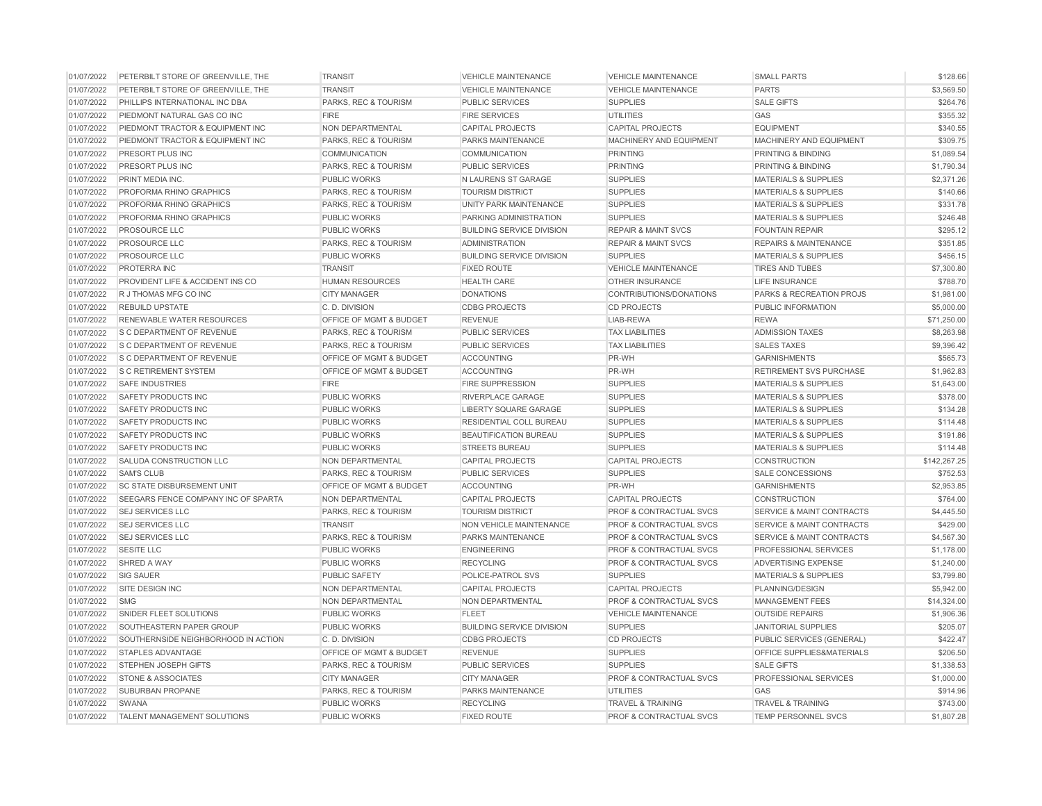| | | | | | | |
|---|---|---|---|---|---|---|
| 01/07/2022 | PETERBILT STORE OF GREENVILLE, THE | TRANSIT | VEHICLE MAINTENANCE | VEHICLE MAINTENANCE | SMALL PARTS | $128.66 |
| 01/07/2022 | PETERBILT STORE OF GREENVILLE, THE | TRANSIT | VEHICLE MAINTENANCE | VEHICLE MAINTENANCE | PARTS | $3,569.50 |
| 01/07/2022 | PHILLIPS INTERNATIONAL INC DBA | PARKS, REC & TOURISM | PUBLIC SERVICES | SUPPLIES | SALE GIFTS | $264.76 |
| 01/07/2022 | PIEDMONT NATURAL GAS CO INC | FIRE | FIRE SERVICES | UTILITIES | GAS | $355.32 |
| 01/07/2022 | PIEDMONT TRACTOR & EQUIPMENT INC | NON DEPARTMENTAL | CAPITAL PROJECTS | CAPITAL PROJECTS | EQUIPMENT | $340.55 |
| 01/07/2022 | PIEDMONT TRACTOR & EQUIPMENT INC | PARKS, REC & TOURISM | PARKS MAINTENANCE | MACHINERY AND EQUIPMENT | MACHINERY AND EQUIPMENT | $309.75 |
| 01/07/2022 | PRESORT PLUS INC | COMMUNICATION | COMMUNICATION | PRINTING | PRINTING & BINDING | $1,089.54 |
| 01/07/2022 | PRESORT PLUS INC | PARKS, REC & TOURISM | PUBLIC SERVICES | PRINTING | PRINTING & BINDING | $1,790.34 |
| 01/07/2022 | PRINT MEDIA INC. | PUBLIC WORKS | N LAURENS ST GARAGE | SUPPLIES | MATERIALS & SUPPLIES | $2,371.26 |
| 01/07/2022 | PROFORMA RHINO GRAPHICS | PARKS, REC & TOURISM | TOURISM DISTRICT | SUPPLIES | MATERIALS & SUPPLIES | $140.66 |
| 01/07/2022 | PROFORMA RHINO GRAPHICS | PARKS, REC & TOURISM | UNITY PARK MAINTENANCE | SUPPLIES | MATERIALS & SUPPLIES | $331.78 |
| 01/07/2022 | PROFORMA RHINO GRAPHICS | PUBLIC WORKS | PARKING ADMINISTRATION | SUPPLIES | MATERIALS & SUPPLIES | $246.48 |
| 01/07/2022 | PROSOURCE LLC | PUBLIC WORKS | BUILDING SERVICE DIVISION | REPAIR & MAINT SVCS | FOUNTAIN REPAIR | $295.12 |
| 01/07/2022 | PROSOURCE LLC | PARKS, REC & TOURISM | ADMINISTRATION | REPAIR & MAINT SVCS | REPAIRS & MAINTENANCE | $351.85 |
| 01/07/2022 | PROSOURCE LLC | PUBLIC WORKS | BUILDING SERVICE DIVISION | SUPPLIES | MATERIALS & SUPPLIES | $456.15 |
| 01/07/2022 | PROTERRA INC | TRANSIT | FIXED ROUTE | VEHICLE MAINTENANCE | TIRES AND TUBES | $7,300.80 |
| 01/07/2022 | PROVIDENT LIFE & ACCIDENT INS CO | HUMAN RESOURCES | HEALTH CARE | OTHER INSURANCE | LIFE INSURANCE | $788.70 |
| 01/07/2022 | R J THOMAS MFG CO INC | CITY MANAGER | DONATIONS | CONTRIBUTIONS/DONATIONS | PARKS & RECREATION PROJS | $1,981.00 |
| 01/07/2022 | REBUILD UPSTATE | C. D. DIVISION | CDBG PROJECTS | CD PROJECTS | PUBLIC INFORMATION | $5,000.00 |
| 01/07/2022 | RENEWABLE WATER RESOURCES | OFFICE OF MGMT & BUDGET | REVENUE | LIAB-REWA | REWA | $71,250.00 |
| 01/07/2022 | S C DEPARTMENT OF REVENUE | PARKS, REC & TOURISM | PUBLIC SERVICES | TAX LIABILITIES | ADMISSION TAXES | $8,263.98 |
| 01/07/2022 | S C DEPARTMENT OF REVENUE | PARKS, REC & TOURISM | PUBLIC SERVICES | TAX LIABILITIES | SALES TAXES | $9,396.42 |
| 01/07/2022 | S C DEPARTMENT OF REVENUE | OFFICE OF MGMT & BUDGET | ACCOUNTING | PR-WH | GARNISHMENTS | $565.73 |
| 01/07/2022 | S C RETIREMENT SYSTEM | OFFICE OF MGMT & BUDGET | ACCOUNTING | PR-WH | RETIREMENT SVS PURCHASE | $1,962.83 |
| 01/07/2022 | SAFE INDUSTRIES | FIRE | FIRE SUPPRESSION | SUPPLIES | MATERIALS & SUPPLIES | $1,643.00 |
| 01/07/2022 | SAFETY PRODUCTS INC | PUBLIC WORKS | RIVERPLACE GARAGE | SUPPLIES | MATERIALS & SUPPLIES | $378.00 |
| 01/07/2022 | SAFETY PRODUCTS INC | PUBLIC WORKS | LIBERTY SQUARE GARAGE | SUPPLIES | MATERIALS & SUPPLIES | $134.28 |
| 01/07/2022 | SAFETY PRODUCTS INC | PUBLIC WORKS | RESIDENTIAL COLL BUREAU | SUPPLIES | MATERIALS & SUPPLIES | $114.48 |
| 01/07/2022 | SAFETY PRODUCTS INC | PUBLIC WORKS | BEAUTIFICATION BUREAU | SUPPLIES | MATERIALS & SUPPLIES | $191.86 |
| 01/07/2022 | SAFETY PRODUCTS INC | PUBLIC WORKS | STREETS BUREAU | SUPPLIES | MATERIALS & SUPPLIES | $114.48 |
| 01/07/2022 | SALUDA CONSTRUCTION LLC | NON DEPARTMENTAL | CAPITAL PROJECTS | CAPITAL PROJECTS | CONSTRUCTION | $142,267.25 |
| 01/07/2022 | SAM'S CLUB | PARKS, REC & TOURISM | PUBLIC SERVICES | SUPPLIES | SALE CONCESSIONS | $752.53 |
| 01/07/2022 | SC STATE DISBURSEMENT UNIT | OFFICE OF MGMT & BUDGET | ACCOUNTING | PR-WH | GARNISHMENTS | $2,953.85 |
| 01/07/2022 | SEEGARS FENCE COMPANY INC OF SPARTA | NON DEPARTMENTAL | CAPITAL PROJECTS | CAPITAL PROJECTS | CONSTRUCTION | $764.00 |
| 01/07/2022 | SEJ SERVICES LLC | PARKS, REC & TOURISM | TOURISM DISTRICT | PROF & CONTRACTUAL SVCS | SERVICE & MAINT CONTRACTS | $4,445.50 |
| 01/07/2022 | SEJ SERVICES LLC | TRANSIT | NON VEHICLE MAINTENANCE | PROF & CONTRACTUAL SVCS | SERVICE & MAINT CONTRACTS | $429.00 |
| 01/07/2022 | SEJ SERVICES LLC | PARKS, REC & TOURISM | PARKS MAINTENANCE | PROF & CONTRACTUAL SVCS | SERVICE & MAINT CONTRACTS | $4,567.30 |
| 01/07/2022 | SESITE LLC | PUBLIC WORKS | ENGINEERING | PROF & CONTRACTUAL SVCS | PROFESSIONAL SERVICES | $1,178.00 |
| 01/07/2022 | SHRED A WAY | PUBLIC WORKS | RECYCLING | PROF & CONTRACTUAL SVCS | ADVERTISING EXPENSE | $1,240.00 |
| 01/07/2022 | SIG SAUER | PUBLIC SAFETY | POLICE-PATROL SVS | SUPPLIES | MATERIALS & SUPPLIES | $3,799.80 |
| 01/07/2022 | SITE DESIGN INC | NON DEPARTMENTAL | CAPITAL PROJECTS | CAPITAL PROJECTS | PLANNING/DESIGN | $5,942.00 |
| 01/07/2022 | SMG | NON DEPARTMENTAL | NON DEPARTMENTAL | PROF & CONTRACTUAL SVCS | MANAGEMENT FEES | $14,324.00 |
| 01/07/2022 | SNIDER FLEET SOLUTIONS | PUBLIC WORKS | FLEET | VEHICLE MAINTENANCE | OUTSIDE REPAIRS | $1,906.36 |
| 01/07/2022 | SOUTHEASTERN PAPER GROUP | PUBLIC WORKS | BUILDING SERVICE DIVISION | SUPPLIES | JANITORIAL SUPPLIES | $205.07 |
| 01/07/2022 | SOUTHERNSIDE NEIGHBORHOOD IN ACTION | C. D. DIVISION | CDBG PROJECTS | CD PROJECTS | PUBLIC SERVICES (GENERAL) | $422.47 |
| 01/07/2022 | STAPLES ADVANTAGE | OFFICE OF MGMT & BUDGET | REVENUE | SUPPLIES | OFFICE SUPPLIES&MATERIALS | $206.50 |
| 01/07/2022 | STEPHEN JOSEPH GIFTS | PARKS, REC & TOURISM | PUBLIC SERVICES | SUPPLIES | SALE GIFTS | $1,338.53 |
| 01/07/2022 | STONE & ASSOCIATES | CITY MANAGER | CITY MANAGER | PROF & CONTRACTUAL SVCS | PROFESSIONAL SERVICES | $1,000.00 |
| 01/07/2022 | SUBURBAN PROPANE | PARKS, REC & TOURISM | PARKS MAINTENANCE | UTILITIES | GAS | $914.96 |
| 01/07/2022 | SWANA | PUBLIC WORKS | RECYCLING | TRAVEL & TRAINING | TRAVEL & TRAINING | $743.00 |
| 01/07/2022 | TALENT MANAGEMENT SOLUTIONS | PUBLIC WORKS | FIXED ROUTE | PROF & CONTRACTUAL SVCS | TEMP PERSONNEL SVCS | $1,807.28 |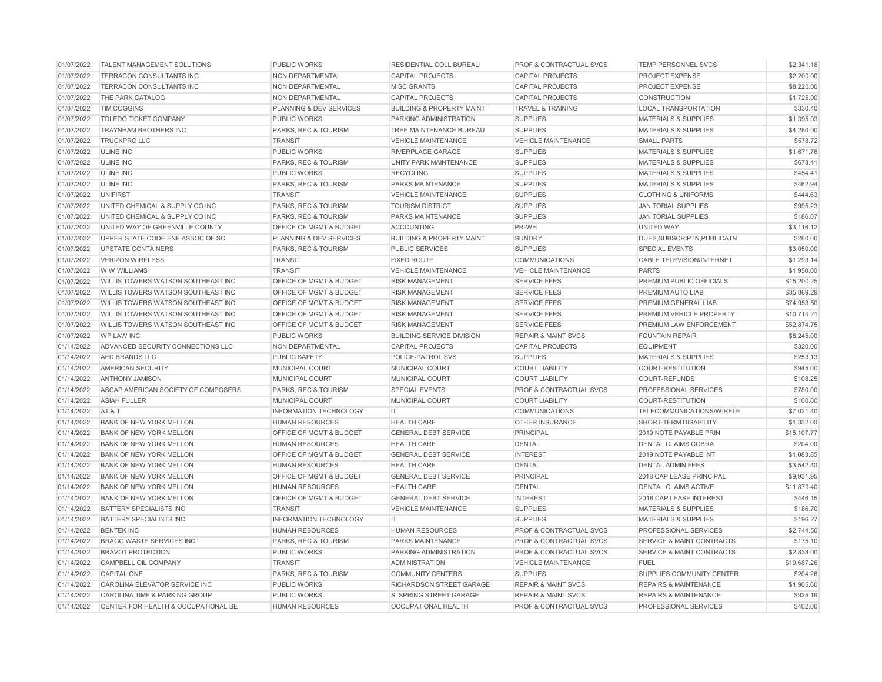| | | | | | | |
|---|---|---|---|---|---|---|
| 01/07/2022 | TALENT MANAGEMENT SOLUTIONS | PUBLIC WORKS | RESIDENTIAL COLL BUREAU | PROF & CONTRACTUAL SVCS | TEMP PERSONNEL SVCS | $2,341.18 |
| 01/07/2022 | TERRACON CONSULTANTS INC | NON DEPARTMENTAL | CAPITAL PROJECTS | CAPITAL PROJECTS | PROJECT EXPENSE | $2,200.00 |
| 01/07/2022 | TERRACON CONSULTANTS INC | NON DEPARTMENTAL | MISC GRANTS | CAPITAL PROJECTS | PROJECT EXPENSE | $8,220.00 |
| 01/07/2022 | THE PARK CATALOG | NON DEPARTMENTAL | CAPITAL PROJECTS | CAPITAL PROJECTS | CONSTRUCTION | $1,725.00 |
| 01/07/2022 | TIM COGGINS | PLANNING & DEV SERVICES | BUILDING & PROPERTY MAINT | TRAVEL & TRAINING | LOCAL TRANSPORTATION | $330.40 |
| 01/07/2022 | TOLEDO TICKET COMPANY | PUBLIC WORKS | PARKING ADMINISTRATION | SUPPLIES | MATERIALS & SUPPLIES | $1,395.03 |
| 01/07/2022 | TRAYNHAM BROTHERS INC | PARKS, REC & TOURISM | TREE MAINTENANCE BUREAU | SUPPLIES | MATERIALS & SUPPLIES | $4,280.00 |
| 01/07/2022 | TRUCKPRO LLC | TRANSIT | VEHICLE MAINTENANCE | VEHICLE MAINTENANCE | SMALL PARTS | $578.72 |
| 01/07/2022 | ULINE INC | PUBLIC WORKS | RIVERPLACE GARAGE | SUPPLIES | MATERIALS & SUPPLIES | $1,671.76 |
| 01/07/2022 | ULINE INC | PARKS, REC & TOURISM | UNITY PARK MAINTENANCE | SUPPLIES | MATERIALS & SUPPLIES | $673.41 |
| 01/07/2022 | ULINE INC | PUBLIC WORKS | RECYCLING | SUPPLIES | MATERIALS & SUPPLIES | $454.41 |
| 01/07/2022 | ULINE INC | PARKS, REC & TOURISM | PARKS MAINTENANCE | SUPPLIES | MATERIALS & SUPPLIES | $462.94 |
| 01/07/2022 | UNIFIRST | TRANSIT | VEHICLE MAINTENANCE | SUPPLIES | CLOTHING & UNIFORMS | $444.63 |
| 01/07/2022 | UNITED CHEMICAL & SUPPLY CO INC | PARKS, REC & TOURISM | TOURISM DISTRICT | SUPPLIES | JANITORIAL SUPPLIES | $995.23 |
| 01/07/2022 | UNITED CHEMICAL & SUPPLY CO INC | PARKS, REC & TOURISM | PARKS MAINTENANCE | SUPPLIES | JANITORIAL SUPPLIES | $186.07 |
| 01/07/2022 | UNITED WAY OF GREENVILLE COUNTY | OFFICE OF MGMT & BUDGET | ACCOUNTING | PR-WH | UNITED WAY | $3,116.12 |
| 01/07/2022 | UPPER STATE CODE ENF ASSOC OF SC | PLANNING & DEV SERVICES | BUILDING & PROPERTY MAINT | SUNDRY | DUES,SUBSCRIPTN,PUBLICATN | $280.00 |
| 01/07/2022 | UPSTATE CONTAINERS | PARKS, REC & TOURISM | PUBLIC SERVICES | SUPPLIES | SPECIAL EVENTS | $3,050.00 |
| 01/07/2022 | VERIZON WIRELESS | TRANSIT | FIXED ROUTE | COMMUNICATIONS | CABLE TELEVISION/INTERNET | $1,293.14 |
| 01/07/2022 | W W WILLIAMS | TRANSIT | VEHICLE MAINTENANCE | VEHICLE MAINTENANCE | PARTS | $1,950.00 |
| 01/07/2022 | WILLIS TOWERS WATSON SOUTHEAST INC | OFFICE OF MGMT & BUDGET | RISK MANAGEMENT | SERVICE FEES | PREMIUM PUBLIC OFFICIALS | $15,200.25 |
| 01/07/2022 | WILLIS TOWERS WATSON SOUTHEAST INC | OFFICE OF MGMT & BUDGET | RISK MANAGEMENT | SERVICE FEES | PREMIUM AUTO LIAB | $35,869.29 |
| 01/07/2022 | WILLIS TOWERS WATSON SOUTHEAST INC | OFFICE OF MGMT & BUDGET | RISK MANAGEMENT | SERVICE FEES | PREMIUM GENERAL LIAB | $74,953.50 |
| 01/07/2022 | WILLIS TOWERS WATSON SOUTHEAST INC | OFFICE OF MGMT & BUDGET | RISK MANAGEMENT | SERVICE FEES | PREMIUM VEHICLE PROPERTY | $10,714.21 |
| 01/07/2022 | WILLIS TOWERS WATSON SOUTHEAST INC | OFFICE OF MGMT & BUDGET | RISK MANAGEMENT | SERVICE FEES | PREMIUM LAW ENFORCEMENT | $52,874.75 |
| 01/07/2022 | WP LAW INC | PUBLIC WORKS | BUILDING SERVICE DIVISION | REPAIR & MAINT SVCS | FOUNTAIN REPAIR | $8,245.00 |
| 01/14/2022 | ADVANCED SECURITY CONNECTIONS LLC | NON DEPARTMENTAL | CAPITAL PROJECTS | CAPITAL PROJECTS | EQUIPMENT | $320.00 |
| 01/14/2022 | AED BRANDS LLC | PUBLIC SAFETY | POLICE-PATROL SVS | SUPPLIES | MATERIALS & SUPPLIES | $253.13 |
| 01/14/2022 | AMERICAN SECURITY | MUNICIPAL COURT | MUNICIPAL COURT | COURT LIABILITY | COURT-RESTITUTION | $945.00 |
| 01/14/2022 | ANTHONY JAMISON | MUNICIPAL COURT | MUNICIPAL COURT | COURT LIABILITY | COURT-REFUNDS | $108.25 |
| 01/14/2022 | ASCAP AMERICAN SOCIETY OF COMPOSERS | PARKS, REC & TOURISM | SPECIAL EVENTS | PROF & CONTRACTUAL SVCS | PROFESSIONAL SERVICES | $780.00 |
| 01/14/2022 | ASIAH FULLER | MUNICIPAL COURT | MUNICIPAL COURT | COURT LIABILITY | COURT-RESTITUTION | $100.00 |
| 01/14/2022 | AT & T | INFORMATION TECHNOLOGY | IT | COMMUNICATIONS | TELECOMMUNICATIONS/WIRELE | $7,021.40 |
| 01/14/2022 | BANK OF NEW YORK MELLON | HUMAN RESOURCES | HEALTH CARE | OTHER INSURANCE | SHORT-TERM DISABILITY | $1,332.00 |
| 01/14/2022 | BANK OF NEW YORK MELLON | OFFICE OF MGMT & BUDGET | GENERAL DEBT SERVICE | PRINCIPAL | 2019 NOTE PAYABLE PRIN | $15,107.77 |
| 01/14/2022 | BANK OF NEW YORK MELLON | HUMAN RESOURCES | HEALTH CARE | DENTAL | DENTAL CLAIMS COBRA | $204.00 |
| 01/14/2022 | BANK OF NEW YORK MELLON | OFFICE OF MGMT & BUDGET | GENERAL DEBT SERVICE | INTEREST | 2019 NOTE PAYABLE INT | $1,083.85 |
| 01/14/2022 | BANK OF NEW YORK MELLON | HUMAN RESOURCES | HEALTH CARE | DENTAL | DENTAL ADMIN FEES | $3,542.40 |
| 01/14/2022 | BANK OF NEW YORK MELLON | OFFICE OF MGMT & BUDGET | GENERAL DEBT SERVICE | PRINCIPAL | 2018 CAP LEASE PRINCIPAL | $9,931.95 |
| 01/14/2022 | BANK OF NEW YORK MELLON | HUMAN RESOURCES | HEALTH CARE | DENTAL | DENTAL CLAIMS ACTIVE | $11,879.40 |
| 01/14/2022 | BANK OF NEW YORK MELLON | OFFICE OF MGMT & BUDGET | GENERAL DEBT SERVICE | INTEREST | 2018 CAP LEASE INTEREST | $446.15 |
| 01/14/2022 | BATTERY SPECIALISTS INC | TRANSIT | VEHICLE MAINTENANCE | SUPPLIES | MATERIALS & SUPPLIES | $186.70 |
| 01/14/2022 | BATTERY SPECIALISTS INC | INFORMATION TECHNOLOGY | IT | SUPPLIES | MATERIALS & SUPPLIES | $196.27 |
| 01/14/2022 | BENTEK INC | HUMAN RESOURCES | HUMAN RESOURCES | PROF & CONTRACTUAL SVCS | PROFESSIONAL SERVICES | $2,744.50 |
| 01/14/2022 | BRAGG WASTE SERVICES INC | PARKS, REC & TOURISM | PARKS MAINTENANCE | PROF & CONTRACTUAL SVCS | SERVICE & MAINT CONTRACTS | $175.10 |
| 01/14/2022 | BRAVO1 PROTECTION | PUBLIC WORKS | PARKING ADMINISTRATION | PROF & CONTRACTUAL SVCS | SERVICE & MAINT CONTRACTS | $2,838.00 |
| 01/14/2022 | CAMPBELL OIL COMPANY | TRANSIT | ADMINISTRATION | VEHICLE MAINTENANCE | FUEL | $19,687.26 |
| 01/14/2022 | CAPITAL ONE | PARKS, REC & TOURISM | COMMUNITY CENTERS | SUPPLIES | SUPPLIES COMMUNITY CENTER | $204.26 |
| 01/14/2022 | CAROLINA ELEVATOR SERVICE INC | PUBLIC WORKS | RICHARDSON STREET GARAGE | REPAIR & MAINT SVCS | REPAIRS & MAINTENANCE | $1,905.60 |
| 01/14/2022 | CAROLINA TIME & PARKING GROUP | PUBLIC WORKS | S. SPRING STREET GARAGE | REPAIR & MAINT SVCS | REPAIRS & MAINTENANCE | $925.19 |
| 01/14/2022 | CENTER FOR HEALTH & OCCUPATIONAL SE | HUMAN RESOURCES | OCCUPATIONAL HEALTH | PROF & CONTRACTUAL SVCS | PROFESSIONAL SERVICES | $402.00 |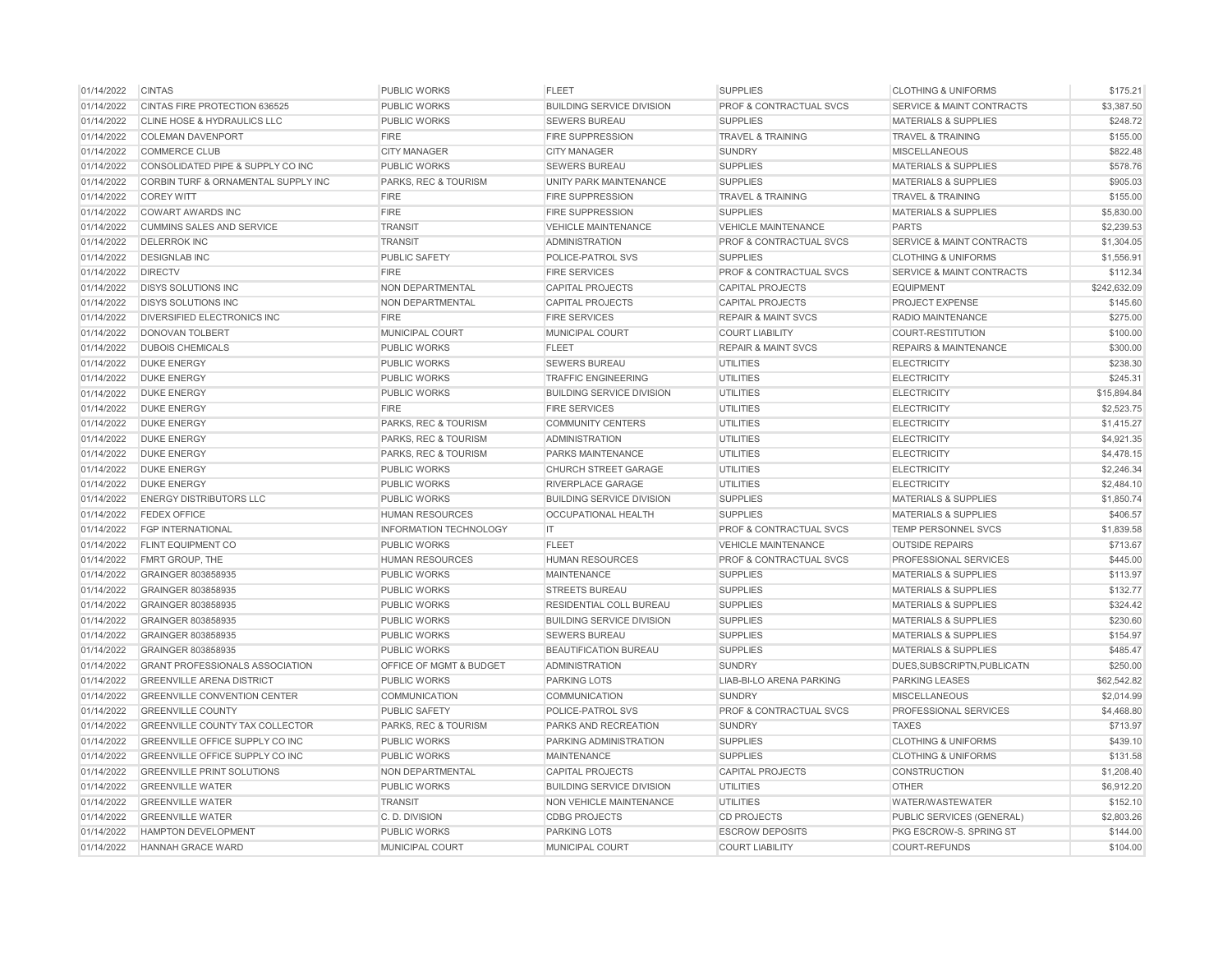| | | | | | | |
|---|---|---|---|---|---|---|
| 01/14/2022 | CINTAS | PUBLIC WORKS | FLEET | SUPPLIES | CLOTHING & UNIFORMS | $175.21 |
| 01/14/2022 | CINTAS FIRE PROTECTION 636525 | PUBLIC WORKS | BUILDING SERVICE DIVISION | PROF & CONTRACTUAL SVCS | SERVICE & MAINT CONTRACTS | $3,387.50 |
| 01/14/2022 | CLINE HOSE & HYDRAULICS LLC | PUBLIC WORKS | SEWERS BUREAU | SUPPLIES | MATERIALS & SUPPLIES | $248.72 |
| 01/14/2022 | COLEMAN DAVENPORT | FIRE | FIRE SUPPRESSION | TRAVEL & TRAINING | TRAVEL & TRAINING | $155.00 |
| 01/14/2022 | COMMERCE CLUB | CITY MANAGER | CITY MANAGER | SUNDRY | MISCELLANEOUS | $822.48 |
| 01/14/2022 | CONSOLIDATED PIPE & SUPPLY CO INC | PUBLIC WORKS | SEWERS BUREAU | SUPPLIES | MATERIALS & SUPPLIES | $578.76 |
| 01/14/2022 | CORBIN TURF & ORNAMENTAL SUPPLY INC | PARKS, REC & TOURISM | UNITY PARK MAINTENANCE | SUPPLIES | MATERIALS & SUPPLIES | $905.03 |
| 01/14/2022 | COREY WITT | FIRE | FIRE SUPPRESSION | TRAVEL & TRAINING | TRAVEL & TRAINING | $155.00 |
| 01/14/2022 | COWART AWARDS INC | FIRE | FIRE SUPPRESSION | SUPPLIES | MATERIALS & SUPPLIES | $5,830.00 |
| 01/14/2022 | CUMMINS SALES AND SERVICE | TRANSIT | VEHICLE MAINTENANCE | VEHICLE MAINTENANCE | PARTS | $2,239.53 |
| 01/14/2022 | DELERROK INC | TRANSIT | ADMINISTRATION | PROF & CONTRACTUAL SVCS | SERVICE & MAINT CONTRACTS | $1,304.05 |
| 01/14/2022 | DESIGNLAB INC | PUBLIC SAFETY | POLICE-PATROL SVS | SUPPLIES | CLOTHING & UNIFORMS | $1,556.91 |
| 01/14/2022 | DIRECTV | FIRE | FIRE SERVICES | PROF & CONTRACTUAL SVCS | SERVICE & MAINT CONTRACTS | $112.34 |
| 01/14/2022 | DISYS SOLUTIONS INC | NON DEPARTMENTAL | CAPITAL PROJECTS | CAPITAL PROJECTS | EQUIPMENT | $242,632.09 |
| 01/14/2022 | DISYS SOLUTIONS INC | NON DEPARTMENTAL | CAPITAL PROJECTS | CAPITAL PROJECTS | PROJECT EXPENSE | $145.60 |
| 01/14/2022 | DIVERSIFIED ELECTRONICS INC | FIRE | FIRE SERVICES | REPAIR & MAINT SVCS | RADIO MAINTENANCE | $275.00 |
| 01/14/2022 | DONOVAN TOLBERT | MUNICIPAL COURT | MUNICIPAL COURT | COURT LIABILITY | COURT-RESTITUTION | $100.00 |
| 01/14/2022 | DUBOIS CHEMICALS | PUBLIC WORKS | FLEET | REPAIR & MAINT SVCS | REPAIRS & MAINTENANCE | $300.00 |
| 01/14/2022 | DUKE ENERGY | PUBLIC WORKS | SEWERS BUREAU | UTILITIES | ELECTRICITY | $238.30 |
| 01/14/2022 | DUKE ENERGY | PUBLIC WORKS | TRAFFIC ENGINEERING | UTILITIES | ELECTRICITY | $245.31 |
| 01/14/2022 | DUKE ENERGY | PUBLIC WORKS | BUILDING SERVICE DIVISION | UTILITIES | ELECTRICITY | $15,894.84 |
| 01/14/2022 | DUKE ENERGY | FIRE | FIRE SERVICES | UTILITIES | ELECTRICITY | $2,523.75 |
| 01/14/2022 | DUKE ENERGY | PARKS, REC & TOURISM | COMMUNITY CENTERS | UTILITIES | ELECTRICITY | $1,415.27 |
| 01/14/2022 | DUKE ENERGY | PARKS, REC & TOURISM | ADMINISTRATION | UTILITIES | ELECTRICITY | $4,921.35 |
| 01/14/2022 | DUKE ENERGY | PARKS, REC & TOURISM | PARKS MAINTENANCE | UTILITIES | ELECTRICITY | $4,478.15 |
| 01/14/2022 | DUKE ENERGY | PUBLIC WORKS | CHURCH STREET GARAGE | UTILITIES | ELECTRICITY | $2,246.34 |
| 01/14/2022 | DUKE ENERGY | PUBLIC WORKS | RIVERPLACE GARAGE | UTILITIES | ELECTRICITY | $2,484.10 |
| 01/14/2022 | ENERGY DISTRIBUTORS LLC | PUBLIC WORKS | BUILDING SERVICE DIVISION | SUPPLIES | MATERIALS & SUPPLIES | $1,850.74 |
| 01/14/2022 | FEDEX OFFICE | HUMAN RESOURCES | OCCUPATIONAL HEALTH | SUPPLIES | MATERIALS & SUPPLIES | $406.57 |
| 01/14/2022 | FGP INTERNATIONAL | INFORMATION TECHNOLOGY | IT | PROF & CONTRACTUAL SVCS | TEMP PERSONNEL SVCS | $1,839.58 |
| 01/14/2022 | FLINT EQUIPMENT CO | PUBLIC WORKS | FLEET | VEHICLE MAINTENANCE | OUTSIDE REPAIRS | $713.67 |
| 01/14/2022 | FMRT GROUP, THE | HUMAN RESOURCES | HUMAN RESOURCES | PROF & CONTRACTUAL SVCS | PROFESSIONAL SERVICES | $445.00 |
| 01/14/2022 | GRAINGER 803858935 | PUBLIC WORKS | MAINTENANCE | SUPPLIES | MATERIALS & SUPPLIES | $113.97 |
| 01/14/2022 | GRAINGER 803858935 | PUBLIC WORKS | STREETS BUREAU | SUPPLIES | MATERIALS & SUPPLIES | $132.77 |
| 01/14/2022 | GRAINGER 803858935 | PUBLIC WORKS | RESIDENTIAL COLL BUREAU | SUPPLIES | MATERIALS & SUPPLIES | $324.42 |
| 01/14/2022 | GRAINGER 803858935 | PUBLIC WORKS | BUILDING SERVICE DIVISION | SUPPLIES | MATERIALS & SUPPLIES | $230.60 |
| 01/14/2022 | GRAINGER 803858935 | PUBLIC WORKS | SEWERS BUREAU | SUPPLIES | MATERIALS & SUPPLIES | $154.97 |
| 01/14/2022 | GRAINGER 803858935 | PUBLIC WORKS | BEAUTIFICATION BUREAU | SUPPLIES | MATERIALS & SUPPLIES | $485.47 |
| 01/14/2022 | GRANT PROFESSIONALS ASSOCIATION | OFFICE OF MGMT & BUDGET | ADMINISTRATION | SUNDRY | DUES,SUBSCRIPTN,PUBLICATN | $250.00 |
| 01/14/2022 | GREENVILLE ARENA DISTRICT | PUBLIC WORKS | PARKING LOTS | LIAB-BI-LO ARENA PARKING | PARKING LEASES | $62,542.82 |
| 01/14/2022 | GREENVILLE CONVENTION CENTER | COMMUNICATION | COMMUNICATION | SUNDRY | MISCELLANEOUS | $2,014.99 |
| 01/14/2022 | GREENVILLE COUNTY | PUBLIC SAFETY | POLICE-PATROL SVS | PROF & CONTRACTUAL SVCS | PROFESSIONAL SERVICES | $4,468.80 |
| 01/14/2022 | GREENVILLE COUNTY TAX COLLECTOR | PARKS, REC & TOURISM | PARKS AND RECREATION | SUNDRY | TAXES | $713.97 |
| 01/14/2022 | GREENVILLE OFFICE SUPPLY CO INC | PUBLIC WORKS | PARKING ADMINISTRATION | SUPPLIES | CLOTHING & UNIFORMS | $439.10 |
| 01/14/2022 | GREENVILLE OFFICE SUPPLY CO INC | PUBLIC WORKS | MAINTENANCE | SUPPLIES | CLOTHING & UNIFORMS | $131.58 |
| 01/14/2022 | GREENVILLE PRINT SOLUTIONS | NON DEPARTMENTAL | CAPITAL PROJECTS | CAPITAL PROJECTS | CONSTRUCTION | $1,208.40 |
| 01/14/2022 | GREENVILLE WATER | PUBLIC WORKS | BUILDING SERVICE DIVISION | UTILITIES | OTHER | $6,912.20 |
| 01/14/2022 | GREENVILLE WATER | TRANSIT | NON VEHICLE MAINTENANCE | UTILITIES | WATER/WASTEWATER | $152.10 |
| 01/14/2022 | GREENVILLE WATER | C. D. DIVISION | CDBG PROJECTS | CD PROJECTS | PUBLIC SERVICES (GENERAL) | $2,803.26 |
| 01/14/2022 | HAMPTON DEVELOPMENT | PUBLIC WORKS | PARKING LOTS | ESCROW DEPOSITS | PKG ESCROW-S. SPRING ST | $144.00 |
| 01/14/2022 | HANNAH GRACE WARD | MUNICIPAL COURT | MUNICIPAL COURT | COURT LIABILITY | COURT-REFUNDS | $104.00 |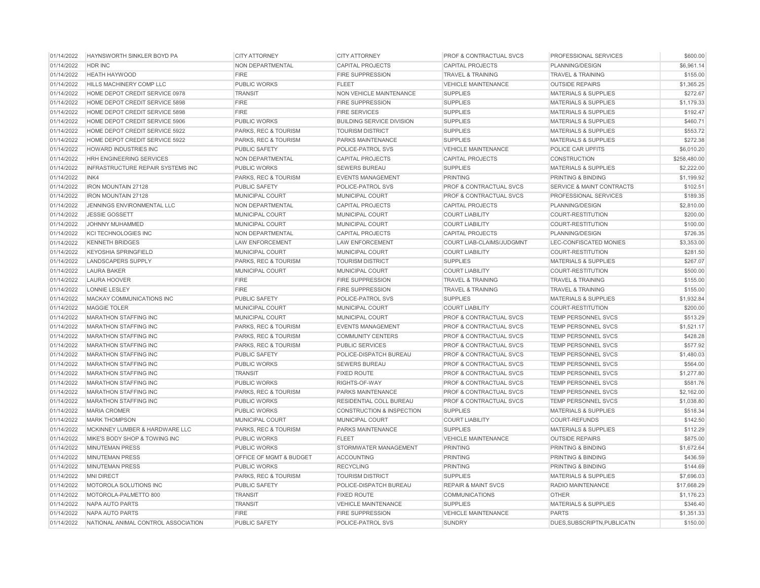| | | | | | | |
|---|---|---|---|---|---|---|
| 01/14/2022 | HAYNSWORTH SINKLER BOYD PA | CITY ATTORNEY | CITY ATTORNEY | PROF & CONTRACTUAL SVCS | PROFESSIONAL SERVICES | $600.00 |
| 01/14/2022 | HDR INC | NON DEPARTMENTAL | CAPITAL PROJECTS | CAPITAL PROJECTS | PLANNING/DESIGN | $6,961.14 |
| 01/14/2022 | HEATH HAYWOOD | FIRE | FIRE SUPPRESSION | TRAVEL & TRAINING | TRAVEL & TRAINING | $155.00 |
| 01/14/2022 | HILLS MACHINERY COMP LLC | PUBLIC WORKS | FLEET | VEHICLE MAINTENANCE | OUTSIDE REPAIRS | $1,365.25 |
| 01/14/2022 | HOME DEPOT CREDIT SERVICE 0978 | TRANSIT | NON VEHICLE MAINTENANCE | SUPPLIES | MATERIALS & SUPPLIES | $272.67 |
| 01/14/2022 | HOME DEPOT CREDIT SERVICE 5898 | FIRE | FIRE SUPPRESSION | SUPPLIES | MATERIALS & SUPPLIES | $1,179.33 |
| 01/14/2022 | HOME DEPOT CREDIT SERVICE 5898 | FIRE | FIRE SERVICES | SUPPLIES | MATERIALS & SUPPLIES | $192.47 |
| 01/14/2022 | HOME DEPOT CREDIT SERVICE 5906 | PUBLIC WORKS | BUILDING SERVICE DIVISION | SUPPLIES | MATERIALS & SUPPLIES | $460.71 |
| 01/14/2022 | HOME DEPOT CREDIT SERVICE 5922 | PARKS, REC & TOURISM | TOURISM DISTRICT | SUPPLIES | MATERIALS & SUPPLIES | $553.72 |
| 01/14/2022 | HOME DEPOT CREDIT SERVICE 5922 | PARKS, REC & TOURISM | PARKS MAINTENANCE | SUPPLIES | MATERIALS & SUPPLIES | $272.38 |
| 01/14/2022 | HOWARD INDUSTRIES INC | PUBLIC SAFETY | POLICE-PATROL SVS | VEHICLE MAINTENANCE | POLICE CAR UPFITS | $6,010.20 |
| 01/14/2022 | HRH ENGINEERING SERVICES | NON DEPARTMENTAL | CAPITAL PROJECTS | CAPITAL PROJECTS | CONSTRUCTION | $258,480.00 |
| 01/14/2022 | INFRASTRUCTURE REPAIR SYSTEMS INC | PUBLIC WORKS | SEWERS BUREAU | SUPPLIES | MATERIALS & SUPPLIES | $2,222.00 |
| 01/14/2022 | INK4 | PARKS, REC & TOURISM | EVENTS MANAGEMENT | PRINTING | PRINTING & BINDING | $1,199.92 |
| 01/14/2022 | IRON MOUNTAIN 27128 | PUBLIC SAFETY | POLICE-PATROL SVS | PROF & CONTRACTUAL SVCS | SERVICE & MAINT CONTRACTS | $102.51 |
| 01/14/2022 | IRON MOUNTAIN 27128 | MUNICIPAL COURT | MUNICIPAL COURT | PROF & CONTRACTUAL SVCS | PROFESSIONAL SERVICES | $189.35 |
| 01/14/2022 | JENNINGS ENVIRONMENTAL LLC | NON DEPARTMENTAL | CAPITAL PROJECTS | CAPITAL PROJECTS | PLANNING/DESIGN | $2,810.00 |
| 01/14/2022 | JESSIE GOSSETT | MUNICIPAL COURT | MUNICIPAL COURT | COURT LIABILITY | COURT-RESTITUTION | $200.00 |
| 01/14/2022 | JOHNNY MUHAMMED | MUNICIPAL COURT | MUNICIPAL COURT | COURT LIABILITY | COURT-RESTITUTION | $100.00 |
| 01/14/2022 | KCI TECHNOLOGIES INC | NON DEPARTMENTAL | CAPITAL PROJECTS | CAPITAL PROJECTS | PLANNING/DESIGN | $726.35 |
| 01/14/2022 | KENNETH BRIDGES | LAW ENFORCEMENT | LAW ENFORCEMENT | COURT LIAB-CLAIMS/JUDGMNT | LEC-CONFISCATED MONIES | $3,353.00 |
| 01/14/2022 | KEYOSHIA SPRINGFIELD | MUNICIPAL COURT | MUNICIPAL COURT | COURT LIABILITY | COURT-RESTITUTION | $281.50 |
| 01/14/2022 | LANDSCAPERS SUPPLY | PARKS, REC & TOURISM | TOURISM DISTRICT | SUPPLIES | MATERIALS & SUPPLIES | $267.07 |
| 01/14/2022 | LAURA BAKER | MUNICIPAL COURT | MUNICIPAL COURT | COURT LIABILITY | COURT-RESTITUTION | $500.00 |
| 01/14/2022 | LAURA HOOVER | FIRE | FIRE SUPPRESSION | TRAVEL & TRAINING | TRAVEL & TRAINING | $155.00 |
| 01/14/2022 | LONNIE LESLEY | FIRE | FIRE SUPPRESSION | TRAVEL & TRAINING | TRAVEL & TRAINING | $155.00 |
| 01/14/2022 | MACKAY COMMUNICATIONS INC | PUBLIC SAFETY | POLICE-PATROL SVS | SUPPLIES | MATERIALS & SUPPLIES | $1,932.84 |
| 01/14/2022 | MAGGIE TOLER | MUNICIPAL COURT | MUNICIPAL COURT | COURT LIABILITY | COURT-RESTITUTION | $200.00 |
| 01/14/2022 | MARATHON STAFFING INC | MUNICIPAL COURT | MUNICIPAL COURT | PROF & CONTRACTUAL SVCS | TEMP PERSONNEL SVCS | $513.29 |
| 01/14/2022 | MARATHON STAFFING INC | PARKS, REC & TOURISM | EVENTS MANAGEMENT | PROF & CONTRACTUAL SVCS | TEMP PERSONNEL SVCS | $1,521.17 |
| 01/14/2022 | MARATHON STAFFING INC | PARKS, REC & TOURISM | COMMUNITY CENTERS | PROF & CONTRACTUAL SVCS | TEMP PERSONNEL SVCS | $428.28 |
| 01/14/2022 | MARATHON STAFFING INC | PARKS, REC & TOURISM | PUBLIC SERVICES | PROF & CONTRACTUAL SVCS | TEMP PERSONNEL SVCS | $577.92 |
| 01/14/2022 | MARATHON STAFFING INC | PUBLIC SAFETY | POLICE-DISPATCH BUREAU | PROF & CONTRACTUAL SVCS | TEMP PERSONNEL SVCS | $1,480.03 |
| 01/14/2022 | MARATHON STAFFING INC | PUBLIC WORKS | SEWERS BUREAU | PROF & CONTRACTUAL SVCS | TEMP PERSONNEL SVCS | $564.00 |
| 01/14/2022 | MARATHON STAFFING INC | TRANSIT | FIXED ROUTE | PROF & CONTRACTUAL SVCS | TEMP PERSONNEL SVCS | $1,277.80 |
| 01/14/2022 | MARATHON STAFFING INC | PUBLIC WORKS | RIGHTS-OF-WAY | PROF & CONTRACTUAL SVCS | TEMP PERSONNEL SVCS | $581.76 |
| 01/14/2022 | MARATHON STAFFING INC | PARKS, REC & TOURISM | PARKS MAINTENANCE | PROF & CONTRACTUAL SVCS | TEMP PERSONNEL SVCS | $2,162.00 |
| 01/14/2022 | MARATHON STAFFING INC | PUBLIC WORKS | RESIDENTIAL COLL BUREAU | PROF & CONTRACTUAL SVCS | TEMP PERSONNEL SVCS | $1,038.80 |
| 01/14/2022 | MARIA CROMER | PUBLIC WORKS | CONSTRUCTION & INSPECTION | SUPPLIES | MATERIALS & SUPPLIES | $518.34 |
| 01/14/2022 | MARK THOMPSON | MUNICIPAL COURT | MUNICIPAL COURT | COURT LIABILITY | COURT-REFUNDS | $142.50 |
| 01/14/2022 | MCKINNEY LUMBER & HARDWARE LLC | PARKS, REC & TOURISM | PARKS MAINTENANCE | SUPPLIES | MATERIALS & SUPPLIES | $112.29 |
| 01/14/2022 | MIKE'S BODY SHOP & TOWING INC | PUBLIC WORKS | FLEET | VEHICLE MAINTENANCE | OUTSIDE REPAIRS | $875.00 |
| 01/14/2022 | MINUTEMAN PRESS | PUBLIC WORKS | STORMWATER MANAGEMENT | PRINTING | PRINTING & BINDING | $1,672.64 |
| 01/14/2022 | MINUTEMAN PRESS | OFFICE OF MGMT & BUDGET | ACCOUNTING | PRINTING | PRINTING & BINDING | $436.59 |
| 01/14/2022 | MINUTEMAN PRESS | PUBLIC WORKS | RECYCLING | PRINTING | PRINTING & BINDING | $144.69 |
| 01/14/2022 | MNI DIRECT | PARKS, REC & TOURISM | TOURISM DISTRICT | SUPPLIES | MATERIALS & SUPPLIES | $7,696.03 |
| 01/14/2022 | MOTOROLA SOLUTIONS INC | PUBLIC SAFETY | POLICE-DISPATCH BUREAU | REPAIR & MAINT SVCS | RADIO MAINTENANCE | $17,668.29 |
| 01/14/2022 | MOTOROLA-PALMETTO 800 | TRANSIT | FIXED ROUTE | COMMUNICATIONS | OTHER | $1,176.23 |
| 01/14/2022 | NAPA AUTO PARTS | TRANSIT | VEHICLE MAINTENANCE | SUPPLIES | MATERIALS & SUPPLIES | $346.40 |
| 01/14/2022 | NAPA AUTO PARTS | FIRE | FIRE SUPPRESSION | VEHICLE MAINTENANCE | PARTS | $1,351.33 |
| 01/14/2022 | NATIONAL ANIMAL CONTROL ASSOCIATION | PUBLIC SAFETY | POLICE-PATROL SVS | SUNDRY | DUES,SUBSCRIPTN,PUBLICATN | $150.00 |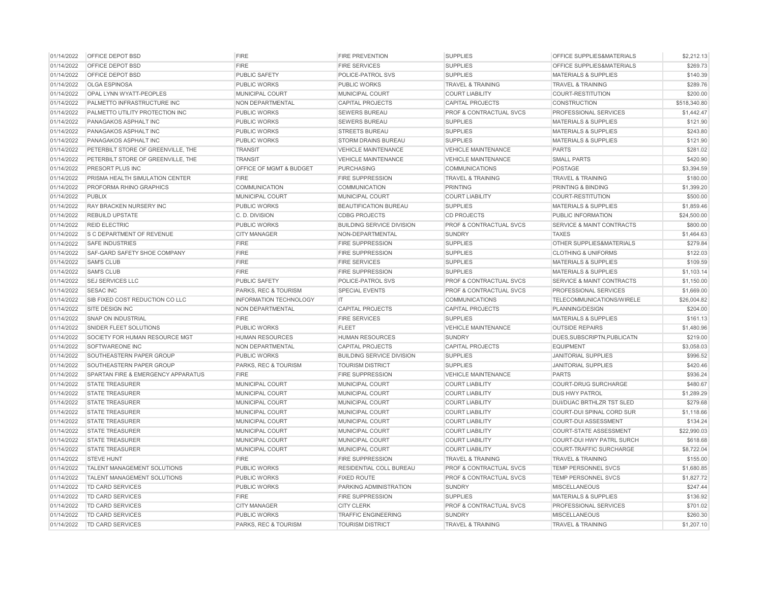| | | | | | | |
|---|---|---|---|---|---|---|
| 01/14/2022 | OFFICE DEPOT BSD | FIRE | FIRE PREVENTION | SUPPLIES | OFFICE SUPPLIES&MATERIALS | $2,212.13 |
| 01/14/2022 | OFFICE DEPOT BSD | FIRE | FIRE SERVICES | SUPPLIES | OFFICE SUPPLIES&MATERIALS | $269.73 |
| 01/14/2022 | OFFICE DEPOT BSD | PUBLIC SAFETY | POLICE-PATROL SVS | SUPPLIES | MATERIALS & SUPPLIES | $140.39 |
| 01/14/2022 | OLGA ESPINOSA | PUBLIC WORKS | PUBLIC WORKS | TRAVEL & TRAINING | TRAVEL & TRAINING | $289.76 |
| 01/14/2022 | OPAL LYNN WYATT-PEOPLES | MUNICIPAL COURT | MUNICIPAL COURT | COURT LIABILITY | COURT-RESTITUTION | $200.00 |
| 01/14/2022 | PALMETTO INFRASTRUCTURE INC | NON DEPARTMENTAL | CAPITAL PROJECTS | CAPITAL PROJECTS | CONSTRUCTION | $518,340.80 |
| 01/14/2022 | PALMETTO UTILITY PROTECTION INC | PUBLIC WORKS | SEWERS BUREAU | PROF & CONTRACTUAL SVCS | PROFESSIONAL SERVICES | $1,442.47 |
| 01/14/2022 | PANAGAKOS ASPHALT INC | PUBLIC WORKS | SEWERS BUREAU | SUPPLIES | MATERIALS & SUPPLIES | $121.90 |
| 01/14/2022 | PANAGAKOS ASPHALT INC | PUBLIC WORKS | STREETS BUREAU | SUPPLIES | MATERIALS & SUPPLIES | $243.80 |
| 01/14/2022 | PANAGAKOS ASPHALT INC | PUBLIC WORKS | STORM DRAINS BUREAU | SUPPLIES | MATERIALS & SUPPLIES | $121.90 |
| 01/14/2022 | PETERBILT STORE OF GREENVILLE, THE | TRANSIT | VEHICLE MAINTENANCE | VEHICLE MAINTENANCE | PARTS | $281.02 |
| 01/14/2022 | PETERBILT STORE OF GREENVILLE, THE | TRANSIT | VEHICLE MAINTENANCE | VEHICLE MAINTENANCE | SMALL PARTS | $420.90 |
| 01/14/2022 | PRESORT PLUS INC | OFFICE OF MGMT & BUDGET | PURCHASING | COMMUNICATIONS | POSTAGE | $3,394.59 |
| 01/14/2022 | PRISMA HEALTH SIMULATION CENTER | FIRE | FIRE SUPPRESSION | TRAVEL & TRAINING | TRAVEL & TRAINING | $180.00 |
| 01/14/2022 | PROFORMA RHINO GRAPHICS | COMMUNICATION | COMMUNICATION | PRINTING | PRINTING & BINDING | $1,399.20 |
| 01/14/2022 | PUBLIX | MUNICIPAL COURT | MUNICIPAL COURT | COURT LIABILITY | COURT-RESTITUTION | $500.00 |
| 01/14/2022 | RAY BRACKEN NURSERY INC | PUBLIC WORKS | BEAUTIFICATION BUREAU | SUPPLIES | MATERIALS & SUPPLIES | $1,859.46 |
| 01/14/2022 | REBUILD UPSTATE | C. D. DIVISION | CDBG PROJECTS | CD PROJECTS | PUBLIC INFORMATION | $24,500.00 |
| 01/14/2022 | REID ELECTRIC | PUBLIC WORKS | BUILDING SERVICE DIVISION | PROF & CONTRACTUAL SVCS | SERVICE & MAINT CONTRACTS | $800.00 |
| 01/14/2022 | S C DEPARTMENT OF REVENUE | CITY MANAGER | NON-DEPARTMENTAL | SUNDRY | TAXES | $1,464.63 |
| 01/14/2022 | SAFE INDUSTRIES | FIRE | FIRE SUPPRESSION | SUPPLIES | OTHER SUPPLIES&MATERIALS | $279.84 |
| 01/14/2022 | SAF-GARD SAFETY SHOE COMPANY | FIRE | FIRE SUPPRESSION | SUPPLIES | CLOTHING & UNIFORMS | $122.03 |
| 01/14/2022 | SAM'S CLUB | FIRE | FIRE SERVICES | SUPPLIES | MATERIALS & SUPPLIES | $109.59 |
| 01/14/2022 | SAM'S CLUB | FIRE | FIRE SUPPRESSION | SUPPLIES | MATERIALS & SUPPLIES | $1,103.14 |
| 01/14/2022 | SEJ SERVICES LLC | PUBLIC SAFETY | POLICE-PATROL SVS | PROF & CONTRACTUAL SVCS | SERVICE & MAINT CONTRACTS | $1,150.00 |
| 01/14/2022 | SESAC INC | PARKS, REC & TOURISM | SPECIAL EVENTS | PROF & CONTRACTUAL SVCS | PROFESSIONAL SERVICES | $1,669.00 |
| 01/14/2022 | SIB FIXED COST REDUCTION CO LLC | INFORMATION TECHNOLOGY | IT | COMMUNICATIONS | TELECOMMUNICATIONS/WIRELE | $26,004.82 |
| 01/14/2022 | SITE DESIGN INC | NON DEPARTMENTAL | CAPITAL PROJECTS | CAPITAL PROJECTS | PLANNING/DESIGN | $204.00 |
| 01/14/2022 | SNAP ON INDUSTRIAL | FIRE | FIRE SERVICES | SUPPLIES | MATERIALS & SUPPLIES | $161.13 |
| 01/14/2022 | SNIDER FLEET SOLUTIONS | PUBLIC WORKS | FLEET | VEHICLE MAINTENANCE | OUTSIDE REPAIRS | $1,480.96 |
| 01/14/2022 | SOCIETY FOR HUMAN RESOURCE MGT | HUMAN RESOURCES | HUMAN RESOURCES | SUNDRY | DUES,SUBSCRIPTN,PUBLICATN | $219.00 |
| 01/14/2022 | SOFTWAREONE INC | NON DEPARTMENTAL | CAPITAL PROJECTS | CAPITAL PROJECTS | EQUIPMENT | $3,058.03 |
| 01/14/2022 | SOUTHEASTERN PAPER GROUP | PUBLIC WORKS | BUILDING SERVICE DIVISION | SUPPLIES | JANITORIAL SUPPLIES | $996.52 |
| 01/14/2022 | SOUTHEASTERN PAPER GROUP | PARKS, REC & TOURISM | TOURISM DISTRICT | SUPPLIES | JANITORIAL SUPPLIES | $420.46 |
| 01/14/2022 | SPARTAN FIRE & EMERGENCY APPARATUS | FIRE | FIRE SUPPRESSION | VEHICLE MAINTENANCE | PARTS | $936.24 |
| 01/14/2022 | STATE TREASURER | MUNICIPAL COURT | MUNICIPAL COURT | COURT LIABILITY | COURT-DRUG SURCHARGE | $480.67 |
| 01/14/2022 | STATE TREASURER | MUNICIPAL COURT | MUNICIPAL COURT | COURT LIABILITY | DUS HWY PATROL | $1,289.29 |
| 01/14/2022 | STATE TREASURER | MUNICIPAL COURT | MUNICIPAL COURT | COURT LIABILITY | DUI/DUAC BRTHLZR TST SLED | $279.68 |
| 01/14/2022 | STATE TREASURER | MUNICIPAL COURT | MUNICIPAL COURT | COURT LIABILITY | COURT-DUI SPINAL CORD SUR | $1,118.66 |
| 01/14/2022 | STATE TREASURER | MUNICIPAL COURT | MUNICIPAL COURT | COURT LIABILITY | COURT-DUI ASSESSMENT | $134.24 |
| 01/14/2022 | STATE TREASURER | MUNICIPAL COURT | MUNICIPAL COURT | COURT LIABILITY | COURT-STATE ASSESSMENT | $22,990.03 |
| 01/14/2022 | STATE TREASURER | MUNICIPAL COURT | MUNICIPAL COURT | COURT LIABILITY | COURT-DUI HWY PATRL SURCH | $618.68 |
| 01/14/2022 | STATE TREASURER | MUNICIPAL COURT | MUNICIPAL COURT | COURT LIABILITY | COURT-TRAFFIC SURCHARGE | $8,722.04 |
| 01/14/2022 | STEVE HUNT | FIRE | FIRE SUPPRESSION | TRAVEL & TRAINING | TRAVEL & TRAINING | $155.00 |
| 01/14/2022 | TALENT MANAGEMENT SOLUTIONS | PUBLIC WORKS | RESIDENTIAL COLL BUREAU | PROF & CONTRACTUAL SVCS | TEMP PERSONNEL SVCS | $1,680.85 |
| 01/14/2022 | TALENT MANAGEMENT SOLUTIONS | PUBLIC WORKS | FIXED ROUTE | PROF & CONTRACTUAL SVCS | TEMP PERSONNEL SVCS | $1,827.72 |
| 01/14/2022 | TD CARD SERVICES | PUBLIC WORKS | PARKING ADMINISTRATION | SUNDRY | MISCELLANEOUS | $247.44 |
| 01/14/2022 | TD CARD SERVICES | FIRE | FIRE SUPPRESSION | SUPPLIES | MATERIALS & SUPPLIES | $136.92 |
| 01/14/2022 | TD CARD SERVICES | CITY MANAGER | CITY CLERK | PROF & CONTRACTUAL SVCS | PROFESSIONAL SERVICES | $701.02 |
| 01/14/2022 | TD CARD SERVICES | PUBLIC WORKS | TRAFFIC ENGINEERING | SUNDRY | MISCELLANEOUS | $260.30 |
| 01/14/2022 | TD CARD SERVICES | PARKS, REC & TOURISM | TOURISM DISTRICT | TRAVEL & TRAINING | TRAVEL & TRAINING | $1,207.10 |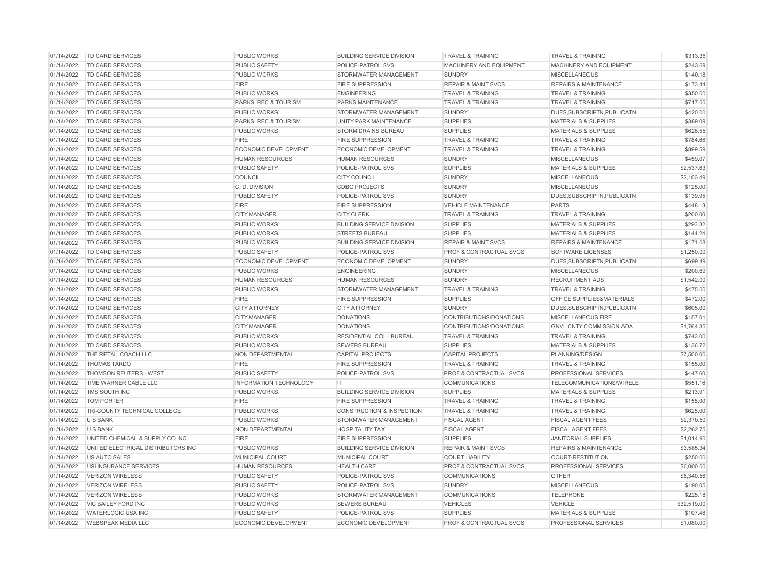| | | | | | | |
|---|---|---|---|---|---|---|
| 01/14/2022 | TD CARD SERVICES | PUBLIC WORKS | BUILDING SERVICE DIVISION | TRAVEL & TRAINING | TRAVEL & TRAINING | $313.36 |
| 01/14/2022 | TD CARD SERVICES | PUBLIC SAFETY | POLICE-PATROL SVS | MACHINERY AND EQUIPMENT | MACHINERY AND EQUIPMENT | $243.69 |
| 01/14/2022 | TD CARD SERVICES | PUBLIC WORKS | STORMWATER MANAGEMENT | SUNDRY | MISCELLANEOUS | $140.18 |
| 01/14/2022 | TD CARD SERVICES | FIRE | FIRE SUPPRESSION | REPAIR & MAINT SVCS | REPAIRS & MAINTENANCE | $173.44 |
| 01/14/2022 | TD CARD SERVICES | PUBLIC WORKS | ENGINEERING | TRAVEL & TRAINING | TRAVEL & TRAINING | $350.00 |
| 01/14/2022 | TD CARD SERVICES | PARKS, REC & TOURISM | PARKS MAINTENANCE | TRAVEL & TRAINING | TRAVEL & TRAINING | $717.00 |
| 01/14/2022 | TD CARD SERVICES | PUBLIC WORKS | STORMWATER MANAGEMENT | SUNDRY | DUES,SUBSCRIPTN,PUBLICATN | $420.00 |
| 01/14/2022 | TD CARD SERVICES | PARKS, REC & TOURISM | UNITY PARK MAINTENANCE | SUPPLIES | MATERIALS & SUPPLIES | $389.09 |
| 01/14/2022 | TD CARD SERVICES | PUBLIC WORKS | STORM DRAINS BUREAU | SUPPLIES | MATERIALS & SUPPLIES | $626.55 |
| 01/14/2022 | TD CARD SERVICES | FIRE | FIRE SUPPRESSION | TRAVEL & TRAINING | TRAVEL & TRAINING | $784.66 |
| 01/14/2022 | TD CARD SERVICES | ECONOMIC DEVELOPMENT | ECONOMIC DEVELOPMENT | TRAVEL & TRAINING | TRAVEL & TRAINING | $899.59 |
| 01/14/2022 | TD CARD SERVICES | HUMAN RESOURCES | HUMAN RESOURCES | SUNDRY | MISCELLANEOUS | $459.07 |
| 01/14/2022 | TD CARD SERVICES | PUBLIC SAFETY | POLICE-PATROL SVS | SUPPLIES | MATERIALS & SUPPLIES | $2,537.63 |
| 01/14/2022 | TD CARD SERVICES | COUNCIL | CITY COUNCIL | SUNDRY | MISCELLANEOUS | $2,103.49 |
| 01/14/2022 | TD CARD SERVICES | C. D. DIVISION | CDBG PROJECTS | SUNDRY | MISCELLANEOUS | $125.00 |
| 01/14/2022 | TD CARD SERVICES | PUBLIC SAFETY | POLICE-PATROL SVS | SUNDRY | DUES,SUBSCRIPTN,PUBLICATN | $139.95 |
| 01/14/2022 | TD CARD SERVICES | FIRE | FIRE SUPPRESSION | VEHICLE MAINTENANCE | PARTS | $448.13 |
| 01/14/2022 | TD CARD SERVICES | CITY MANAGER | CITY CLERK | TRAVEL & TRAINING | TRAVEL & TRAINING | $200.00 |
| 01/14/2022 | TD CARD SERVICES | PUBLIC WORKS | BUILDING SERVICE DIVISION | SUPPLIES | MATERIALS & SUPPLIES | $293.32 |
| 01/14/2022 | TD CARD SERVICES | PUBLIC WORKS | STREETS BUREAU | SUPPLIES | MATERIALS & SUPPLIES | $144.24 |
| 01/14/2022 | TD CARD SERVICES | PUBLIC WORKS | BUILDING SERVICE DIVISION | REPAIR & MAINT SVCS | REPAIRS & MAINTENANCE | $171.08 |
| 01/14/2022 | TD CARD SERVICES | PUBLIC SAFETY | POLICE-PATROL SVS | PROF & CONTRACTUAL SVCS | SOFTWARE LICENSES | $1,250.00 |
| 01/14/2022 | TD CARD SERVICES | ECONOMIC DEVELOPMENT | ECONOMIC DEVELOPMENT | SUNDRY | DUES,SUBSCRIPTN,PUBLICATN | $699.49 |
| 01/14/2022 | TD CARD SERVICES | PUBLIC WORKS | ENGINEERING | SUNDRY | MISCELLANEOUS | $200.69 |
| 01/14/2022 | TD CARD SERVICES | HUMAN RESOURCES | HUMAN RESOURCES | SUNDRY | RECRUITMENT ADS | $1,542.00 |
| 01/14/2022 | TD CARD SERVICES | PUBLIC WORKS | STORMWATER MANAGEMENT | TRAVEL & TRAINING | TRAVEL & TRAINING | $475.00 |
| 01/14/2022 | TD CARD SERVICES | FIRE | FIRE SUPPRESSION | SUPPLIES | OFFICE SUPPLIES&MATERIALS | $472.00 |
| 01/14/2022 | TD CARD SERVICES | CITY ATTORNEY | CITY ATTORNEY | SUNDRY | DUES,SUBSCRIPTN,PUBLICATN | $605.00 |
| 01/14/2022 | TD CARD SERVICES | CITY MANAGER | DONATIONS | CONTRIBUTIONS/DONATIONS | MISCELLANEOUS FIRE | $157.01 |
| 01/14/2022 | TD CARD SERVICES | CITY MANAGER | DONATIONS | CONTRIBUTIONS/DONATIONS | GNVL CNTY COMMISSION ADA | $1,764.85 |
| 01/14/2022 | TD CARD SERVICES | PUBLIC WORKS | RESIDENTIAL COLL BUREAU | TRAVEL & TRAINING | TRAVEL & TRAINING | $743.00 |
| 01/14/2022 | TD CARD SERVICES | PUBLIC WORKS | SEWERS BUREAU | SUPPLIES | MATERIALS & SUPPLIES | $136.72 |
| 01/14/2022 | THE RETAIL COACH LLC | NON DEPARTMENTAL | CAPITAL PROJECTS | CAPITAL PROJECTS | PLANNING/DESIGN | $7,500.00 |
| 01/14/2022 | THOMAS TARDO | FIRE | FIRE SUPPRESSION | TRAVEL & TRAINING | TRAVEL & TRAINING | $155.00 |
| 01/14/2022 | THOMSON REUTERS - WEST | PUBLIC SAFETY | POLICE-PATROL SVS | PROF & CONTRACTUAL SVCS | PROFESSIONAL SERVICES | $447.60 |
| 01/14/2022 | TIME WARNER CABLE LLC | INFORMATION TECHNOLOGY | IT | COMMUNICATIONS | TELECOMMUNICATIONS/WIRELE | $551.16 |
| 01/14/2022 | TMS SOUTH INC | PUBLIC WORKS | BUILDING SERVICE DIVISION | SUPPLIES | MATERIALS & SUPPLIES | $213.91 |
| 01/14/2022 | TOM PORTER | FIRE | FIRE SUPPRESSION | TRAVEL & TRAINING | TRAVEL & TRAINING | $155.00 |
| 01/14/2022 | TRI-COUNTY TECHNICAL COLLEGE | PUBLIC WORKS | CONSTRUCTION & INSPECTION | TRAVEL & TRAINING | TRAVEL & TRAINING | $625.00 |
| 01/14/2022 | U S BANK | PUBLIC WORKS | STORMWATER MANAGEMENT | FISCAL AGENT | FISCAL AGENT FEES | $2,370.50 |
| 01/14/2022 | U S BANK | NON DEPARTMENTAL | HOSPITALITY TAX | FISCAL AGENT | FISCAL AGENT FEES | $2,262.75 |
| 01/14/2022 | UNITED CHEMICAL & SUPPLY CO INC | FIRE | FIRE SUPPRESSION | SUPPLIES | JANITORIAL SUPPLIES | $1,014.90 |
| 01/14/2022 | UNITED ELECTRICAL DISTRIBUTORS INC | PUBLIC WORKS | BUILDING SERVICE DIVISION | REPAIR & MAINT SVCS | REPAIRS & MAINTENANCE | $3,585.34 |
| 01/14/2022 | US AUTO SALES | MUNICIPAL COURT | MUNICIPAL COURT | COURT LIABILITY | COURT-RESTITUTION | $250.00 |
| 01/14/2022 | USI INSURANCE SERVICES | HUMAN RESOURCES | HEALTH CARE | PROF & CONTRACTUAL SVCS | PROFESSIONAL SERVICES | $6,000.00 |
| 01/14/2022 | VERIZON WIRELESS | PUBLIC SAFETY | POLICE-PATROL SVS | COMMUNICATIONS | OTHER | $6,340.56 |
| 01/14/2022 | VERIZON WIRELESS | PUBLIC SAFETY | POLICE-PATROL SVS | SUNDRY | MISCELLANEOUS | $190.05 |
| 01/14/2022 | VERIZON WIRELESS | PUBLIC WORKS | STORMWATER MANAGEMENT | COMMUNICATIONS | TELEPHONE | $225.18 |
| 01/14/2022 | VIC BAILEY FORD INC | PUBLIC WORKS | SEWERS BUREAU | VEHICLES | VEHICLE | $32,519.00 |
| 01/14/2022 | WATERLOGIC USA INC | PUBLIC SAFETY | POLICE-PATROL SVS | SUPPLIES | MATERIALS & SUPPLIES | $107.48 |
| 01/14/2022 | WEBSPEAK MEDIA LLC | ECONOMIC DEVELOPMENT | ECONOMIC DEVELOPMENT | PROF & CONTRACTUAL SVCS | PROFESSIONAL SERVICES | $1,080.00 |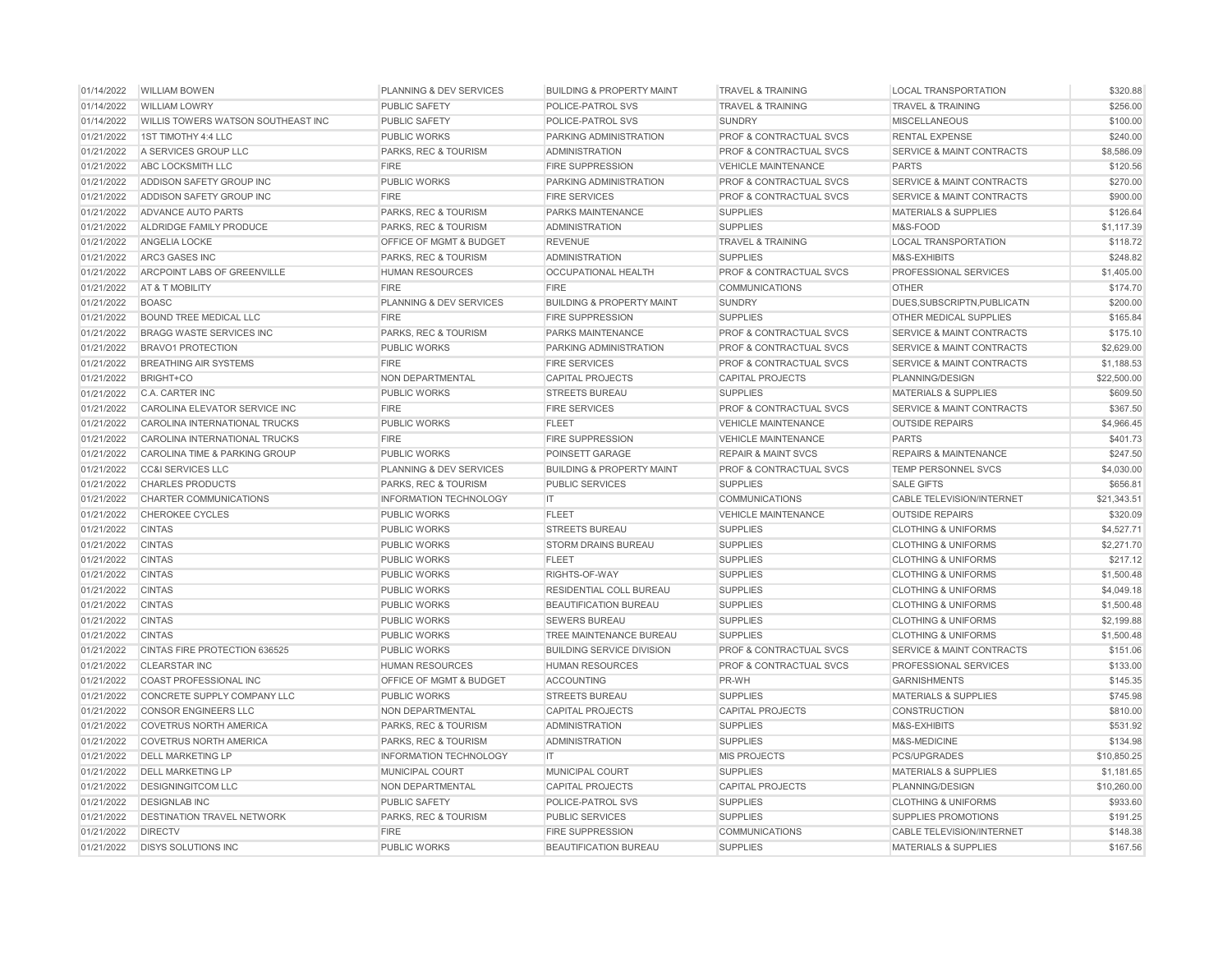| | | | | | | |
|---|---|---|---|---|---|---|
| 01/14/2022 | WILLIAM BOWEN | PLANNING & DEV SERVICES | BUILDING & PROPERTY MAINT | TRAVEL & TRAINING | LOCAL TRANSPORTATION | $320.88 |
| 01/14/2022 | WILLIAM LOWRY | PUBLIC SAFETY | POLICE-PATROL SVS | TRAVEL & TRAINING | TRAVEL & TRAINING | $256.00 |
| 01/14/2022 | WILLIS TOWERS WATSON SOUTHEAST INC | PUBLIC SAFETY | POLICE-PATROL SVS | SUNDRY | MISCELLANEOUS | $100.00 |
| 01/21/2022 | 1ST TIMOTHY 4:4 LLC | PUBLIC WORKS | PARKING ADMINISTRATION | PROF & CONTRACTUAL SVCS | RENTAL EXPENSE | $240.00 |
| 01/21/2022 | A SERVICES GROUP LLC | PARKS, REC & TOURISM | ADMINISTRATION | PROF & CONTRACTUAL SVCS | SERVICE & MAINT CONTRACTS | $8,586.09 |
| 01/21/2022 | ABC LOCKSMITH LLC | FIRE | FIRE SUPPRESSION | VEHICLE MAINTENANCE | PARTS | $120.56 |
| 01/21/2022 | ADDISON SAFETY GROUP INC | PUBLIC WORKS | PARKING ADMINISTRATION | PROF & CONTRACTUAL SVCS | SERVICE & MAINT CONTRACTS | $270.00 |
| 01/21/2022 | ADDISON SAFETY GROUP INC | FIRE | FIRE SERVICES | PROF & CONTRACTUAL SVCS | SERVICE & MAINT CONTRACTS | $900.00 |
| 01/21/2022 | ADVANCE AUTO PARTS | PARKS, REC & TOURISM | PARKS MAINTENANCE | SUPPLIES | MATERIALS & SUPPLIES | $126.64 |
| 01/21/2022 | ALDRIDGE FAMILY PRODUCE | PARKS, REC & TOURISM | ADMINISTRATION | SUPPLIES | M&S-FOOD | $1,117.39 |
| 01/21/2022 | ANGELIA LOCKE | OFFICE OF MGMT & BUDGET | REVENUE | TRAVEL & TRAINING | LOCAL TRANSPORTATION | $118.72 |
| 01/21/2022 | ARC3 GASES INC | PARKS, REC & TOURISM | ADMINISTRATION | SUPPLIES | M&S-EXHIBITS | $248.82 |
| 01/21/2022 | ARCPOINT LABS OF GREENVILLE | HUMAN RESOURCES | OCCUPATIONAL HEALTH | PROF & CONTRACTUAL SVCS | PROFESSIONAL SERVICES | $1,405.00 |
| 01/21/2022 | AT & T MOBILITY | FIRE | FIRE | COMMUNICATIONS | OTHER | $174.70 |
| 01/21/2022 | BOASC | PLANNING & DEV SERVICES | BUILDING & PROPERTY MAINT | SUNDRY | DUES,SUBSCRIPTN,PUBLICATN | $200.00 |
| 01/21/2022 | BOUND TREE MEDICAL LLC | FIRE | FIRE SUPPRESSION | SUPPLIES | OTHER MEDICAL SUPPLIES | $165.84 |
| 01/21/2022 | BRAGG WASTE SERVICES INC | PARKS, REC & TOURISM | PARKS MAINTENANCE | PROF & CONTRACTUAL SVCS | SERVICE & MAINT CONTRACTS | $175.10 |
| 01/21/2022 | BRAVO1 PROTECTION | PUBLIC WORKS | PARKING ADMINISTRATION | PROF & CONTRACTUAL SVCS | SERVICE & MAINT CONTRACTS | $2,629.00 |
| 01/21/2022 | BREATHING AIR SYSTEMS | FIRE | FIRE SERVICES | PROF & CONTRACTUAL SVCS | SERVICE & MAINT CONTRACTS | $1,188.53 |
| 01/21/2022 | BRIGHT+CO | NON DEPARTMENTAL | CAPITAL PROJECTS | CAPITAL PROJECTS | PLANNING/DESIGN | $22,500.00 |
| 01/21/2022 | C.A. CARTER INC | PUBLIC WORKS | STREETS BUREAU | SUPPLIES | MATERIALS & SUPPLIES | $609.50 |
| 01/21/2022 | CAROLINA ELEVATOR SERVICE INC | FIRE | FIRE SERVICES | PROF & CONTRACTUAL SVCS | SERVICE & MAINT CONTRACTS | $367.50 |
| 01/21/2022 | CAROLINA INTERNATIONAL TRUCKS | PUBLIC WORKS | FLEET | VEHICLE MAINTENANCE | OUTSIDE REPAIRS | $4,966.45 |
| 01/21/2022 | CAROLINA INTERNATIONAL TRUCKS | FIRE | FIRE SUPPRESSION | VEHICLE MAINTENANCE | PARTS | $401.73 |
| 01/21/2022 | CAROLINA TIME & PARKING GROUP | PUBLIC WORKS | POINSETT GARAGE | REPAIR & MAINT SVCS | REPAIRS & MAINTENANCE | $247.50 |
| 01/21/2022 | CC&I SERVICES LLC | PLANNING & DEV SERVICES | BUILDING & PROPERTY MAINT | PROF & CONTRACTUAL SVCS | TEMP PERSONNEL SVCS | $4,030.00 |
| 01/21/2022 | CHARLES PRODUCTS | PARKS, REC & TOURISM | PUBLIC SERVICES | SUPPLIES | SALE GIFTS | $656.81 |
| 01/21/2022 | CHARTER COMMUNICATIONS | INFORMATION TECHNOLOGY | IT | COMMUNICATIONS | CABLE TELEVISION/INTERNET | $21,343.51 |
| 01/21/2022 | CHEROKEE CYCLES | PUBLIC WORKS | FLEET | VEHICLE MAINTENANCE | OUTSIDE REPAIRS | $320.09 |
| 01/21/2022 | CINTAS | PUBLIC WORKS | STREETS BUREAU | SUPPLIES | CLOTHING & UNIFORMS | $4,527.71 |
| 01/21/2022 | CINTAS | PUBLIC WORKS | STORM DRAINS BUREAU | SUPPLIES | CLOTHING & UNIFORMS | $2,271.70 |
| 01/21/2022 | CINTAS | PUBLIC WORKS | FLEET | SUPPLIES | CLOTHING & UNIFORMS | $217.12 |
| 01/21/2022 | CINTAS | PUBLIC WORKS | RIGHTS-OF-WAY | SUPPLIES | CLOTHING & UNIFORMS | $1,500.48 |
| 01/21/2022 | CINTAS | PUBLIC WORKS | RESIDENTIAL COLL BUREAU | SUPPLIES | CLOTHING & UNIFORMS | $4,049.18 |
| 01/21/2022 | CINTAS | PUBLIC WORKS | BEAUTIFICATION BUREAU | SUPPLIES | CLOTHING & UNIFORMS | $1,500.48 |
| 01/21/2022 | CINTAS | PUBLIC WORKS | SEWERS BUREAU | SUPPLIES | CLOTHING & UNIFORMS | $2,199.88 |
| 01/21/2022 | CINTAS | PUBLIC WORKS | TREE MAINTENANCE BUREAU | SUPPLIES | CLOTHING & UNIFORMS | $1,500.48 |
| 01/21/2022 | CINTAS FIRE PROTECTION 636525 | PUBLIC WORKS | BUILDING SERVICE DIVISION | PROF & CONTRACTUAL SVCS | SERVICE & MAINT CONTRACTS | $151.06 |
| 01/21/2022 | CLEARSTAR INC | HUMAN RESOURCES | HUMAN RESOURCES | PROF & CONTRACTUAL SVCS | PROFESSIONAL SERVICES | $133.00 |
| 01/21/2022 | COAST PROFESSIONAL INC | OFFICE OF MGMT & BUDGET | ACCOUNTING | PR-WH | GARNISHMENTS | $145.35 |
| 01/21/2022 | CONCRETE SUPPLY COMPANY LLC | PUBLIC WORKS | STREETS BUREAU | SUPPLIES | MATERIALS & SUPPLIES | $745.98 |
| 01/21/2022 | CONSOR ENGINEERS LLC | NON DEPARTMENTAL | CAPITAL PROJECTS | CAPITAL PROJECTS | CONSTRUCTION | $810.00 |
| 01/21/2022 | COVETRUS NORTH AMERICA | PARKS, REC & TOURISM | ADMINISTRATION | SUPPLIES | M&S-EXHIBITS | $531.92 |
| 01/21/2022 | COVETRUS NORTH AMERICA | PARKS, REC & TOURISM | ADMINISTRATION | SUPPLIES | M&S-MEDICINE | $134.98 |
| 01/21/2022 | DELL MARKETING LP | INFORMATION TECHNOLOGY | IT | MIS PROJECTS | PCS/UPGRADES | $10,850.25 |
| 01/21/2022 | DELL MARKETING LP | MUNICIPAL COURT | MUNICIPAL COURT | SUPPLIES | MATERIALS & SUPPLIES | $1,181.65 |
| 01/21/2022 | DESIGNINGITCOM LLC | NON DEPARTMENTAL | CAPITAL PROJECTS | CAPITAL PROJECTS | PLANNING/DESIGN | $10,260.00 |
| 01/21/2022 | DESIGNLAB INC | PUBLIC SAFETY | POLICE-PATROL SVS | SUPPLIES | CLOTHING & UNIFORMS | $933.60 |
| 01/21/2022 | DESTINATION TRAVEL NETWORK | PARKS, REC & TOURISM | PUBLIC SERVICES | SUPPLIES | SUPPLIES PROMOTIONS | $191.25 |
| 01/21/2022 | DIRECTV | FIRE | FIRE SUPPRESSION | COMMUNICATIONS | CABLE TELEVISION/INTERNET | $148.38 |
| 01/21/2022 | DISYS SOLUTIONS INC | PUBLIC WORKS | BEAUTIFICATION BUREAU | SUPPLIES | MATERIALS & SUPPLIES | $167.56 |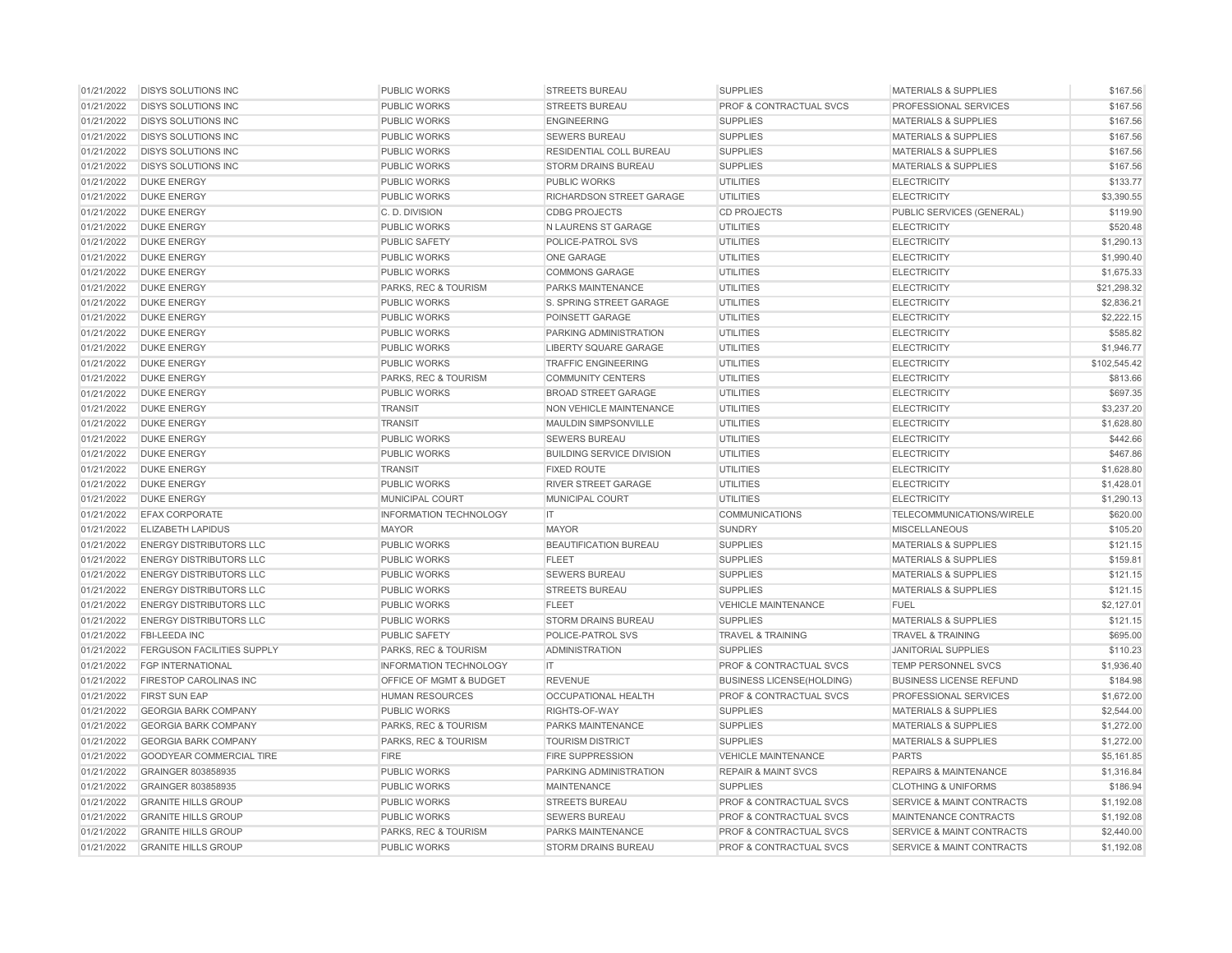| | | | | | | |
|---|---|---|---|---|---|---|
| 01/21/2022 | DISYS SOLUTIONS INC | PUBLIC WORKS | STREETS BUREAU | SUPPLIES | MATERIALS & SUPPLIES | $167.56 |
| 01/21/2022 | DISYS SOLUTIONS INC | PUBLIC WORKS | STREETS BUREAU | PROF & CONTRACTUAL SVCS | PROFESSIONAL SERVICES | $167.56 |
| 01/21/2022 | DISYS SOLUTIONS INC | PUBLIC WORKS | ENGINEERING | SUPPLIES | MATERIALS & SUPPLIES | $167.56 |
| 01/21/2022 | DISYS SOLUTIONS INC | PUBLIC WORKS | SEWERS BUREAU | SUPPLIES | MATERIALS & SUPPLIES | $167.56 |
| 01/21/2022 | DISYS SOLUTIONS INC | PUBLIC WORKS | RESIDENTIAL COLL BUREAU | SUPPLIES | MATERIALS & SUPPLIES | $167.56 |
| 01/21/2022 | DISYS SOLUTIONS INC | PUBLIC WORKS | STORM DRAINS BUREAU | SUPPLIES | MATERIALS & SUPPLIES | $167.56 |
| 01/21/2022 | DUKE ENERGY | PUBLIC WORKS | PUBLIC WORKS | UTILITIES | ELECTRICITY | $133.77 |
| 01/21/2022 | DUKE ENERGY | PUBLIC WORKS | RICHARDSON STREET GARAGE | UTILITIES | ELECTRICITY | $3,390.55 |
| 01/21/2022 | DUKE ENERGY | C. D. DIVISION | CDBG PROJECTS | CD PROJECTS | PUBLIC SERVICES (GENERAL) | $119.90 |
| 01/21/2022 | DUKE ENERGY | PUBLIC WORKS | N LAURENS ST GARAGE | UTILITIES | ELECTRICITY | $520.48 |
| 01/21/2022 | DUKE ENERGY | PUBLIC SAFETY | POLICE-PATROL SVS | UTILITIES | ELECTRICITY | $1,290.13 |
| 01/21/2022 | DUKE ENERGY | PUBLIC WORKS | ONE GARAGE | UTILITIES | ELECTRICITY | $1,990.40 |
| 01/21/2022 | DUKE ENERGY | PUBLIC WORKS | COMMONS GARAGE | UTILITIES | ELECTRICITY | $1,675.33 |
| 01/21/2022 | DUKE ENERGY | PARKS, REC & TOURISM | PARKS MAINTENANCE | UTILITIES | ELECTRICITY | $21,298.32 |
| 01/21/2022 | DUKE ENERGY | PUBLIC WORKS | S. SPRING STREET GARAGE | UTILITIES | ELECTRICITY | $2,836.21 |
| 01/21/2022 | DUKE ENERGY | PUBLIC WORKS | POINSETT GARAGE | UTILITIES | ELECTRICITY | $2,222.15 |
| 01/21/2022 | DUKE ENERGY | PUBLIC WORKS | PARKING ADMINISTRATION | UTILITIES | ELECTRICITY | $585.82 |
| 01/21/2022 | DUKE ENERGY | PUBLIC WORKS | LIBERTY SQUARE GARAGE | UTILITIES | ELECTRICITY | $1,946.77 |
| 01/21/2022 | DUKE ENERGY | PUBLIC WORKS | TRAFFIC ENGINEERING | UTILITIES | ELECTRICITY | $102,545.42 |
| 01/21/2022 | DUKE ENERGY | PARKS, REC & TOURISM | COMMUNITY CENTERS | UTILITIES | ELECTRICITY | $813.66 |
| 01/21/2022 | DUKE ENERGY | PUBLIC WORKS | BROAD STREET GARAGE | UTILITIES | ELECTRICITY | $697.35 |
| 01/21/2022 | DUKE ENERGY | TRANSIT | NON VEHICLE MAINTENANCE | UTILITIES | ELECTRICITY | $3,237.20 |
| 01/21/2022 | DUKE ENERGY | TRANSIT | MAULDIN SIMPSONVILLE | UTILITIES | ELECTRICITY | $1,628.80 |
| 01/21/2022 | DUKE ENERGY | PUBLIC WORKS | SEWERS BUREAU | UTILITIES | ELECTRICITY | $442.66 |
| 01/21/2022 | DUKE ENERGY | PUBLIC WORKS | BUILDING SERVICE DIVISION | UTILITIES | ELECTRICITY | $467.86 |
| 01/21/2022 | DUKE ENERGY | TRANSIT | FIXED ROUTE | UTILITIES | ELECTRICITY | $1,628.80 |
| 01/21/2022 | DUKE ENERGY | PUBLIC WORKS | RIVER STREET GARAGE | UTILITIES | ELECTRICITY | $1,428.01 |
| 01/21/2022 | DUKE ENERGY | MUNICIPAL COURT | MUNICIPAL COURT | UTILITIES | ELECTRICITY | $1,290.13 |
| 01/21/2022 | EFAX CORPORATE | INFORMATION TECHNOLOGY | IT | COMMUNICATIONS | TELECOMMUNICATIONS/WIRELE | $620.00 |
| 01/21/2022 | ELIZABETH LAPIDUS | MAYOR | MAYOR | SUNDRY | MISCELLANEOUS | $105.20 |
| 01/21/2022 | ENERGY DISTRIBUTORS LLC | PUBLIC WORKS | BEAUTIFICATION BUREAU | SUPPLIES | MATERIALS & SUPPLIES | $121.15 |
| 01/21/2022 | ENERGY DISTRIBUTORS LLC | PUBLIC WORKS | FLEET | SUPPLIES | MATERIALS & SUPPLIES | $159.81 |
| 01/21/2022 | ENERGY DISTRIBUTORS LLC | PUBLIC WORKS | SEWERS BUREAU | SUPPLIES | MATERIALS & SUPPLIES | $121.15 |
| 01/21/2022 | ENERGY DISTRIBUTORS LLC | PUBLIC WORKS | STREETS BUREAU | SUPPLIES | MATERIALS & SUPPLIES | $121.15 |
| 01/21/2022 | ENERGY DISTRIBUTORS LLC | PUBLIC WORKS | FLEET | VEHICLE MAINTENANCE | FUEL | $2,127.01 |
| 01/21/2022 | ENERGY DISTRIBUTORS LLC | PUBLIC WORKS | STORM DRAINS BUREAU | SUPPLIES | MATERIALS & SUPPLIES | $121.15 |
| 01/21/2022 | FBI-LEEDA INC | PUBLIC SAFETY | POLICE-PATROL SVS | TRAVEL & TRAINING | TRAVEL & TRAINING | $695.00 |
| 01/21/2022 | FERGUSON FACILITIES SUPPLY | PARKS, REC & TOURISM | ADMINISTRATION | SUPPLIES | JANITORIAL SUPPLIES | $110.23 |
| 01/21/2022 | FGP INTERNATIONAL | INFORMATION TECHNOLOGY | IT | PROF & CONTRACTUAL SVCS | TEMP PERSONNEL SVCS | $1,936.40 |
| 01/21/2022 | FIRESTOP CAROLINAS INC | OFFICE OF MGMT & BUDGET | REVENUE | BUSINESS LICENSE(HOLDING) | BUSINESS LICENSE REFUND | $184.98 |
| 01/21/2022 | FIRST SUN EAP | HUMAN RESOURCES | OCCUPATIONAL HEALTH | PROF & CONTRACTUAL SVCS | PROFESSIONAL SERVICES | $1,672.00 |
| 01/21/2022 | GEORGIA BARK COMPANY | PUBLIC WORKS | RIGHTS-OF-WAY | SUPPLIES | MATERIALS & SUPPLIES | $2,544.00 |
| 01/21/2022 | GEORGIA BARK COMPANY | PARKS, REC & TOURISM | PARKS MAINTENANCE | SUPPLIES | MATERIALS & SUPPLIES | $1,272.00 |
| 01/21/2022 | GEORGIA BARK COMPANY | PARKS, REC & TOURISM | TOURISM DISTRICT | SUPPLIES | MATERIALS & SUPPLIES | $1,272.00 |
| 01/21/2022 | GOODYEAR COMMERCIAL TIRE | FIRE | FIRE SUPPRESSION | VEHICLE MAINTENANCE | PARTS | $5,161.85 |
| 01/21/2022 | GRAINGER 803858935 | PUBLIC WORKS | PARKING ADMINISTRATION | REPAIR & MAINT SVCS | REPAIRS & MAINTENANCE | $1,316.84 |
| 01/21/2022 | GRAINGER 803858935 | PUBLIC WORKS | MAINTENANCE | SUPPLIES | CLOTHING & UNIFORMS | $186.94 |
| 01/21/2022 | GRANITE HILLS GROUP | PUBLIC WORKS | STREETS BUREAU | PROF & CONTRACTUAL SVCS | SERVICE & MAINT CONTRACTS | $1,192.08 |
| 01/21/2022 | GRANITE HILLS GROUP | PUBLIC WORKS | SEWERS BUREAU | PROF & CONTRACTUAL SVCS | MAINTENANCE CONTRACTS | $1,192.08 |
| 01/21/2022 | GRANITE HILLS GROUP | PARKS, REC & TOURISM | PARKS MAINTENANCE | PROF & CONTRACTUAL SVCS | SERVICE & MAINT CONTRACTS | $2,440.00 |
| 01/21/2022 | GRANITE HILLS GROUP | PUBLIC WORKS | STORM DRAINS BUREAU | PROF & CONTRACTUAL SVCS | SERVICE & MAINT CONTRACTS | $1,192.08 |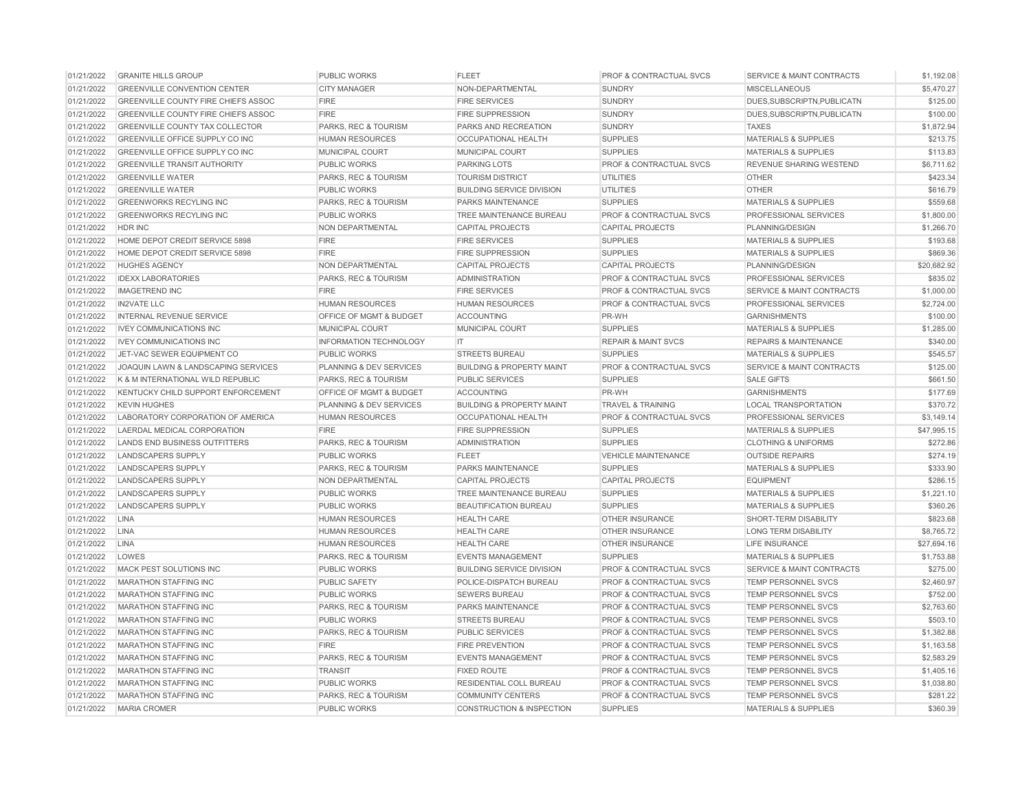| | | | | | | |
|---|---|---|---|---|---|---|
| 01/21/2022 | GRANITE HILLS GROUP | PUBLIC WORKS | FLEET | PROF & CONTRACTUAL SVCS | SERVICE & MAINT CONTRACTS | $1,192.08 |
| 01/21/2022 | GREENVILLE CONVENTION CENTER | CITY MANAGER | NON-DEPARTMENTAL | SUNDRY | MISCELLANEOUS | $5,470.27 |
| 01/21/2022 | GREENVILLE COUNTY FIRE CHIEFS ASSOC | FIRE | FIRE SERVICES | SUNDRY | DUES,SUBSCRIPTN,PUBLICATN | $125.00 |
| 01/21/2022 | GREENVILLE COUNTY FIRE CHIEFS ASSOC | FIRE | FIRE SUPPRESSION | SUNDRY | DUES,SUBSCRIPTN,PUBLICATN | $100.00 |
| 01/21/2022 | GREENVILLE COUNTY TAX COLLECTOR | PARKS, REC & TOURISM | PARKS AND RECREATION | SUNDRY | TAXES | $1,872.94 |
| 01/21/2022 | GREENVILLE OFFICE SUPPLY CO INC | HUMAN RESOURCES | OCCUPATIONAL HEALTH | SUPPLIES | MATERIALS & SUPPLIES | $213.75 |
| 01/21/2022 | GREENVILLE OFFICE SUPPLY CO INC | MUNICIPAL COURT | MUNICIPAL COURT | SUPPLIES | MATERIALS & SUPPLIES | $113.83 |
| 01/21/2022 | GREENVILLE TRANSIT AUTHORITY | PUBLIC WORKS | PARKING LOTS | PROF & CONTRACTUAL SVCS | REVENUE SHARING WESTEND | $6,711.62 |
| 01/21/2022 | GREENVILLE WATER | PARKS, REC & TOURISM | TOURISM DISTRICT | UTILITIES | OTHER | $423.34 |
| 01/21/2022 | GREENVILLE WATER | PUBLIC WORKS | BUILDING SERVICE DIVISION | UTILITIES | OTHER | $616.79 |
| 01/21/2022 | GREENWORKS RECYLING INC | PARKS, REC & TOURISM | PARKS MAINTENANCE | SUPPLIES | MATERIALS & SUPPLIES | $559.68 |
| 01/21/2022 | GREENWORKS RECYLING INC | PUBLIC WORKS | TREE MAINTENANCE BUREAU | PROF & CONTRACTUAL SVCS | PROFESSIONAL SERVICES | $1,800.00 |
| 01/21/2022 | HDR INC | NON DEPARTMENTAL | CAPITAL PROJECTS | CAPITAL PROJECTS | PLANNING/DESIGN | $1,266.70 |
| 01/21/2022 | HOME DEPOT CREDIT SERVICE 5898 | FIRE | FIRE SERVICES | SUPPLIES | MATERIALS & SUPPLIES | $193.68 |
| 01/21/2022 | HOME DEPOT CREDIT SERVICE 5898 | FIRE | FIRE SUPPRESSION | SUPPLIES | MATERIALS & SUPPLIES | $869.36 |
| 01/21/2022 | HUGHES AGENCY | NON DEPARTMENTAL | CAPITAL PROJECTS | CAPITAL PROJECTS | PLANNING/DESIGN | $20,682.92 |
| 01/21/2022 | IDEXX LABORATORIES | PARKS, REC & TOURISM | ADMINISTRATION | PROF & CONTRACTUAL SVCS | PROFESSIONAL SERVICES | $835.02 |
| 01/21/2022 | IMAGETREND INC | FIRE | FIRE SERVICES | PROF & CONTRACTUAL SVCS | SERVICE & MAINT CONTRACTS | $1,000.00 |
| 01/21/2022 | IN2VATE LLC | HUMAN RESOURCES | HUMAN RESOURCES | PROF & CONTRACTUAL SVCS | PROFESSIONAL SERVICES | $2,724.00 |
| 01/21/2022 | INTERNAL REVENUE SERVICE | OFFICE OF MGMT & BUDGET | ACCOUNTING | PR-WH | GARNISHMENTS | $100.00 |
| 01/21/2022 | IVEY COMMUNICATIONS INC | MUNICIPAL COURT | MUNICIPAL COURT | SUPPLIES | MATERIALS & SUPPLIES | $1,285.00 |
| 01/21/2022 | IVEY COMMUNICATIONS INC | INFORMATION TECHNOLOGY | IT | REPAIR & MAINT SVCS | REPAIRS & MAINTENANCE | $340.00 |
| 01/21/2022 | JET-VAC SEWER EQUIPMENT CO | PUBLIC WORKS | STREETS BUREAU | SUPPLIES | MATERIALS & SUPPLIES | $545.57 |
| 01/21/2022 | JOAQUIN LAWN & LANDSCAPING SERVICES | PLANNING & DEV SERVICES | BUILDING & PROPERTY MAINT | PROF & CONTRACTUAL SVCS | SERVICE & MAINT CONTRACTS | $125.00 |
| 01/21/2022 | K & M INTERNATIONAL WILD REPUBLIC | PARKS, REC & TOURISM | PUBLIC SERVICES | SUPPLIES | SALE GIFTS | $661.50 |
| 01/21/2022 | KENTUCKY CHILD SUPPORT ENFORCEMENT | OFFICE OF MGMT & BUDGET | ACCOUNTING | PR-WH | GARNISHMENTS | $177.69 |
| 01/21/2022 | KEVIN HUGHES | PLANNING & DEV SERVICES | BUILDING & PROPERTY MAINT | TRAVEL & TRAINING | LOCAL TRANSPORTATION | $370.72 |
| 01/21/2022 | LABORATORY CORPORATION OF AMERICA | HUMAN RESOURCES | OCCUPATIONAL HEALTH | PROF & CONTRACTUAL SVCS | PROFESSIONAL SERVICES | $3,149.14 |
| 01/21/2022 | LAERDAL MEDICAL CORPORATION | FIRE | FIRE SUPPRESSION | SUPPLIES | MATERIALS & SUPPLIES | $47,995.15 |
| 01/21/2022 | LANDS END BUSINESS OUTFITTERS | PARKS, REC & TOURISM | ADMINISTRATION | SUPPLIES | CLOTHING & UNIFORMS | $272.86 |
| 01/21/2022 | LANDSCAPERS SUPPLY | PUBLIC WORKS | FLEET | VEHICLE MAINTENANCE | OUTSIDE REPAIRS | $274.19 |
| 01/21/2022 | LANDSCAPERS SUPPLY | PARKS, REC & TOURISM | PARKS MAINTENANCE | SUPPLIES | MATERIALS & SUPPLIES | $333.90 |
| 01/21/2022 | LANDSCAPERS SUPPLY | NON DEPARTMENTAL | CAPITAL PROJECTS | CAPITAL PROJECTS | EQUIPMENT | $286.15 |
| 01/21/2022 | LANDSCAPERS SUPPLY | PUBLIC WORKS | TREE MAINTENANCE BUREAU | SUPPLIES | MATERIALS & SUPPLIES | $1,221.10 |
| 01/21/2022 | LANDSCAPERS SUPPLY | PUBLIC WORKS | BEAUTIFICATION BUREAU | SUPPLIES | MATERIALS & SUPPLIES | $360.26 |
| 01/21/2022 | LINA | HUMAN RESOURCES | HEALTH CARE | OTHER INSURANCE | SHORT-TERM DISABILITY | $823.68 |
| 01/21/2022 | LINA | HUMAN RESOURCES | HEALTH CARE | OTHER INSURANCE | LONG TERM DISABILITY | $8,765.72 |
| 01/21/2022 | LINA | HUMAN RESOURCES | HEALTH CARE | OTHER INSURANCE | LIFE INSURANCE | $27,694.16 |
| 01/21/2022 | LOWES | PARKS, REC & TOURISM | EVENTS MANAGEMENT | SUPPLIES | MATERIALS & SUPPLIES | $1,753.88 |
| 01/21/2022 | MACK PEST SOLUTIONS INC | PUBLIC WORKS | BUILDING SERVICE DIVISION | PROF & CONTRACTUAL SVCS | SERVICE & MAINT CONTRACTS | $275.00 |
| 01/21/2022 | MARATHON STAFFING INC | PUBLIC SAFETY | POLICE-DISPATCH BUREAU | PROF & CONTRACTUAL SVCS | TEMP PERSONNEL SVCS | $2,460.97 |
| 01/21/2022 | MARATHON STAFFING INC | PUBLIC WORKS | SEWERS BUREAU | PROF & CONTRACTUAL SVCS | TEMP PERSONNEL SVCS | $752.00 |
| 01/21/2022 | MARATHON STAFFING INC | PARKS, REC & TOURISM | PARKS MAINTENANCE | PROF & CONTRACTUAL SVCS | TEMP PERSONNEL SVCS | $2,763.60 |
| 01/21/2022 | MARATHON STAFFING INC | PUBLIC WORKS | STREETS BUREAU | PROF & CONTRACTUAL SVCS | TEMP PERSONNEL SVCS | $503.10 |
| 01/21/2022 | MARATHON STAFFING INC | PARKS, REC & TOURISM | PUBLIC SERVICES | PROF & CONTRACTUAL SVCS | TEMP PERSONNEL SVCS | $1,382.88 |
| 01/21/2022 | MARATHON STAFFING INC | FIRE | FIRE PREVENTION | PROF & CONTRACTUAL SVCS | TEMP PERSONNEL SVCS | $1,163.58 |
| 01/21/2022 | MARATHON STAFFING INC | PARKS, REC & TOURISM | EVENTS MANAGEMENT | PROF & CONTRACTUAL SVCS | TEMP PERSONNEL SVCS | $2,583.29 |
| 01/21/2022 | MARATHON STAFFING INC | TRANSIT | FIXED ROUTE | PROF & CONTRACTUAL SVCS | TEMP PERSONNEL SVCS | $1,405.16 |
| 01/21/2022 | MARATHON STAFFING INC | PUBLIC WORKS | RESIDENTIAL COLL BUREAU | PROF & CONTRACTUAL SVCS | TEMP PERSONNEL SVCS | $1,038.80 |
| 01/21/2022 | MARATHON STAFFING INC | PARKS, REC & TOURISM | COMMUNITY CENTERS | PROF & CONTRACTUAL SVCS | TEMP PERSONNEL SVCS | $281.22 |
| 01/21/2022 | MARIA CROMER | PUBLIC WORKS | CONSTRUCTION & INSPECTION | SUPPLIES | MATERIALS & SUPPLIES | $360.39 |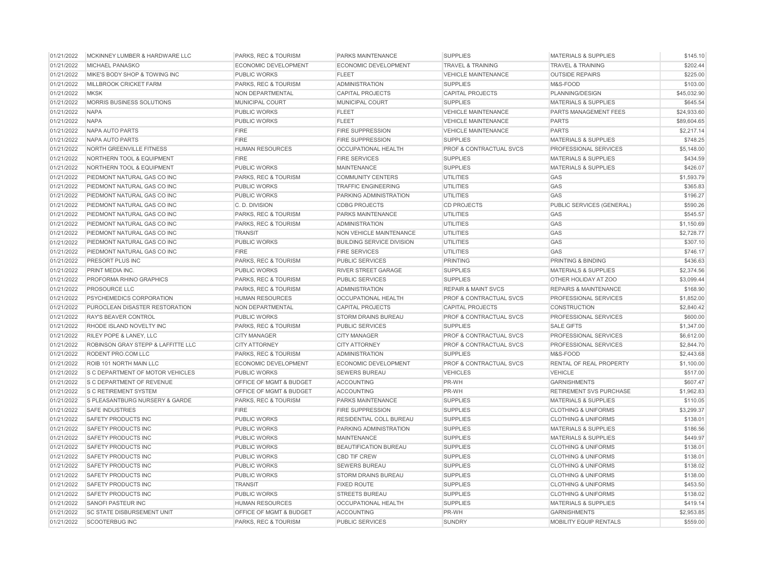| | | | | | | |
|---|---|---|---|---|---|---|
| 01/21/2022 | MCKINNEY LUMBER & HARDWARE LLC | PARKS, REC & TOURISM | PARKS MAINTENANCE | SUPPLIES | MATERIALS & SUPPLIES | $145.10 |
| 01/21/2022 | MICHAEL PANASKO | ECONOMIC DEVELOPMENT | ECONOMIC DEVELOPMENT | TRAVEL & TRAINING | TRAVEL & TRAINING | $202.44 |
| 01/21/2022 | MIKE'S BODY SHOP & TOWING INC | PUBLIC WORKS | FLEET | VEHICLE MAINTENANCE | OUTSIDE REPAIRS | $225.00 |
| 01/21/2022 | MILLBROOK CRICKET FARM | PARKS, REC & TOURISM | ADMINISTRATION | SUPPLIES | M&S-FOOD | $103.00 |
| 01/21/2022 | MKSK | NON DEPARTMENTAL | CAPITAL PROJECTS | CAPITAL PROJECTS | PLANNING/DESIGN | $45,032.90 |
| 01/21/2022 | MORRIS BUSINESS SOLUTIONS | MUNICIPAL COURT | MUNICIPAL COURT | SUPPLIES | MATERIALS & SUPPLIES | $645.54 |
| 01/21/2022 | NAPA | PUBLIC WORKS | FLEET | VEHICLE MAINTENANCE | PARTS MANAGEMENT FEES | $24,933.60 |
| 01/21/2022 | NAPA | PUBLIC WORKS | FLEET | VEHICLE MAINTENANCE | PARTS | $89,604.65 |
| 01/21/2022 | NAPA AUTO PARTS | FIRE | FIRE SUPPRESSION | VEHICLE MAINTENANCE | PARTS | $2,217.14 |
| 01/21/2022 | NAPA AUTO PARTS | FIRE | FIRE SUPPRESSION | SUPPLIES | MATERIALS & SUPPLIES | $748.25 |
| 01/21/2022 | NORTH GREENVILLE FITNESS | HUMAN RESOURCES | OCCUPATIONAL HEALTH | PROF & CONTRACTUAL SVCS | PROFESSIONAL SERVICES | $5,148.00 |
| 01/21/2022 | NORTHERN TOOL & EQUIPMENT | FIRE | FIRE SERVICES | SUPPLIES | MATERIALS & SUPPLIES | $434.59 |
| 01/21/2022 | NORTHERN TOOL & EQUIPMENT | PUBLIC WORKS | MAINTENANCE | SUPPLIES | MATERIALS & SUPPLIES | $426.07 |
| 01/21/2022 | PIEDMONT NATURAL GAS CO INC | PARKS, REC & TOURISM | COMMUNITY CENTERS | UTILITIES | GAS | $1,593.79 |
| 01/21/2022 | PIEDMONT NATURAL GAS CO INC | PUBLIC WORKS | TRAFFIC ENGINEERING | UTILITIES | GAS | $365.83 |
| 01/21/2022 | PIEDMONT NATURAL GAS CO INC | PUBLIC WORKS | PARKING ADMINISTRATION | UTILITIES | GAS | $196.27 |
| 01/21/2022 | PIEDMONT NATURAL GAS CO INC | C. D. DIVISION | CDBG PROJECTS | CD PROJECTS | PUBLIC SERVICES (GENERAL) | $590.26 |
| 01/21/2022 | PIEDMONT NATURAL GAS CO INC | PARKS, REC & TOURISM | PARKS MAINTENANCE | UTILITIES | GAS | $545.57 |
| 01/21/2022 | PIEDMONT NATURAL GAS CO INC | PARKS, REC & TOURISM | ADMINISTRATION | UTILITIES | GAS | $1,150.69 |
| 01/21/2022 | PIEDMONT NATURAL GAS CO INC | TRANSIT | NON VEHICLE MAINTENANCE | UTILITIES | GAS | $2,728.77 |
| 01/21/2022 | PIEDMONT NATURAL GAS CO INC | PUBLIC WORKS | BUILDING SERVICE DIVISION | UTILITIES | GAS | $307.10 |
| 01/21/2022 | PIEDMONT NATURAL GAS CO INC | FIRE | FIRE SERVICES | UTILITIES | GAS | $746.17 |
| 01/21/2022 | PRESORT PLUS INC | PARKS, REC & TOURISM | PUBLIC SERVICES | PRINTING | PRINTING & BINDING | $436.63 |
| 01/21/2022 | PRINT MEDIA INC. | PUBLIC WORKS | RIVER STREET GARAGE | SUPPLIES | MATERIALS & SUPPLIES | $2,374.56 |
| 01/21/2022 | PROFORMA RHINO GRAPHICS | PARKS, REC & TOURISM | PUBLIC SERVICES | SUPPLIES | OTHER HOLIDAY AT ZOO | $3,099.44 |
| 01/21/2022 | PROSOURCE LLC | PARKS, REC & TOURISM | ADMINISTRATION | REPAIR & MAINT SVCS | REPAIRS & MAINTENANCE | $168.90 |
| 01/21/2022 | PSYCHEMEDICS CORPORATION | HUMAN RESOURCES | OCCUPATIONAL HEALTH | PROF & CONTRACTUAL SVCS | PROFESSIONAL SERVICES | $1,852.00 |
| 01/21/2022 | PUROCLEAN DISASTER RESTORATION | NON DEPARTMENTAL | CAPITAL PROJECTS | CAPITAL PROJECTS | CONSTRUCTION | $2,840.42 |
| 01/21/2022 | RAY'S BEAVER CONTROL | PUBLIC WORKS | STORM DRAINS BUREAU | PROF & CONTRACTUAL SVCS | PROFESSIONAL SERVICES | $600.00 |
| 01/21/2022 | RHODE ISLAND NOVELTY INC | PARKS, REC & TOURISM | PUBLIC SERVICES | SUPPLIES | SALE GIFTS | $1,347.00 |
| 01/21/2022 | RILEY POPE & LANEY, LLC | CITY MANAGER | CITY MANAGER | PROF & CONTRACTUAL SVCS | PROFESSIONAL SERVICES | $6,612.00 |
| 01/21/2022 | ROBINSON GRAY STEPP & LAFFITTE LLC | CITY ATTORNEY | CITY ATTORNEY | PROF & CONTRACTUAL SVCS | PROFESSIONAL SERVICES | $2,844.70 |
| 01/21/2022 | RODENT PRO.COM LLC | PARKS, REC & TOURISM | ADMINISTRATION | SUPPLIES | M&S-FOOD | $2,443.68 |
| 01/21/2022 | ROIB 101 NORTH MAIN LLC | ECONOMIC DEVELOPMENT | ECONOMIC DEVELOPMENT | PROF & CONTRACTUAL SVCS | RENTAL OF REAL PROPERTY | $1,100.00 |
| 01/21/2022 | S C DEPARTMENT OF MOTOR VEHICLES | PUBLIC WORKS | SEWERS BUREAU | VEHICLES | VEHICLE | $517.00 |
| 01/21/2022 | S C DEPARTMENT OF REVENUE | OFFICE OF MGMT & BUDGET | ACCOUNTING | PR-WH | GARNISHMENTS | $607.47 |
| 01/21/2022 | S C RETIREMENT SYSTEM | OFFICE OF MGMT & BUDGET | ACCOUNTING | PR-WH | RETIREMENT SVS PURCHASE | $1,962.83 |
| 01/21/2022 | S PLEASANTBURG NURSERY & GARDE | PARKS, REC & TOURISM | PARKS MAINTENANCE | SUPPLIES | MATERIALS & SUPPLIES | $110.05 |
| 01/21/2022 | SAFE INDUSTRIES | FIRE | FIRE SUPPRESSION | SUPPLIES | CLOTHING & UNIFORMS | $3,299.37 |
| 01/21/2022 | SAFETY PRODUCTS INC | PUBLIC WORKS | RESIDENTIAL COLL BUREAU | SUPPLIES | CLOTHING & UNIFORMS | $138.01 |
| 01/21/2022 | SAFETY PRODUCTS INC | PUBLIC WORKS | PARKING ADMINISTRATION | SUPPLIES | MATERIALS & SUPPLIES | $186.56 |
| 01/21/2022 | SAFETY PRODUCTS INC | PUBLIC WORKS | MAINTENANCE | SUPPLIES | MATERIALS & SUPPLIES | $449.97 |
| 01/21/2022 | SAFETY PRODUCTS INC | PUBLIC WORKS | BEAUTIFICATION BUREAU | SUPPLIES | CLOTHING & UNIFORMS | $138.01 |
| 01/21/2022 | SAFETY PRODUCTS INC | PUBLIC WORKS | CBD TIF CREW | SUPPLIES | CLOTHING & UNIFORMS | $138.01 |
| 01/21/2022 | SAFETY PRODUCTS INC | PUBLIC WORKS | SEWERS BUREAU | SUPPLIES | CLOTHING & UNIFORMS | $138.02 |
| 01/21/2022 | SAFETY PRODUCTS INC | PUBLIC WORKS | STORM DRAINS BUREAU | SUPPLIES | CLOTHING & UNIFORMS | $138.00 |
| 01/21/2022 | SAFETY PRODUCTS INC | TRANSIT | FIXED ROUTE | SUPPLIES | CLOTHING & UNIFORMS | $453.50 |
| 01/21/2022 | SAFETY PRODUCTS INC | PUBLIC WORKS | STREETS BUREAU | SUPPLIES | CLOTHING & UNIFORMS | $138.02 |
| 01/21/2022 | SANOFI PASTEUR INC | HUMAN RESOURCES | OCCUPATIONAL HEALTH | SUPPLIES | MATERIALS & SUPPLIES | $419.14 |
| 01/21/2022 | SC STATE DISBURSEMENT UNIT | OFFICE OF MGMT & BUDGET | ACCOUNTING | PR-WH | GARNISHMENTS | $2,953.85 |
| 01/21/2022 | SCOOTERBUG INC | PARKS, REC & TOURISM | PUBLIC SERVICES | SUNDRY | MOBILITY EQUIP RENTALS | $559.00 |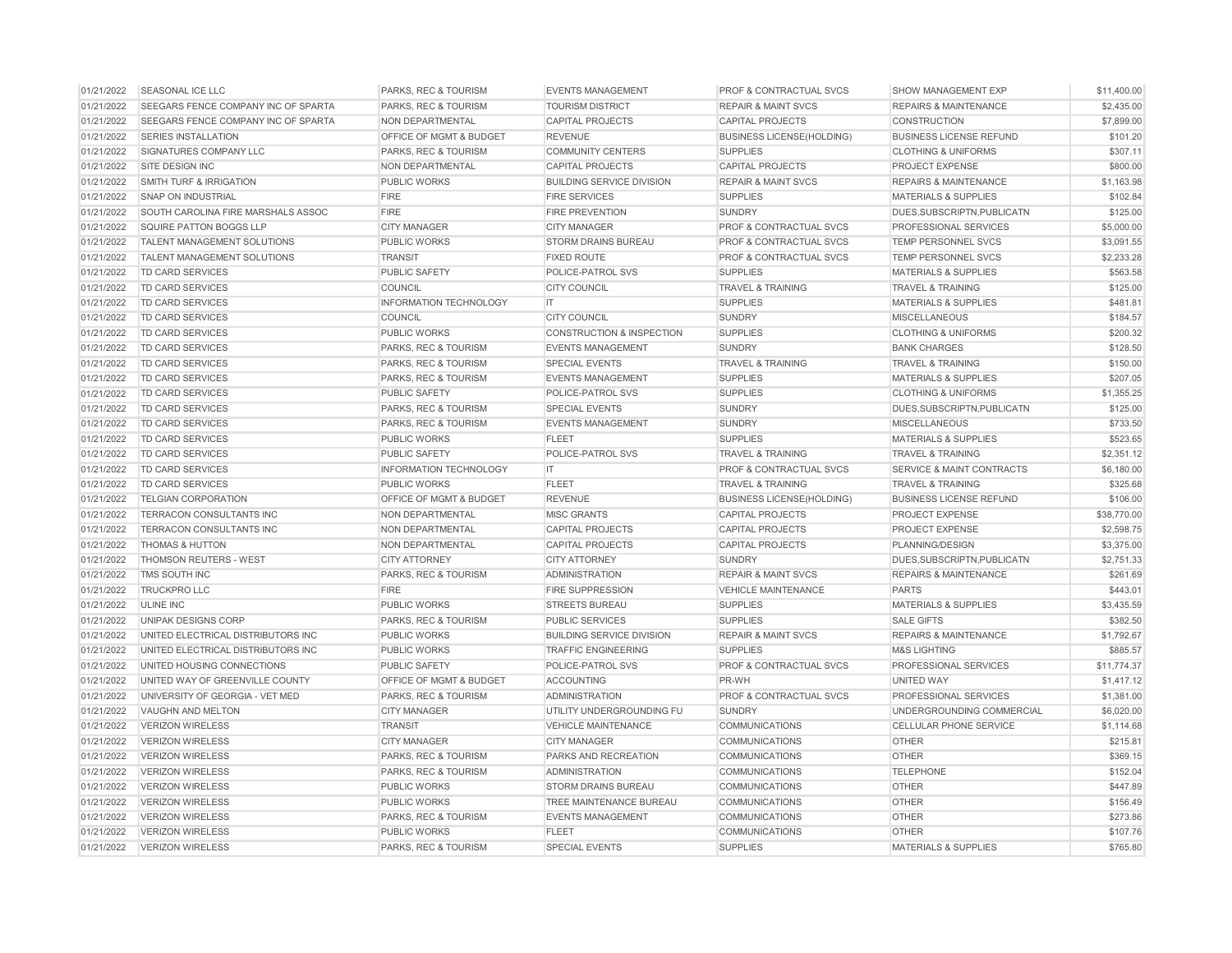| | | | | | | |
|---|---|---|---|---|---|---|
| 01/21/2022 | SEASONAL ICE LLC | PARKS, REC & TOURISM | EVENTS MANAGEMENT | PROF & CONTRACTUAL SVCS | SHOW MANAGEMENT EXP | $11,400.00 |
| 01/21/2022 | SEEGARS FENCE COMPANY INC OF SPARTA | PARKS, REC & TOURISM | TOURISM DISTRICT | REPAIR & MAINT SVCS | REPAIRS & MAINTENANCE | $2,435.00 |
| 01/21/2022 | SEEGARS FENCE COMPANY INC OF SPARTA | NON DEPARTMENTAL | CAPITAL PROJECTS | CAPITAL PROJECTS | CONSTRUCTION | $7,899.00 |
| 01/21/2022 | SERIES INSTALLATION | OFFICE OF MGMT & BUDGET | REVENUE | BUSINESS LICENSE(HOLDING) | BUSINESS LICENSE REFUND | $101.20 |
| 01/21/2022 | SIGNATURES COMPANY LLC | PARKS, REC & TOURISM | COMMUNITY CENTERS | SUPPLIES | CLOTHING & UNIFORMS | $307.11 |
| 01/21/2022 | SITE DESIGN INC | NON DEPARTMENTAL | CAPITAL PROJECTS | CAPITAL PROJECTS | PROJECT EXPENSE | $800.00 |
| 01/21/2022 | SMITH TURF & IRRIGATION | PUBLIC WORKS | BUILDING SERVICE DIVISION | REPAIR & MAINT SVCS | REPAIRS & MAINTENANCE | $1,163.98 |
| 01/21/2022 | SNAP ON INDUSTRIAL | FIRE | FIRE SERVICES | SUPPLIES | MATERIALS & SUPPLIES | $102.84 |
| 01/21/2022 | SOUTH CAROLINA FIRE MARSHALS ASSOC | FIRE | FIRE PREVENTION | SUNDRY | DUES,SUBSCRIPTN,PUBLICATN | $125.00 |
| 01/21/2022 | SQUIRE PATTON BOGGS LLP | CITY MANAGER | CITY MANAGER | PROF & CONTRACTUAL SVCS | PROFESSIONAL SERVICES | $5,000.00 |
| 01/21/2022 | TALENT MANAGEMENT SOLUTIONS | PUBLIC WORKS | STORM DRAINS BUREAU | PROF & CONTRACTUAL SVCS | TEMP PERSONNEL SVCS | $3,091.55 |
| 01/21/2022 | TALENT MANAGEMENT SOLUTIONS | TRANSIT | FIXED ROUTE | PROF & CONTRACTUAL SVCS | TEMP PERSONNEL SVCS | $2,233.28 |
| 01/21/2022 | TD CARD SERVICES | PUBLIC SAFETY | POLICE-PATROL SVS | SUPPLIES | MATERIALS & SUPPLIES | $563.58 |
| 01/21/2022 | TD CARD SERVICES | COUNCIL | CITY COUNCIL | TRAVEL & TRAINING | TRAVEL & TRAINING | $125.00 |
| 01/21/2022 | TD CARD SERVICES | INFORMATION TECHNOLOGY | IT | SUPPLIES | MATERIALS & SUPPLIES | $481.81 |
| 01/21/2022 | TD CARD SERVICES | COUNCIL | CITY COUNCIL | SUNDRY | MISCELLANEOUS | $184.57 |
| 01/21/2022 | TD CARD SERVICES | PUBLIC WORKS | CONSTRUCTION & INSPECTION | SUPPLIES | CLOTHING & UNIFORMS | $200.32 |
| 01/21/2022 | TD CARD SERVICES | PARKS, REC & TOURISM | EVENTS MANAGEMENT | SUNDRY | BANK CHARGES | $128.50 |
| 01/21/2022 | TD CARD SERVICES | PARKS, REC & TOURISM | SPECIAL EVENTS | TRAVEL & TRAINING | TRAVEL & TRAINING | $150.00 |
| 01/21/2022 | TD CARD SERVICES | PARKS, REC & TOURISM | EVENTS MANAGEMENT | SUPPLIES | MATERIALS & SUPPLIES | $207.05 |
| 01/21/2022 | TD CARD SERVICES | PUBLIC SAFETY | POLICE-PATROL SVS | SUPPLIES | CLOTHING & UNIFORMS | $1,355.25 |
| 01/21/2022 | TD CARD SERVICES | PARKS, REC & TOURISM | SPECIAL EVENTS | SUNDRY | DUES,SUBSCRIPTN,PUBLICATN | $125.00 |
| 01/21/2022 | TD CARD SERVICES | PARKS, REC & TOURISM | EVENTS MANAGEMENT | SUNDRY | MISCELLANEOUS | $733.50 |
| 01/21/2022 | TD CARD SERVICES | PUBLIC WORKS | FLEET | SUPPLIES | MATERIALS & SUPPLIES | $523.65 |
| 01/21/2022 | TD CARD SERVICES | PUBLIC SAFETY | POLICE-PATROL SVS | TRAVEL & TRAINING | TRAVEL & TRAINING | $2,351.12 |
| 01/21/2022 | TD CARD SERVICES | INFORMATION TECHNOLOGY | IT | PROF & CONTRACTUAL SVCS | SERVICE & MAINT CONTRACTS | $6,180.00 |
| 01/21/2022 | TD CARD SERVICES | PUBLIC WORKS | FLEET | TRAVEL & TRAINING | TRAVEL & TRAINING | $325.68 |
| 01/21/2022 | TELGIAN CORPORATION | OFFICE OF MGMT & BUDGET | REVENUE | BUSINESS LICENSE(HOLDING) | BUSINESS LICENSE REFUND | $106.00 |
| 01/21/2022 | TERRACON CONSULTANTS INC | NON DEPARTMENTAL | MISC GRANTS | CAPITAL PROJECTS | PROJECT EXPENSE | $38,770.00 |
| 01/21/2022 | TERRACON CONSULTANTS INC | NON DEPARTMENTAL | CAPITAL PROJECTS | CAPITAL PROJECTS | PROJECT EXPENSE | $2,598.75 |
| 01/21/2022 | THOMAS & HUTTON | NON DEPARTMENTAL | CAPITAL PROJECTS | CAPITAL PROJECTS | PLANNING/DESIGN | $3,375.00 |
| 01/21/2022 | THOMSON REUTERS - WEST | CITY ATTORNEY | CITY ATTORNEY | SUNDRY | DUES,SUBSCRIPTN,PUBLICATN | $2,751.33 |
| 01/21/2022 | TMS SOUTH INC | PARKS, REC & TOURISM | ADMINISTRATION | REPAIR & MAINT SVCS | REPAIRS & MAINTENANCE | $261.69 |
| 01/21/2022 | TRUCKPRO LLC | FIRE | FIRE SUPPRESSION | VEHICLE MAINTENANCE | PARTS | $443.01 |
| 01/21/2022 | ULINE INC | PUBLIC WORKS | STREETS BUREAU | SUPPLIES | MATERIALS & SUPPLIES | $3,435.59 |
| 01/21/2022 | UNIPAK DESIGNS CORP | PARKS, REC & TOURISM | PUBLIC SERVICES | SUPPLIES | SALE GIFTS | $382.50 |
| 01/21/2022 | UNITED ELECTRICAL DISTRIBUTORS INC | PUBLIC WORKS | BUILDING SERVICE DIVISION | REPAIR & MAINT SVCS | REPAIRS & MAINTENANCE | $1,792.67 |
| 01/21/2022 | UNITED ELECTRICAL DISTRIBUTORS INC | PUBLIC WORKS | TRAFFIC ENGINEERING | SUPPLIES | M&S LIGHTING | $885.57 |
| 01/21/2022 | UNITED HOUSING CONNECTIONS | PUBLIC SAFETY | POLICE-PATROL SVS | PROF & CONTRACTUAL SVCS | PROFESSIONAL SERVICES | $11,774.37 |
| 01/21/2022 | UNITED WAY OF GREENVILLE COUNTY | OFFICE OF MGMT & BUDGET | ACCOUNTING | PR-WH | UNITED WAY | $1,417.12 |
| 01/21/2022 | UNIVERSITY OF GEORGIA - VET MED | PARKS, REC & TOURISM | ADMINISTRATION | PROF & CONTRACTUAL SVCS | PROFESSIONAL SERVICES | $1,381.00 |
| 01/21/2022 | VAUGHN AND MELTON | CITY MANAGER | UTILITY UNDERGROUNDING FU | SUNDRY | UNDERGROUNDING COMMERCIAL | $6,020.00 |
| 01/21/2022 | VERIZON WIRELESS | TRANSIT | VEHICLE MAINTENANCE | COMMUNICATIONS | CELLULAR PHONE SERVICE | $1,114.68 |
| 01/21/2022 | VERIZON WIRELESS | CITY MANAGER | CITY MANAGER | COMMUNICATIONS | OTHER | $215.81 |
| 01/21/2022 | VERIZON WIRELESS | PARKS, REC & TOURISM | PARKS AND RECREATION | COMMUNICATIONS | OTHER | $369.15 |
| 01/21/2022 | VERIZON WIRELESS | PARKS, REC & TOURISM | ADMINISTRATION | COMMUNICATIONS | TELEPHONE | $152.04 |
| 01/21/2022 | VERIZON WIRELESS | PUBLIC WORKS | STORM DRAINS BUREAU | COMMUNICATIONS | OTHER | $447.89 |
| 01/21/2022 | VERIZON WIRELESS | PUBLIC WORKS | TREE MAINTENANCE BUREAU | COMMUNICATIONS | OTHER | $156.49 |
| 01/21/2022 | VERIZON WIRELESS | PARKS, REC & TOURISM | EVENTS MANAGEMENT | COMMUNICATIONS | OTHER | $273.86 |
| 01/21/2022 | VERIZON WIRELESS | PUBLIC WORKS | FLEET | COMMUNICATIONS | OTHER | $107.76 |
| 01/21/2022 | VERIZON WIRELESS | PARKS, REC & TOURISM | SPECIAL EVENTS | SUPPLIES | MATERIALS & SUPPLIES | $765.80 |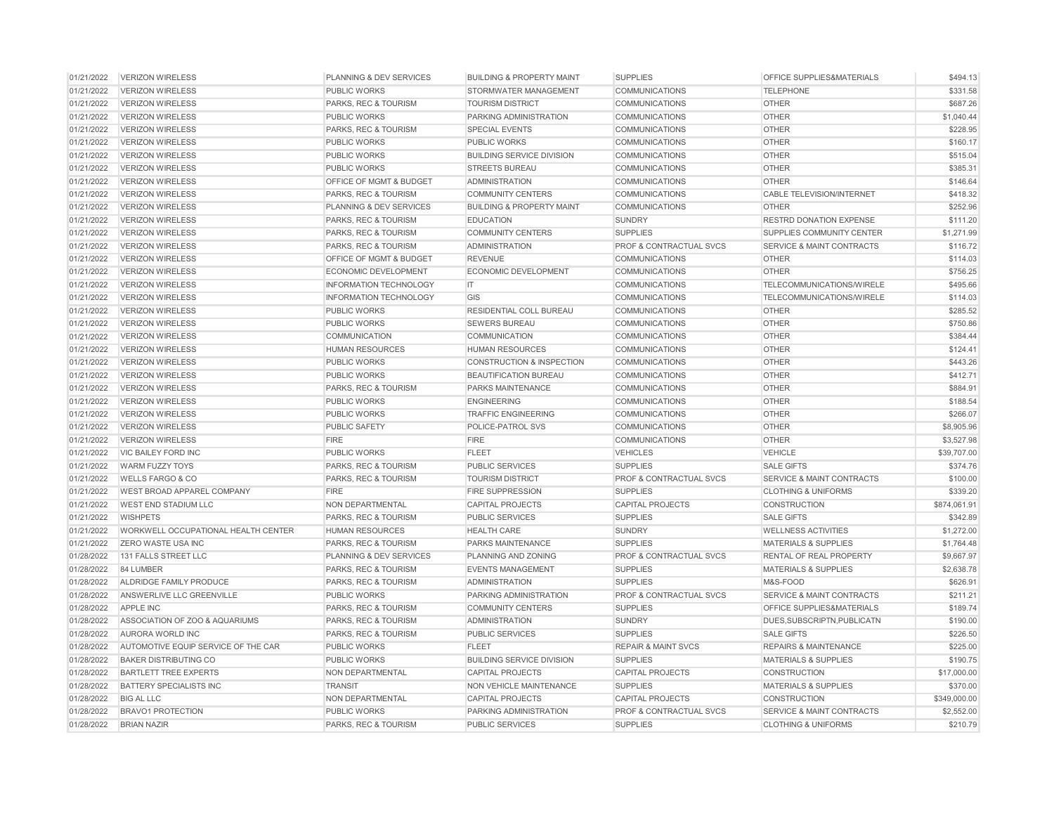| | | | | | | |
|---|---|---|---|---|---|---|
| 01/21/2022 | VERIZON WIRELESS | PLANNING & DEV SERVICES | BUILDING & PROPERTY MAINT | SUPPLIES | OFFICE SUPPLIES&MATERIALS | $494.13 |
| 01/21/2022 | VERIZON WIRELESS | PUBLIC WORKS | STORMWATER MANAGEMENT | COMMUNICATIONS | TELEPHONE | $331.58 |
| 01/21/2022 | VERIZON WIRELESS | PARKS, REC & TOURISM | TOURISM DISTRICT | COMMUNICATIONS | OTHER | $687.26 |
| 01/21/2022 | VERIZON WIRELESS | PUBLIC WORKS | PARKING ADMINISTRATION | COMMUNICATIONS | OTHER | $1,040.44 |
| 01/21/2022 | VERIZON WIRELESS | PARKS, REC & TOURISM | SPECIAL EVENTS | COMMUNICATIONS | OTHER | $228.95 |
| 01/21/2022 | VERIZON WIRELESS | PUBLIC WORKS | PUBLIC WORKS | COMMUNICATIONS | OTHER | $160.17 |
| 01/21/2022 | VERIZON WIRELESS | PUBLIC WORKS | BUILDING SERVICE DIVISION | COMMUNICATIONS | OTHER | $515.04 |
| 01/21/2022 | VERIZON WIRELESS | PUBLIC WORKS | STREETS BUREAU | COMMUNICATIONS | OTHER | $385.31 |
| 01/21/2022 | VERIZON WIRELESS | OFFICE OF MGMT & BUDGET | ADMINISTRATION | COMMUNICATIONS | OTHER | $146.64 |
| 01/21/2022 | VERIZON WIRELESS | PARKS, REC & TOURISM | COMMUNITY CENTERS | COMMUNICATIONS | CABLE TELEVISION/INTERNET | $418.32 |
| 01/21/2022 | VERIZON WIRELESS | PLANNING & DEV SERVICES | BUILDING & PROPERTY MAINT | COMMUNICATIONS | OTHER | $252.96 |
| 01/21/2022 | VERIZON WIRELESS | PARKS, REC & TOURISM | EDUCATION | SUNDRY | RESTRD DONATION EXPENSE | $111.20 |
| 01/21/2022 | VERIZON WIRELESS | PARKS, REC & TOURISM | COMMUNITY CENTERS | SUPPLIES | SUPPLIES COMMUNITY CENTER | $1,271.99 |
| 01/21/2022 | VERIZON WIRELESS | PARKS, REC & TOURISM | ADMINISTRATION | PROF & CONTRACTUAL SVCS | SERVICE & MAINT CONTRACTS | $116.72 |
| 01/21/2022 | VERIZON WIRELESS | OFFICE OF MGMT & BUDGET | REVENUE | COMMUNICATIONS | OTHER | $114.03 |
| 01/21/2022 | VERIZON WIRELESS | ECONOMIC DEVELOPMENT | ECONOMIC DEVELOPMENT | COMMUNICATIONS | OTHER | $756.25 |
| 01/21/2022 | VERIZON WIRELESS | INFORMATION TECHNOLOGY | IT | COMMUNICATIONS | TELECOMMUNICATIONS/WIRELE | $495.66 |
| 01/21/2022 | VERIZON WIRELESS | INFORMATION TECHNOLOGY | GIS | COMMUNICATIONS | TELECOMMUNICATIONS/WIRELE | $114.03 |
| 01/21/2022 | VERIZON WIRELESS | PUBLIC WORKS | RESIDENTIAL COLL BUREAU | COMMUNICATIONS | OTHER | $285.52 |
| 01/21/2022 | VERIZON WIRELESS | PUBLIC WORKS | SEWERS BUREAU | COMMUNICATIONS | OTHER | $750.86 |
| 01/21/2022 | VERIZON WIRELESS | COMMUNICATION | COMMUNICATION | COMMUNICATIONS | OTHER | $384.44 |
| 01/21/2022 | VERIZON WIRELESS | HUMAN RESOURCES | HUMAN RESOURCES | COMMUNICATIONS | OTHER | $124.41 |
| 01/21/2022 | VERIZON WIRELESS | PUBLIC WORKS | CONSTRUCTION & INSPECTION | COMMUNICATIONS | OTHER | $443.26 |
| 01/21/2022 | VERIZON WIRELESS | PUBLIC WORKS | BEAUTIFICATION BUREAU | COMMUNICATIONS | OTHER | $412.71 |
| 01/21/2022 | VERIZON WIRELESS | PARKS, REC & TOURISM | PARKS MAINTENANCE | COMMUNICATIONS | OTHER | $884.91 |
| 01/21/2022 | VERIZON WIRELESS | PUBLIC WORKS | ENGINEERING | COMMUNICATIONS | OTHER | $188.54 |
| 01/21/2022 | VERIZON WIRELESS | PUBLIC WORKS | TRAFFIC ENGINEERING | COMMUNICATIONS | OTHER | $266.07 |
| 01/21/2022 | VERIZON WIRELESS | PUBLIC SAFETY | POLICE-PATROL SVS | COMMUNICATIONS | OTHER | $8,905.96 |
| 01/21/2022 | VERIZON WIRELESS | FIRE | FIRE | COMMUNICATIONS | OTHER | $3,527.98 |
| 01/21/2022 | VIC BAILEY FORD INC | PUBLIC WORKS | FLEET | VEHICLES | VEHICLE | $39,707.00 |
| 01/21/2022 | WARM FUZZY TOYS | PARKS, REC & TOURISM | PUBLIC SERVICES | SUPPLIES | SALE GIFTS | $374.76 |
| 01/21/2022 | WELLS FARGO & CO | PARKS, REC & TOURISM | TOURISM DISTRICT | PROF & CONTRACTUAL SVCS | SERVICE & MAINT CONTRACTS | $100.00 |
| 01/21/2022 | WEST BROAD APPAREL COMPANY | FIRE | FIRE SUPPRESSION | SUPPLIES | CLOTHING & UNIFORMS | $339.20 |
| 01/21/2022 | WEST END STADIUM LLC | NON DEPARTMENTAL | CAPITAL PROJECTS | CAPITAL PROJECTS | CONSTRUCTION | $874,061.91 |
| 01/21/2022 | WISHPETS | PARKS, REC & TOURISM | PUBLIC SERVICES | SUPPLIES | SALE GIFTS | $342.89 |
| 01/21/2022 | WORKWELL OCCUPATIONAL HEALTH CENTER | HUMAN RESOURCES | HEALTH CARE | SUNDRY | WELLNESS ACTIVITIES | $1,272.00 |
| 01/21/2022 | ZERO WASTE USA INC | PARKS, REC & TOURISM | PARKS MAINTENANCE | SUPPLIES | MATERIALS & SUPPLIES | $1,764.48 |
| 01/28/2022 | 131 FALLS STREET LLC | PLANNING & DEV SERVICES | PLANNING AND ZONING | PROF & CONTRACTUAL SVCS | RENTAL OF REAL PROPERTY | $9,667.97 |
| 01/28/2022 | 84 LUMBER | PARKS, REC & TOURISM | EVENTS MANAGEMENT | SUPPLIES | MATERIALS & SUPPLIES | $2,638.78 |
| 01/28/2022 | ALDRIDGE FAMILY PRODUCE | PARKS, REC & TOURISM | ADMINISTRATION | SUPPLIES | M&S-FOOD | $626.91 |
| 01/28/2022 | ANSWERLIVE LLC GREENVILLE | PUBLIC WORKS | PARKING ADMINISTRATION | PROF & CONTRACTUAL SVCS | SERVICE & MAINT CONTRACTS | $211.21 |
| 01/28/2022 | APPLE INC | PARKS, REC & TOURISM | COMMUNITY CENTERS | SUPPLIES | OFFICE SUPPLIES&MATERIALS | $189.74 |
| 01/28/2022 | ASSOCIATION OF ZOO & AQUARIUMS | PARKS, REC & TOURISM | ADMINISTRATION | SUNDRY | DUES,SUBSCRIPTN,PUBLICATN | $190.00 |
| 01/28/2022 | AURORA WORLD INC | PARKS, REC & TOURISM | PUBLIC SERVICES | SUPPLIES | SALE GIFTS | $226.50 |
| 01/28/2022 | AUTOMOTIVE EQUIP SERVICE OF THE CAR | PUBLIC WORKS | FLEET | REPAIR & MAINT SVCS | REPAIRS & MAINTENANCE | $225.00 |
| 01/28/2022 | BAKER DISTRIBUTING CO | PUBLIC WORKS | BUILDING SERVICE DIVISION | SUPPLIES | MATERIALS & SUPPLIES | $190.75 |
| 01/28/2022 | BARTLETT TREE EXPERTS | NON DEPARTMENTAL | CAPITAL PROJECTS | CAPITAL PROJECTS | CONSTRUCTION | $17,000.00 |
| 01/28/2022 | BATTERY SPECIALISTS INC | TRANSIT | NON VEHICLE MAINTENANCE | SUPPLIES | MATERIALS & SUPPLIES | $370.00 |
| 01/28/2022 | BIG AL LLC | NON DEPARTMENTAL | CAPITAL PROJECTS | CAPITAL PROJECTS | CONSTRUCTION | $349,000.00 |
| 01/28/2022 | BRAVO1 PROTECTION | PUBLIC WORKS | PARKING ADMINISTRATION | PROF & CONTRACTUAL SVCS | SERVICE & MAINT CONTRACTS | $2,552.00 |
| 01/28/2022 | BRIAN NAZIR | PARKS, REC & TOURISM | PUBLIC SERVICES | SUPPLIES | CLOTHING & UNIFORMS | $210.79 |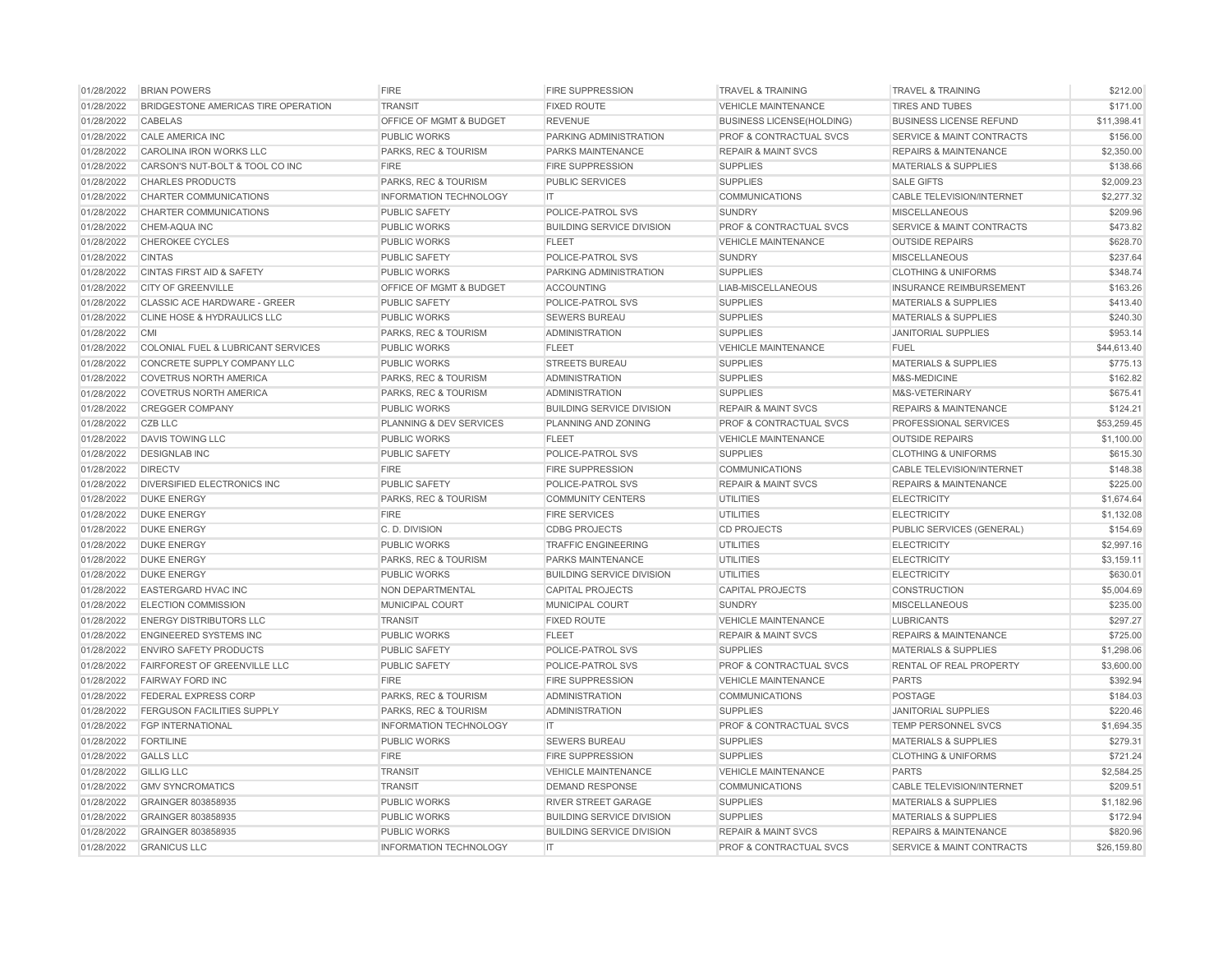| | | | | | | |
|---|---|---|---|---|---|---|
| 01/28/2022 | BRIAN POWERS | FIRE | FIRE SUPPRESSION | TRAVEL & TRAINING | TRAVEL & TRAINING | $212.00 |
| 01/28/2022 | BRIDGESTONE AMERICAS TIRE OPERATION | TRANSIT | FIXED ROUTE | VEHICLE MAINTENANCE | TIRES AND TUBES | $171.00 |
| 01/28/2022 | CABELAS | OFFICE OF MGMT & BUDGET | REVENUE | BUSINESS LICENSE(HOLDING) | BUSINESS LICENSE REFUND | $11,398.41 |
| 01/28/2022 | CALE AMERICA INC | PUBLIC WORKS | PARKING ADMINISTRATION | PROF & CONTRACTUAL SVCS | SERVICE & MAINT CONTRACTS | $156.00 |
| 01/28/2022 | CAROLINA IRON WORKS LLC | PARKS, REC & TOURISM | PARKS MAINTENANCE | REPAIR & MAINT SVCS | REPAIRS & MAINTENANCE | $2,350.00 |
| 01/28/2022 | CARSON'S NUT-BOLT & TOOL CO INC | FIRE | FIRE SUPPRESSION | SUPPLIES | MATERIALS & SUPPLIES | $138.66 |
| 01/28/2022 | CHARLES PRODUCTS | PARKS, REC & TOURISM | PUBLIC SERVICES | SUPPLIES | SALE GIFTS | $2,009.23 |
| 01/28/2022 | CHARTER COMMUNICATIONS | INFORMATION TECHNOLOGY | IT | COMMUNICATIONS | CABLE TELEVISION/INTERNET | $2,277.32 |
| 01/28/2022 | CHARTER COMMUNICATIONS | PUBLIC SAFETY | POLICE-PATROL SVS | SUNDRY | MISCELLANEOUS | $209.96 |
| 01/28/2022 | CHEM-AQUA INC | PUBLIC WORKS | BUILDING SERVICE DIVISION | PROF & CONTRACTUAL SVCS | SERVICE & MAINT CONTRACTS | $473.82 |
| 01/28/2022 | CHEROKEE CYCLES | PUBLIC WORKS | FLEET | VEHICLE MAINTENANCE | OUTSIDE REPAIRS | $628.70 |
| 01/28/2022 | CINTAS | PUBLIC SAFETY | POLICE-PATROL SVS | SUNDRY | MISCELLANEOUS | $237.64 |
| 01/28/2022 | CINTAS FIRST AID & SAFETY | PUBLIC WORKS | PARKING ADMINISTRATION | SUPPLIES | CLOTHING & UNIFORMS | $348.74 |
| 01/28/2022 | CITY OF GREENVILLE | OFFICE OF MGMT & BUDGET | ACCOUNTING | LIAB-MISCELLANEOUS | INSURANCE REIMBURSEMENT | $163.26 |
| 01/28/2022 | CLASSIC ACE HARDWARE - GREER | PUBLIC SAFETY | POLICE-PATROL SVS | SUPPLIES | MATERIALS & SUPPLIES | $413.40 |
| 01/28/2022 | CLINE HOSE & HYDRAULICS LLC | PUBLIC WORKS | SEWERS BUREAU | SUPPLIES | MATERIALS & SUPPLIES | $240.30 |
| 01/28/2022 | CMI | PARKS, REC & TOURISM | ADMINISTRATION | SUPPLIES | JANITORIAL SUPPLIES | $953.14 |
| 01/28/2022 | COLONIAL FUEL & LUBRICANT SERVICES | PUBLIC WORKS | FLEET | VEHICLE MAINTENANCE | FUEL | $44,613.40 |
| 01/28/2022 | CONCRETE SUPPLY COMPANY LLC | PUBLIC WORKS | STREETS BUREAU | SUPPLIES | MATERIALS & SUPPLIES | $775.13 |
| 01/28/2022 | COVETRUS NORTH AMERICA | PARKS, REC & TOURISM | ADMINISTRATION | SUPPLIES | M&S-MEDICINE | $162.82 |
| 01/28/2022 | COVETRUS NORTH AMERICA | PARKS, REC & TOURISM | ADMINISTRATION | SUPPLIES | M&S-VETERINARY | $675.41 |
| 01/28/2022 | CREGGER COMPANY | PUBLIC WORKS | BUILDING SERVICE DIVISION | REPAIR & MAINT SVCS | REPAIRS & MAINTENANCE | $124.21 |
| 01/28/2022 | CZB LLC | PLANNING & DEV SERVICES | PLANNING AND ZONING | PROF & CONTRACTUAL SVCS | PROFESSIONAL SERVICES | $53,259.45 |
| 01/28/2022 | DAVIS TOWING LLC | PUBLIC WORKS | FLEET | VEHICLE MAINTENANCE | OUTSIDE REPAIRS | $1,100.00 |
| 01/28/2022 | DESIGNLAB INC | PUBLIC SAFETY | POLICE-PATROL SVS | SUPPLIES | CLOTHING & UNIFORMS | $615.30 |
| 01/28/2022 | DIRECTV | FIRE | FIRE SUPPRESSION | COMMUNICATIONS | CABLE TELEVISION/INTERNET | $148.38 |
| 01/28/2022 | DIVERSIFIED ELECTRONICS INC | PUBLIC SAFETY | POLICE-PATROL SVS | REPAIR & MAINT SVCS | REPAIRS & MAINTENANCE | $225.00 |
| 01/28/2022 | DUKE ENERGY | PARKS, REC & TOURISM | COMMUNITY CENTERS | UTILITIES | ELECTRICITY | $1,674.64 |
| 01/28/2022 | DUKE ENERGY | FIRE | FIRE SERVICES | UTILITIES | ELECTRICITY | $1,132.08 |
| 01/28/2022 | DUKE ENERGY | C. D. DIVISION | CDBG PROJECTS | CD PROJECTS | PUBLIC SERVICES (GENERAL) | $154.69 |
| 01/28/2022 | DUKE ENERGY | PUBLIC WORKS | TRAFFIC ENGINEERING | UTILITIES | ELECTRICITY | $2,997.16 |
| 01/28/2022 | DUKE ENERGY | PARKS, REC & TOURISM | PARKS MAINTENANCE | UTILITIES | ELECTRICITY | $3,159.11 |
| 01/28/2022 | DUKE ENERGY | PUBLIC WORKS | BUILDING SERVICE DIVISION | UTILITIES | ELECTRICITY | $630.01 |
| 01/28/2022 | EASTERGARD HVAC INC | NON DEPARTMENTAL | CAPITAL PROJECTS | CAPITAL PROJECTS | CONSTRUCTION | $5,004.69 |
| 01/28/2022 | ELECTION COMMISSION | MUNICIPAL COURT | MUNICIPAL COURT | SUNDRY | MISCELLANEOUS | $235.00 |
| 01/28/2022 | ENERGY DISTRIBUTORS LLC | TRANSIT | FIXED ROUTE | VEHICLE MAINTENANCE | LUBRICANTS | $297.27 |
| 01/28/2022 | ENGINEERED SYSTEMS INC | PUBLIC WORKS | FLEET | REPAIR & MAINT SVCS | REPAIRS & MAINTENANCE | $725.00 |
| 01/28/2022 | ENVIRO SAFETY PRODUCTS | PUBLIC SAFETY | POLICE-PATROL SVS | SUPPLIES | MATERIALS & SUPPLIES | $1,298.06 |
| 01/28/2022 | FAIRFOREST OF GREENVILLE LLC | PUBLIC SAFETY | POLICE-PATROL SVS | PROF & CONTRACTUAL SVCS | RENTAL OF REAL PROPERTY | $3,600.00 |
| 01/28/2022 | FAIRWAY FORD INC | FIRE | FIRE SUPPRESSION | VEHICLE MAINTENANCE | PARTS | $392.94 |
| 01/28/2022 | FEDERAL EXPRESS CORP | PARKS, REC & TOURISM | ADMINISTRATION | COMMUNICATIONS | POSTAGE | $184.03 |
| 01/28/2022 | FERGUSON FACILITIES SUPPLY | PARKS, REC & TOURISM | ADMINISTRATION | SUPPLIES | JANITORIAL SUPPLIES | $220.46 |
| 01/28/2022 | FGP INTERNATIONAL | INFORMATION TECHNOLOGY | IT | PROF & CONTRACTUAL SVCS | TEMP PERSONNEL SVCS | $1,694.35 |
| 01/28/2022 | FORTILINE | PUBLIC WORKS | SEWERS BUREAU | SUPPLIES | MATERIALS & SUPPLIES | $279.31 |
| 01/28/2022 | GALLS LLC | FIRE | FIRE SUPPRESSION | SUPPLIES | CLOTHING & UNIFORMS | $721.24 |
| 01/28/2022 | GILLIG LLC | TRANSIT | VEHICLE MAINTENANCE | VEHICLE MAINTENANCE | PARTS | $2,584.25 |
| 01/28/2022 | GMV SYNCROMATICS | TRANSIT | DEMAND RESPONSE | COMMUNICATIONS | CABLE TELEVISION/INTERNET | $209.51 |
| 01/28/2022 | GRAINGER 803858935 | PUBLIC WORKS | RIVER STREET GARAGE | SUPPLIES | MATERIALS & SUPPLIES | $1,182.96 |
| 01/28/2022 | GRAINGER 803858935 | PUBLIC WORKS | BUILDING SERVICE DIVISION | SUPPLIES | MATERIALS & SUPPLIES | $172.94 |
| 01/28/2022 | GRAINGER 803858935 | PUBLIC WORKS | BUILDING SERVICE DIVISION | REPAIR & MAINT SVCS | REPAIRS & MAINTENANCE | $820.96 |
| 01/28/2022 | GRANICUS LLC | INFORMATION TECHNOLOGY | IT | PROF & CONTRACTUAL SVCS | SERVICE & MAINT CONTRACTS | $26,159.80 |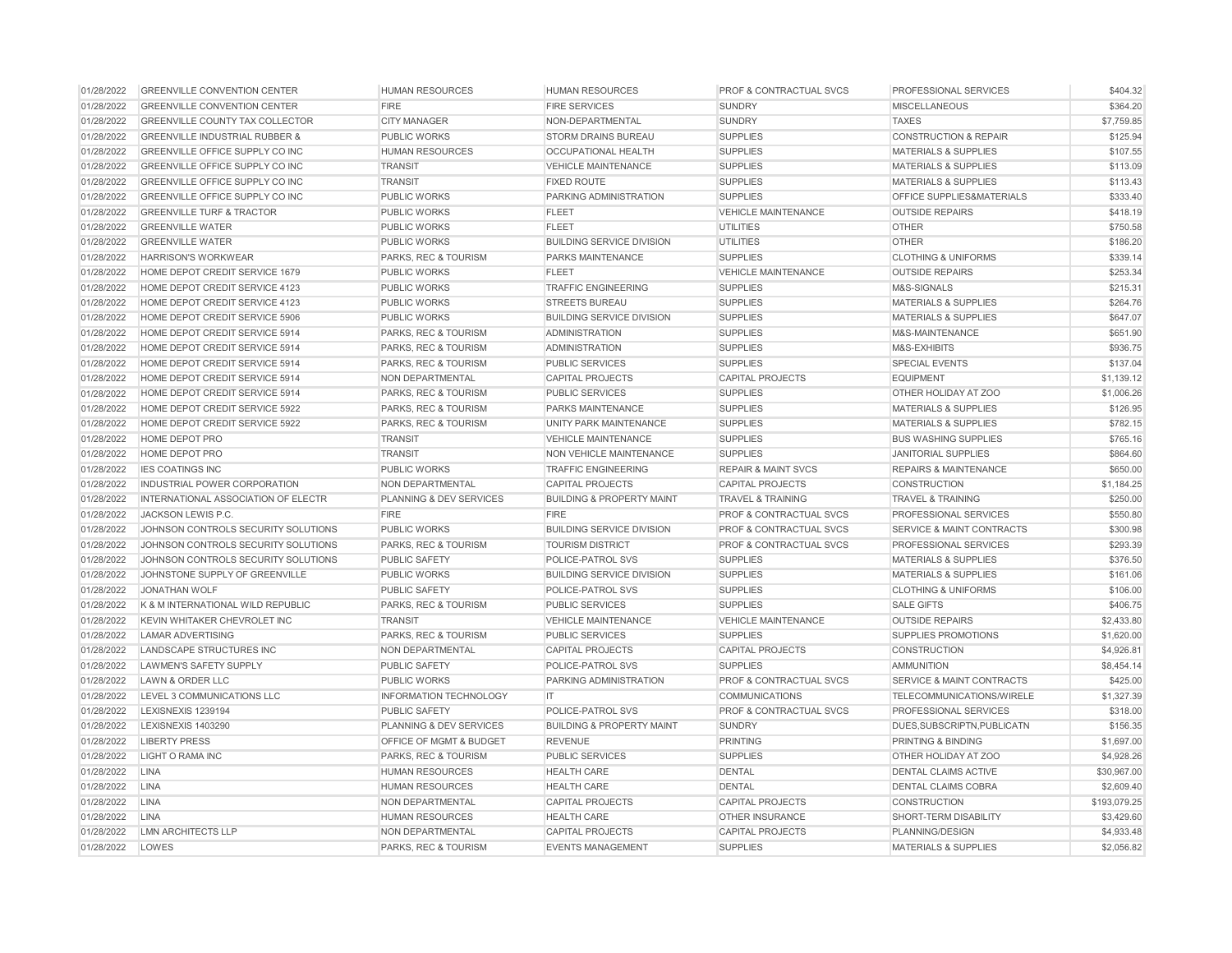| | | | | | | |
|---|---|---|---|---|---|---|
| 01/28/2022 | GREENVILLE CONVENTION CENTER | HUMAN RESOURCES | HUMAN RESOURCES | PROF & CONTRACTUAL SVCS | PROFESSIONAL SERVICES | $404.32 |
| 01/28/2022 | GREENVILLE CONVENTION CENTER | FIRE | FIRE SERVICES | SUNDRY | MISCELLANEOUS | $364.20 |
| 01/28/2022 | GREENVILLE COUNTY TAX COLLECTOR | CITY MANAGER | NON-DEPARTMENTAL | SUNDRY | TAXES | $7,759.85 |
| 01/28/2022 | GREENVILLE INDUSTRIAL RUBBER & | PUBLIC WORKS | STORM DRAINS BUREAU | SUPPLIES | CONSTRUCTION & REPAIR | $125.94 |
| 01/28/2022 | GREENVILLE OFFICE SUPPLY CO INC | HUMAN RESOURCES | OCCUPATIONAL HEALTH | SUPPLIES | MATERIALS & SUPPLIES | $107.55 |
| 01/28/2022 | GREENVILLE OFFICE SUPPLY CO INC | TRANSIT | VEHICLE MAINTENANCE | SUPPLIES | MATERIALS & SUPPLIES | $113.09 |
| 01/28/2022 | GREENVILLE OFFICE SUPPLY CO INC | TRANSIT | FIXED ROUTE | SUPPLIES | MATERIALS & SUPPLIES | $113.43 |
| 01/28/2022 | GREENVILLE OFFICE SUPPLY CO INC | PUBLIC WORKS | PARKING ADMINISTRATION | SUPPLIES | OFFICE SUPPLIES&MATERIALS | $333.40 |
| 01/28/2022 | GREENVILLE TURF & TRACTOR | PUBLIC WORKS | FLEET | VEHICLE MAINTENANCE | OUTSIDE REPAIRS | $418.19 |
| 01/28/2022 | GREENVILLE WATER | PUBLIC WORKS | FLEET | UTILITIES | OTHER | $750.58 |
| 01/28/2022 | GREENVILLE WATER | PUBLIC WORKS | BUILDING SERVICE DIVISION | UTILITIES | OTHER | $186.20 |
| 01/28/2022 | HARRISON'S WORKWEAR | PARKS, REC & TOURISM | PARKS MAINTENANCE | SUPPLIES | CLOTHING & UNIFORMS | $339.14 |
| 01/28/2022 | HOME DEPOT CREDIT SERVICE 1679 | PUBLIC WORKS | FLEET | VEHICLE MAINTENANCE | OUTSIDE REPAIRS | $253.34 |
| 01/28/2022 | HOME DEPOT CREDIT SERVICE 4123 | PUBLIC WORKS | TRAFFIC ENGINEERING | SUPPLIES | M&S-SIGNALS | $215.31 |
| 01/28/2022 | HOME DEPOT CREDIT SERVICE 4123 | PUBLIC WORKS | STREETS BUREAU | SUPPLIES | MATERIALS & SUPPLIES | $264.76 |
| 01/28/2022 | HOME DEPOT CREDIT SERVICE 5906 | PUBLIC WORKS | BUILDING SERVICE DIVISION | SUPPLIES | MATERIALS & SUPPLIES | $647.07 |
| 01/28/2022 | HOME DEPOT CREDIT SERVICE 5914 | PARKS, REC & TOURISM | ADMINISTRATION | SUPPLIES | M&S-MAINTENANCE | $651.90 |
| 01/28/2022 | HOME DEPOT CREDIT SERVICE 5914 | PARKS, REC & TOURISM | ADMINISTRATION | SUPPLIES | M&S-EXHIBITS | $936.75 |
| 01/28/2022 | HOME DEPOT CREDIT SERVICE 5914 | PARKS, REC & TOURISM | PUBLIC SERVICES | SUPPLIES | SPECIAL EVENTS | $137.04 |
| 01/28/2022 | HOME DEPOT CREDIT SERVICE 5914 | NON DEPARTMENTAL | CAPITAL PROJECTS | CAPITAL PROJECTS | EQUIPMENT | $1,139.12 |
| 01/28/2022 | HOME DEPOT CREDIT SERVICE 5914 | PARKS, REC & TOURISM | PUBLIC SERVICES | SUPPLIES | OTHER HOLIDAY AT ZOO | $1,006.26 |
| 01/28/2022 | HOME DEPOT CREDIT SERVICE 5922 | PARKS, REC & TOURISM | PARKS MAINTENANCE | SUPPLIES | MATERIALS & SUPPLIES | $126.95 |
| 01/28/2022 | HOME DEPOT CREDIT SERVICE 5922 | PARKS, REC & TOURISM | UNITY PARK MAINTENANCE | SUPPLIES | MATERIALS & SUPPLIES | $782.15 |
| 01/28/2022 | HOME DEPOT PRO | TRANSIT | VEHICLE MAINTENANCE | SUPPLIES | BUS WASHING SUPPLIES | $765.16 |
| 01/28/2022 | HOME DEPOT PRO | TRANSIT | NON VEHICLE MAINTENANCE | SUPPLIES | JANITORIAL SUPPLIES | $864.60 |
| 01/28/2022 | IES COATINGS INC | PUBLIC WORKS | TRAFFIC ENGINEERING | REPAIR & MAINT SVCS | REPAIRS & MAINTENANCE | $650.00 |
| 01/28/2022 | INDUSTRIAL POWER CORPORATION | NON DEPARTMENTAL | CAPITAL PROJECTS | CAPITAL PROJECTS | CONSTRUCTION | $1,184.25 |
| 01/28/2022 | INTERNATIONAL ASSOCIATION OF ELECTR | PLANNING & DEV SERVICES | BUILDING & PROPERTY MAINT | TRAVEL & TRAINING | TRAVEL & TRAINING | $250.00 |
| 01/28/2022 | JACKSON LEWIS P.C. | FIRE | FIRE | PROF & CONTRACTUAL SVCS | PROFESSIONAL SERVICES | $550.80 |
| 01/28/2022 | JOHNSON CONTROLS SECURITY SOLUTIONS | PUBLIC WORKS | BUILDING SERVICE DIVISION | PROF & CONTRACTUAL SVCS | SERVICE & MAINT CONTRACTS | $300.98 |
| 01/28/2022 | JOHNSON CONTROLS SECURITY SOLUTIONS | PARKS, REC & TOURISM | TOURISM DISTRICT | PROF & CONTRACTUAL SVCS | PROFESSIONAL SERVICES | $293.39 |
| 01/28/2022 | JOHNSON CONTROLS SECURITY SOLUTIONS | PUBLIC SAFETY | POLICE-PATROL SVS | SUPPLIES | MATERIALS & SUPPLIES | $376.50 |
| 01/28/2022 | JOHNSTONE SUPPLY OF GREENVILLE | PUBLIC WORKS | BUILDING SERVICE DIVISION | SUPPLIES | MATERIALS & SUPPLIES | $161.06 |
| 01/28/2022 | JONATHAN WOLF | PUBLIC SAFETY | POLICE-PATROL SVS | SUPPLIES | CLOTHING & UNIFORMS | $106.00 |
| 01/28/2022 | K & M INTERNATIONAL WILD REPUBLIC | PARKS, REC & TOURISM | PUBLIC SERVICES | SUPPLIES | SALE GIFTS | $406.75 |
| 01/28/2022 | KEVIN WHITAKER CHEVROLET INC | TRANSIT | VEHICLE MAINTENANCE | VEHICLE MAINTENANCE | OUTSIDE REPAIRS | $2,433.80 |
| 01/28/2022 | LAMAR ADVERTISING | PARKS, REC & TOURISM | PUBLIC SERVICES | SUPPLIES | SUPPLIES PROMOTIONS | $1,620.00 |
| 01/28/2022 | LANDSCAPE STRUCTURES INC | NON DEPARTMENTAL | CAPITAL PROJECTS | CAPITAL PROJECTS | CONSTRUCTION | $4,926.81 |
| 01/28/2022 | LAWMEN'S SAFETY SUPPLY | PUBLIC SAFETY | POLICE-PATROL SVS | SUPPLIES | AMMUNITION | $8,454.14 |
| 01/28/2022 | LAWN & ORDER LLC | PUBLIC WORKS | PARKING ADMINISTRATION | PROF & CONTRACTUAL SVCS | SERVICE & MAINT CONTRACTS | $425.00 |
| 01/28/2022 | LEVEL 3 COMMUNICATIONS LLC | INFORMATION TECHNOLOGY | IT | COMMUNICATIONS | TELECOMMUNICATIONS/WIRELE | $1,327.39 |
| 01/28/2022 | LEXISNEXIS 1239194 | PUBLIC SAFETY | POLICE-PATROL SVS | PROF & CONTRACTUAL SVCS | PROFESSIONAL SERVICES | $318.00 |
| 01/28/2022 | LEXISNEXIS 1403290 | PLANNING & DEV SERVICES | BUILDING & PROPERTY MAINT | SUNDRY | DUES,SUBSCRIPTN,PUBLICATN | $156.35 |
| 01/28/2022 | LIBERTY PRESS | OFFICE OF MGMT & BUDGET | REVENUE | PRINTING | PRINTING & BINDING | $1,697.00 |
| 01/28/2022 | LIGHT O RAMA INC | PARKS, REC & TOURISM | PUBLIC SERVICES | SUPPLIES | OTHER HOLIDAY AT ZOO | $4,928.26 |
| 01/28/2022 | LINA | HUMAN RESOURCES | HEALTH CARE | DENTAL | DENTAL CLAIMS ACTIVE | $30,967.00 |
| 01/28/2022 | LINA | HUMAN RESOURCES | HEALTH CARE | DENTAL | DENTAL CLAIMS COBRA | $2,609.40 |
| 01/28/2022 | LINA | NON DEPARTMENTAL | CAPITAL PROJECTS | CAPITAL PROJECTS | CONSTRUCTION | $193,079.25 |
| 01/28/2022 | LINA | HUMAN RESOURCES | HEALTH CARE | OTHER INSURANCE | SHORT-TERM DISABILITY | $3,429.60 |
| 01/28/2022 | LMN ARCHITECTS LLP | NON DEPARTMENTAL | CAPITAL PROJECTS | CAPITAL PROJECTS | PLANNING/DESIGN | $4,933.48 |
| 01/28/2022 | LOWES | PARKS, REC & TOURISM | EVENTS MANAGEMENT | SUPPLIES | MATERIALS & SUPPLIES | $2,056.82 |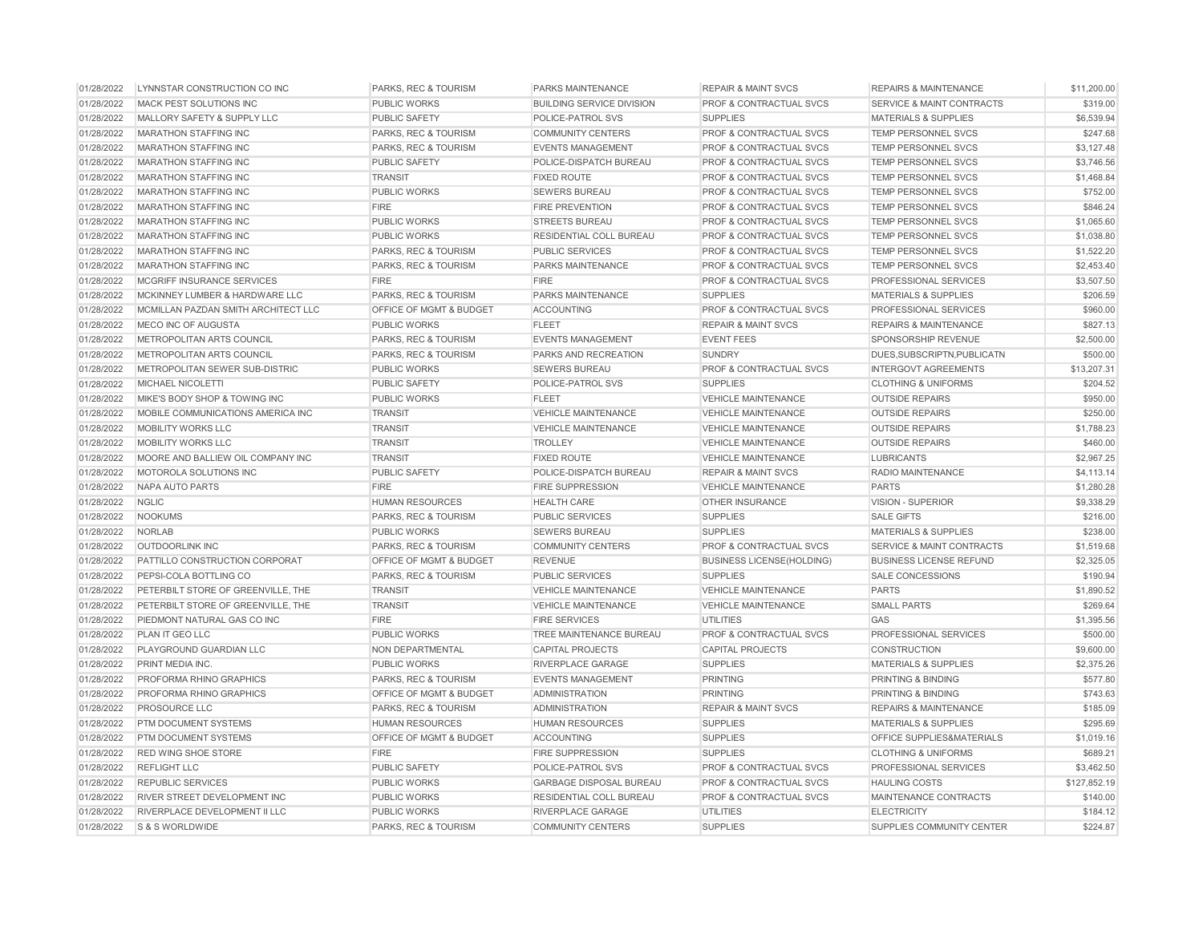| | | | | | | |
|---|---|---|---|---|---|---|
| 01/28/2022 | LYNNSTAR CONSTRUCTION CO INC | PARKS, REC & TOURISM | PARKS MAINTENANCE | REPAIR & MAINT SVCS | REPAIRS & MAINTENANCE | $11,200.00 |
| 01/28/2022 | MACK PEST SOLUTIONS INC | PUBLIC WORKS | BUILDING SERVICE DIVISION | PROF & CONTRACTUAL SVCS | SERVICE & MAINT CONTRACTS | $319.00 |
| 01/28/2022 | MALLORY SAFETY & SUPPLY LLC | PUBLIC SAFETY | POLICE-PATROL SVS | SUPPLIES | MATERIALS & SUPPLIES | $6,539.94 |
| 01/28/2022 | MARATHON STAFFING INC | PARKS, REC & TOURISM | COMMUNITY CENTERS | PROF & CONTRACTUAL SVCS | TEMP PERSONNEL SVCS | $247.68 |
| 01/28/2022 | MARATHON STAFFING INC | PARKS, REC & TOURISM | EVENTS MANAGEMENT | PROF & CONTRACTUAL SVCS | TEMP PERSONNEL SVCS | $3,127.48 |
| 01/28/2022 | MARATHON STAFFING INC | PUBLIC SAFETY | POLICE-DISPATCH BUREAU | PROF & CONTRACTUAL SVCS | TEMP PERSONNEL SVCS | $3,746.56 |
| 01/28/2022 | MARATHON STAFFING INC | TRANSIT | FIXED ROUTE | PROF & CONTRACTUAL SVCS | TEMP PERSONNEL SVCS | $1,468.84 |
| 01/28/2022 | MARATHON STAFFING INC | PUBLIC WORKS | SEWERS BUREAU | PROF & CONTRACTUAL SVCS | TEMP PERSONNEL SVCS | $752.00 |
| 01/28/2022 | MARATHON STAFFING INC | FIRE | FIRE PREVENTION | PROF & CONTRACTUAL SVCS | TEMP PERSONNEL SVCS | $846.24 |
| 01/28/2022 | MARATHON STAFFING INC | PUBLIC WORKS | STREETS BUREAU | PROF & CONTRACTUAL SVCS | TEMP PERSONNEL SVCS | $1,065.60 |
| 01/28/2022 | MARATHON STAFFING INC | PUBLIC WORKS | RESIDENTIAL COLL BUREAU | PROF & CONTRACTUAL SVCS | TEMP PERSONNEL SVCS | $1,038.80 |
| 01/28/2022 | MARATHON STAFFING INC | PARKS, REC & TOURISM | PUBLIC SERVICES | PROF & CONTRACTUAL SVCS | TEMP PERSONNEL SVCS | $1,522.20 |
| 01/28/2022 | MARATHON STAFFING INC | PARKS, REC & TOURISM | PARKS MAINTENANCE | PROF & CONTRACTUAL SVCS | TEMP PERSONNEL SVCS | $2,453.40 |
| 01/28/2022 | MCGRIFF INSURANCE SERVICES | FIRE | FIRE | PROF & CONTRACTUAL SVCS | PROFESSIONAL SERVICES | $3,507.50 |
| 01/28/2022 | MCKINNEY LUMBER & HARDWARE LLC | PARKS, REC & TOURISM | PARKS MAINTENANCE | SUPPLIES | MATERIALS & SUPPLIES | $206.59 |
| 01/28/2022 | MCMILLAN PAZDAN SMITH ARCHITECT LLC | OFFICE OF MGMT & BUDGET | ACCOUNTING | PROF & CONTRACTUAL SVCS | PROFESSIONAL SERVICES | $960.00 |
| 01/28/2022 | MECO INC OF AUGUSTA | PUBLIC WORKS | FLEET | REPAIR & MAINT SVCS | REPAIRS & MAINTENANCE | $827.13 |
| 01/28/2022 | METROPOLITAN ARTS COUNCIL | PARKS, REC & TOURISM | EVENTS MANAGEMENT | EVENT FEES | SPONSORSHIP REVENUE | $2,500.00 |
| 01/28/2022 | METROPOLITAN ARTS COUNCIL | PARKS, REC & TOURISM | PARKS AND RECREATION | SUNDRY | DUES,SUBSCRIPTN,PUBLICATN | $500.00 |
| 01/28/2022 | METROPOLITAN SEWER SUB-DISTRIC | PUBLIC WORKS | SEWERS BUREAU | PROF & CONTRACTUAL SVCS | INTERGOVT AGREEMENTS | $13,207.31 |
| 01/28/2022 | MICHAEL NICOLETTI | PUBLIC SAFETY | POLICE-PATROL SVS | SUPPLIES | CLOTHING & UNIFORMS | $204.52 |
| 01/28/2022 | MIKE'S BODY SHOP & TOWING INC | PUBLIC WORKS | FLEET | VEHICLE MAINTENANCE | OUTSIDE REPAIRS | $950.00 |
| 01/28/2022 | MOBILE COMMUNICATIONS AMERICA INC | TRANSIT | VEHICLE MAINTENANCE | VEHICLE MAINTENANCE | OUTSIDE REPAIRS | $250.00 |
| 01/28/2022 | MOBILITY WORKS LLC | TRANSIT | VEHICLE MAINTENANCE | VEHICLE MAINTENANCE | OUTSIDE REPAIRS | $1,788.23 |
| 01/28/2022 | MOBILITY WORKS LLC | TRANSIT | TROLLEY | VEHICLE MAINTENANCE | OUTSIDE REPAIRS | $460.00 |
| 01/28/2022 | MOORE AND BALLIEW OIL COMPANY INC | TRANSIT | FIXED ROUTE | VEHICLE MAINTENANCE | LUBRICANTS | $2,967.25 |
| 01/28/2022 | MOTOROLA SOLUTIONS INC | PUBLIC SAFETY | POLICE-DISPATCH BUREAU | REPAIR & MAINT SVCS | RADIO MAINTENANCE | $4,113.14 |
| 01/28/2022 | NAPA AUTO PARTS | FIRE | FIRE SUPPRESSION | VEHICLE MAINTENANCE | PARTS | $1,280.28 |
| 01/28/2022 | NGLIC | HUMAN RESOURCES | HEALTH CARE | OTHER INSURANCE | VISION - SUPERIOR | $9,338.29 |
| 01/28/2022 | NOOKUMS | PARKS, REC & TOURISM | PUBLIC SERVICES | SUPPLIES | SALE GIFTS | $216.00 |
| 01/28/2022 | NORLAB | PUBLIC WORKS | SEWERS BUREAU | SUPPLIES | MATERIALS & SUPPLIES | $238.00 |
| 01/28/2022 | OUTDOORLINK INC | PARKS, REC & TOURISM | COMMUNITY CENTERS | PROF & CONTRACTUAL SVCS | SERVICE & MAINT CONTRACTS | $1,519.68 |
| 01/28/2022 | PATTILLO CONSTRUCTION CORPORAT | OFFICE OF MGMT & BUDGET | REVENUE | BUSINESS LICENSE(HOLDING) | BUSINESS LICENSE REFUND | $2,325.05 |
| 01/28/2022 | PEPSI-COLA BOTTLING CO | PARKS, REC & TOURISM | PUBLIC SERVICES | SUPPLIES | SALE CONCESSIONS | $190.94 |
| 01/28/2022 | PETERBILT STORE OF GREENVILLE, THE | TRANSIT | VEHICLE MAINTENANCE | VEHICLE MAINTENANCE | PARTS | $1,890.52 |
| 01/28/2022 | PETERBILT STORE OF GREENVILLE, THE | TRANSIT | VEHICLE MAINTENANCE | VEHICLE MAINTENANCE | SMALL PARTS | $269.64 |
| 01/28/2022 | PIEDMONT NATURAL GAS CO INC | FIRE | FIRE SERVICES | UTILITIES | GAS | $1,395.56 |
| 01/28/2022 | PLAN IT GEO LLC | PUBLIC WORKS | TREE MAINTENANCE BUREAU | PROF & CONTRACTUAL SVCS | PROFESSIONAL SERVICES | $500.00 |
| 01/28/2022 | PLAYGROUND GUARDIAN LLC | NON DEPARTMENTAL | CAPITAL PROJECTS | CAPITAL PROJECTS | CONSTRUCTION | $9,600.00 |
| 01/28/2022 | PRINT MEDIA INC. | PUBLIC WORKS | RIVERPLACE GARAGE | SUPPLIES | MATERIALS & SUPPLIES | $2,375.26 |
| 01/28/2022 | PROFORMA RHINO GRAPHICS | PARKS, REC & TOURISM | EVENTS MANAGEMENT | PRINTING | PRINTING & BINDING | $577.80 |
| 01/28/2022 | PROFORMA RHINO GRAPHICS | OFFICE OF MGMT & BUDGET | ADMINISTRATION | PRINTING | PRINTING & BINDING | $743.63 |
| 01/28/2022 | PROSOURCE LLC | PARKS, REC & TOURISM | ADMINISTRATION | REPAIR & MAINT SVCS | REPAIRS & MAINTENANCE | $185.09 |
| 01/28/2022 | PTM DOCUMENT SYSTEMS | HUMAN RESOURCES | HUMAN RESOURCES | SUPPLIES | MATERIALS & SUPPLIES | $295.69 |
| 01/28/2022 | PTM DOCUMENT SYSTEMS | OFFICE OF MGMT & BUDGET | ACCOUNTING | SUPPLIES | OFFICE SUPPLIES&MATERIALS | $1,019.16 |
| 01/28/2022 | RED WING SHOE STORE | FIRE | FIRE SUPPRESSION | SUPPLIES | CLOTHING & UNIFORMS | $689.21 |
| 01/28/2022 | REFLIGHT LLC | PUBLIC SAFETY | POLICE-PATROL SVS | PROF & CONTRACTUAL SVCS | PROFESSIONAL SERVICES | $3,462.50 |
| 01/28/2022 | REPUBLIC SERVICES | PUBLIC WORKS | GARBAGE DISPOSAL BUREAU | PROF & CONTRACTUAL SVCS | HAULING COSTS | $127,852.19 |
| 01/28/2022 | RIVER STREET DEVELOPMENT INC | PUBLIC WORKS | RESIDENTIAL COLL BUREAU | PROF & CONTRACTUAL SVCS | MAINTENANCE CONTRACTS | $140.00 |
| 01/28/2022 | RIVERPLACE DEVELOPMENT II LLC | PUBLIC WORKS | RIVERPLACE GARAGE | UTILITIES | ELECTRICITY | $184.12 |
| 01/28/2022 | S & S WORLDWIDE | PARKS, REC & TOURISM | COMMUNITY CENTERS | SUPPLIES | SUPPLIES COMMUNITY CENTER | $224.87 |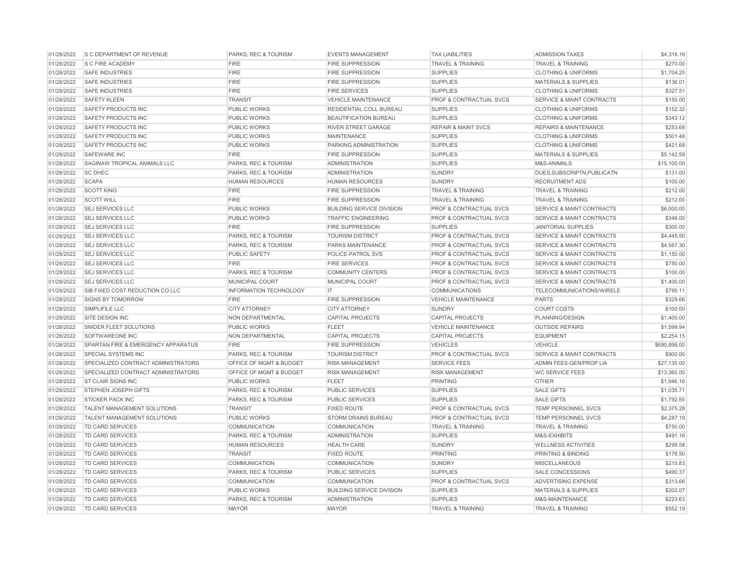| | | | | | | |
|---|---|---|---|---|---|---|
| 01/28/2022 | S C DEPARTMENT OF REVENUE | PARKS, REC & TOURISM | EVENTS MANAGEMENT | TAX LIABILITIES | ADMISSION TAXES | $4,316.16 |
| 01/28/2022 | S C FIRE ACADEMY | FIRE | FIRE SUPPRESSION | TRAVEL & TRAINING | TRAVEL & TRAINING | $270.00 |
| 01/28/2022 | SAFE INDUSTRIES | FIRE | FIRE SUPPRESSION | SUPPLIES | CLOTHING & UNIFORMS | $1,704.25 |
| 01/28/2022 | SAFE INDUSTRIES | FIRE | FIRE SUPPRESSION | SUPPLIES | MATERIALS & SUPPLIES | $136.01 |
| 01/28/2022 | SAFE INDUSTRIES | FIRE | FIRE SERVICES | SUPPLIES | CLOTHING & UNIFORMS | $327.51 |
| 01/28/2022 | SAFETY KLEEN | TRANSIT | VEHICLE MAINTENANCE | PROF & CONTRACTUAL SVCS | SERVICE & MAINT CONTRACTS | $150.00 |
| 01/28/2022 | SAFETY PRODUCTS INC | PUBLIC WORKS | RESIDENTIAL COLL BUREAU | SUPPLIES | CLOTHING & UNIFORMS | $152.32 |
| 01/28/2022 | SAFETY PRODUCTS INC | PUBLIC WORKS | BEAUTIFICATION BUREAU | SUPPLIES | CLOTHING & UNIFORMS | $343.12 |
| 01/28/2022 | SAFETY PRODUCTS INC | PUBLIC WORKS | RIVER STREET GARAGE | REPAIR & MAINT SVCS | REPAIRS & MAINTENANCE | $253.68 |
| 01/28/2022 | SAFETY PRODUCTS INC | PUBLIC WORKS | MAINTENANCE | SUPPLIES | CLOTHING & UNIFORMS | $501.48 |
| 01/28/2022 | SAFETY PRODUCTS INC | PUBLIC WORKS | PARKING ADMINISTRATION | SUPPLIES | CLOTHING & UNIFORMS | $421.68 |
| 01/28/2022 | SAFEWARE INC | FIRE | FIRE SUPPRESSION | SUPPLIES | MATERIALS & SUPPLIES | $5,142.59 |
| 01/28/2022 | SAGINAW TROPICAL ANIMALS LLC | PARKS, REC & TOURISM | ADMINISTRATION | SUPPLIES | M&S-ANIMALS | $15,100.00 |
| 01/28/2022 | SC DHEC | PARKS, REC & TOURISM | ADMINISTRATION | SUNDRY | DUES,SUBSCRIPTN,PUBLICATN | $131.00 |
| 01/28/2022 | SCAPA | HUMAN RESOURCES | HUMAN RESOURCES | SUNDRY | RECRUITMENT ADS | $100.00 |
| 01/28/2022 | SCOTT KING | FIRE | FIRE SUPPRESSION | TRAVEL & TRAINING | TRAVEL & TRAINING | $212.00 |
| 01/28/2022 | SCOTT WILL | FIRE | FIRE SUPPRESSION | TRAVEL & TRAINING | TRAVEL & TRAINING | $212.00 |
| 01/28/2022 | SEJ SERVICES LLC | PUBLIC WORKS | BUILDING SERVICE DIVISION | PROF & CONTRACTUAL SVCS | SERVICE & MAINT CONTRACTS | $6,000.00 |
| 01/28/2022 | SEJ SERVICES LLC | PUBLIC WORKS | TRAFFIC ENGINEERING | PROF & CONTRACTUAL SVCS | SERVICE & MAINT CONTRACTS | $348.00 |
| 01/28/2022 | SEJ SERVICES LLC | FIRE | FIRE SUPPRESSION | SUPPLIES | JANITORIAL SUPPLIES | $300.00 |
| 01/28/2022 | SEJ SERVICES LLC | PARKS, REC & TOURISM | TOURISM DISTRICT | PROF & CONTRACTUAL SVCS | SERVICE & MAINT CONTRACTS | $4,445.50 |
| 01/28/2022 | SEJ SERVICES LLC | PARKS, REC & TOURISM | PARKS MAINTENANCE | PROF & CONTRACTUAL SVCS | SERVICE & MAINT CONTRACTS | $4,567.30 |
| 01/28/2022 | SEJ SERVICES LLC | PUBLIC SAFETY | POLICE-PATROL SVS | PROF & CONTRACTUAL SVCS | SERVICE & MAINT CONTRACTS | $1,150.00 |
| 01/28/2022 | SEJ SERVICES LLC | FIRE | FIRE SERVICES | PROF & CONTRACTUAL SVCS | SERVICE & MAINT CONTRACTS | $750.00 |
| 01/28/2022 | SEJ SERVICES LLC | PARKS, REC & TOURISM | COMMUNITY CENTERS | PROF & CONTRACTUAL SVCS | SERVICE & MAINT CONTRACTS | $100.00 |
| 01/28/2022 | SEJ SERVICES LLC | MUNICIPAL COURT | MUNICIPAL COURT | PROF & CONTRACTUAL SVCS | SERVICE & MAINT CONTRACTS | $1,400.00 |
| 01/28/2022 | SIB FIXED COST REDUCTION CO LLC | INFORMATION TECHNOLOGY | IT | COMMUNICATIONS | TELECOMMUNICATIONS/WIRELE | $795.11 |
| 01/28/2022 | SIGNS BY TOMORROW | FIRE | FIRE SUPPRESSION | VEHICLE MAINTENANCE | PARTS | $329.66 |
| 01/28/2022 | SIMPLIFILE LLC | CITY ATTORNEY | CITY ATTORNEY | SUNDRY | COURT COSTS | $100.00 |
| 01/28/2022 | SITE DESIGN INC | NON DEPARTMENTAL | CAPITAL PROJECTS | CAPITAL PROJECTS | PLANNING/DESIGN | $1,400.00 |
| 01/28/2022 | SNIDER FLEET SOLUTIONS | PUBLIC WORKS | FLEET | VEHICLE MAINTENANCE | OUTSIDE REPAIRS | $1,599.94 |
| 01/28/2022 | SOFTWAREONE INC | NON DEPARTMENTAL | CAPITAL PROJECTS | CAPITAL PROJECTS | EQUIPMENT | $2,254.15 |
| 01/28/2022 | SPARTAN FIRE & EMERGENCY APPARATUS | FIRE | FIRE SUPPRESSION | VEHICLES | VEHICLE | $690,898.00 |
| 01/28/2022 | SPECIAL SYSTEMS INC | PARKS, REC & TOURISM | TOURISM DISTRICT | PROF & CONTRACTUAL SVCS | SERVICE & MAINT CONTRACTS | $900.00 |
| 01/28/2022 | SPECIALIZED CONTRACT ADMINISTRATORS | OFFICE OF MGMT & BUDGET | RISK MANAGEMENT | SERVICE FEES | ADMIN FEES-GEN/PROP LIA | $27,135.00 |
| 01/28/2022 | SPECIALIZED CONTRACT ADMINISTRATORS | OFFICE OF MGMT & BUDGET | RISK MANAGEMENT | RISK MANAGEMENT | WC SERVICE FEES | $13,365.00 |
| 01/28/2022 | ST CLAIR SIGNS INC | PUBLIC WORKS | FLEET | PRINTING | OTHER | $1,946.16 |
| 01/28/2022 | STEPHEN JOSEPH GIFTS | PARKS, REC & TOURISM | PUBLIC SERVICES | SUPPLIES | SALE GIFTS | $1,035.71 |
| 01/28/2022 | STICKER PACK INC | PARKS, REC & TOURISM | PUBLIC SERVICES | SUPPLIES | SALE GIFTS | $1,792.55 |
| 01/28/2022 | TALENT MANAGEMENT SOLUTIONS | TRANSIT | FIXED ROUTE | PROF & CONTRACTUAL SVCS | TEMP PERSONNEL SVCS | $2,375.28 |
| 01/28/2022 | TALENT MANAGEMENT SOLUTIONS | PUBLIC WORKS | STORM DRAINS BUREAU | PROF & CONTRACTUAL SVCS | TEMP PERSONNEL SVCS | $4,287.19 |
| 01/28/2022 | TD CARD SERVICES | COMMUNICATION | COMMUNICATION | TRAVEL & TRAINING | TRAVEL & TRAINING | $750.00 |
| 01/28/2022 | TD CARD SERVICES | PARKS, REC & TOURISM | ADMINISTRATION | SUPPLIES | M&S-EXHIBITS | $491.16 |
| 01/28/2022 | TD CARD SERVICES | HUMAN RESOURCES | HEALTH CARE | SUNDRY | WELLNESS ACTIVITIES | $299.58 |
| 01/28/2022 | TD CARD SERVICES | TRANSIT | FIXED ROUTE | PRINTING | PRINTING & BINDING | $178.50 |
| 01/28/2022 | TD CARD SERVICES | COMMUNICATION | COMMUNICATION | SUNDRY | MISCELLANEOUS | $215.83 |
| 01/28/2022 | TD CARD SERVICES | PARKS, REC & TOURISM | PUBLIC SERVICES | SUPPLIES | SALE CONCESSIONS | $490.37 |
| 01/28/2022 | TD CARD SERVICES | COMMUNICATION | COMMUNICATION | PROF & CONTRACTUAL SVCS | ADVERTISING EXPENSE | $313.66 |
| 01/28/2022 | TD CARD SERVICES | PUBLIC WORKS | BUILDING SERVICE DIVISION | SUPPLIES | MATERIALS & SUPPLIES | $202.07 |
| 01/28/2022 | TD CARD SERVICES | PARKS, REC & TOURISM | ADMINISTRATION | SUPPLIES | M&S-MAINTENANCE | $223.63 |
| 01/28/2022 | TD CARD SERVICES | MAYOR | MAYOR | TRAVEL & TRAINING | TRAVEL & TRAINING | $552.19 |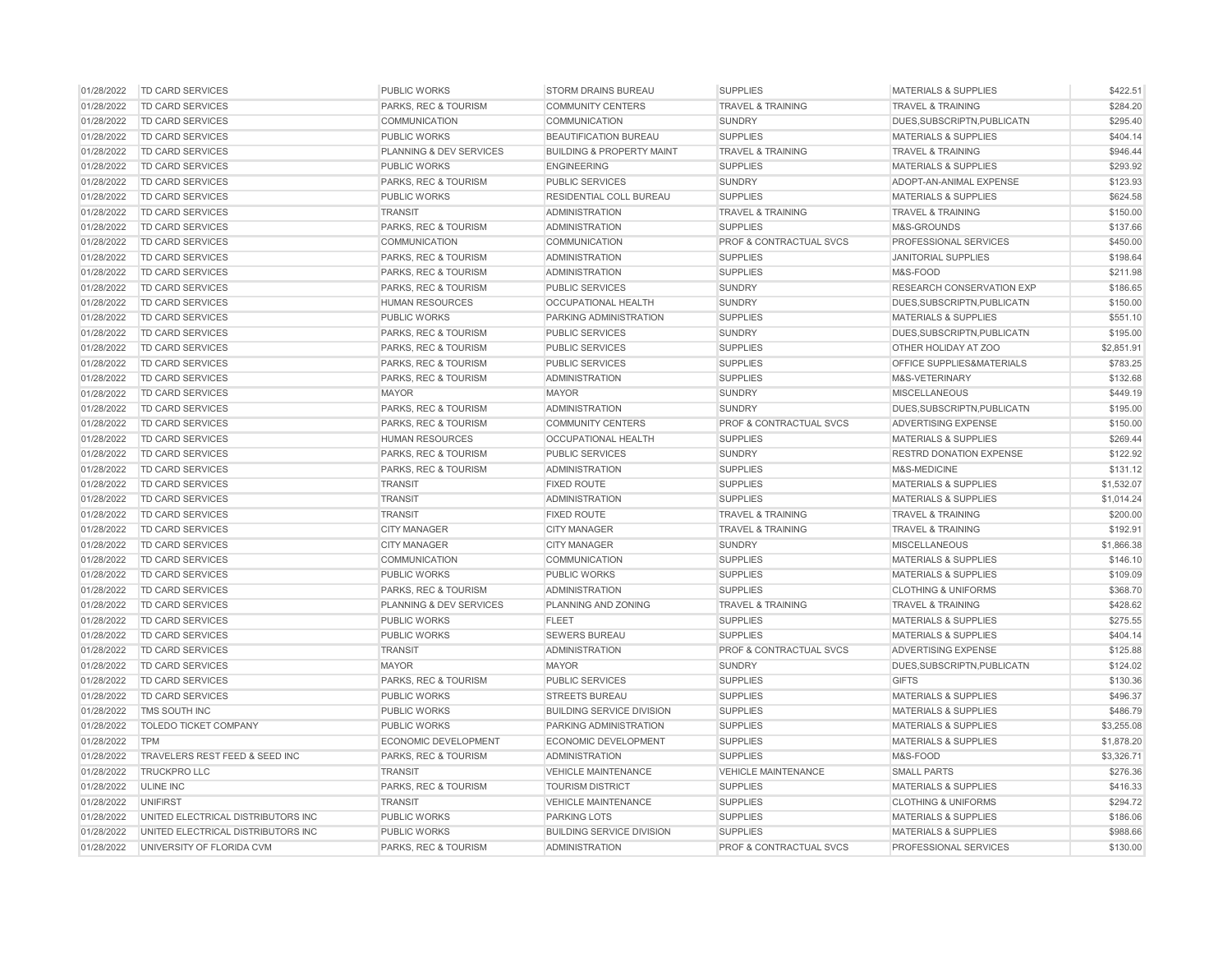| | | | | | | |
|---|---|---|---|---|---|---|
| 01/28/2022 | TD CARD SERVICES | PUBLIC WORKS | STORM DRAINS BUREAU | SUPPLIES | MATERIALS & SUPPLIES | $422.51 |
| 01/28/2022 | TD CARD SERVICES | PARKS, REC & TOURISM | COMMUNITY CENTERS | TRAVEL & TRAINING | TRAVEL & TRAINING | $284.20 |
| 01/28/2022 | TD CARD SERVICES | COMMUNICATION | COMMUNICATION | SUNDRY | DUES,SUBSCRIPTN,PUBLICATN | $295.40 |
| 01/28/2022 | TD CARD SERVICES | PUBLIC WORKS | BEAUTIFICATION BUREAU | SUPPLIES | MATERIALS & SUPPLIES | $404.14 |
| 01/28/2022 | TD CARD SERVICES | PLANNING & DEV SERVICES | BUILDING & PROPERTY MAINT | TRAVEL & TRAINING | TRAVEL & TRAINING | $946.44 |
| 01/28/2022 | TD CARD SERVICES | PUBLIC WORKS | ENGINEERING | SUPPLIES | MATERIALS & SUPPLIES | $293.92 |
| 01/28/2022 | TD CARD SERVICES | PARKS, REC & TOURISM | PUBLIC SERVICES | SUNDRY | ADOPT-AN-ANIMAL EXPENSE | $123.93 |
| 01/28/2022 | TD CARD SERVICES | PUBLIC WORKS | RESIDENTIAL COLL BUREAU | SUPPLIES | MATERIALS & SUPPLIES | $624.58 |
| 01/28/2022 | TD CARD SERVICES | TRANSIT | ADMINISTRATION | TRAVEL & TRAINING | TRAVEL & TRAINING | $150.00 |
| 01/28/2022 | TD CARD SERVICES | PARKS, REC & TOURISM | ADMINISTRATION | SUPPLIES | M&S-GROUNDS | $137.66 |
| 01/28/2022 | TD CARD SERVICES | COMMUNICATION | COMMUNICATION | PROF & CONTRACTUAL SVCS | PROFESSIONAL SERVICES | $450.00 |
| 01/28/2022 | TD CARD SERVICES | PARKS, REC & TOURISM | ADMINISTRATION | SUPPLIES | JANITORIAL SUPPLIES | $198.64 |
| 01/28/2022 | TD CARD SERVICES | PARKS, REC & TOURISM | ADMINISTRATION | SUPPLIES | M&S-FOOD | $211.98 |
| 01/28/2022 | TD CARD SERVICES | PARKS, REC & TOURISM | PUBLIC SERVICES | SUNDRY | RESEARCH CONSERVATION EXP | $186.65 |
| 01/28/2022 | TD CARD SERVICES | HUMAN RESOURCES | OCCUPATIONAL HEALTH | SUNDRY | DUES,SUBSCRIPTN,PUBLICATN | $150.00 |
| 01/28/2022 | TD CARD SERVICES | PUBLIC WORKS | PARKING ADMINISTRATION | SUPPLIES | MATERIALS & SUPPLIES | $551.10 |
| 01/28/2022 | TD CARD SERVICES | PARKS, REC & TOURISM | PUBLIC SERVICES | SUNDRY | DUES,SUBSCRIPTN,PUBLICATN | $195.00 |
| 01/28/2022 | TD CARD SERVICES | PARKS, REC & TOURISM | PUBLIC SERVICES | SUPPLIES | OTHER HOLIDAY AT ZOO | $2,851.91 |
| 01/28/2022 | TD CARD SERVICES | PARKS, REC & TOURISM | PUBLIC SERVICES | SUPPLIES | OFFICE SUPPLIES&MATERIALS | $783.25 |
| 01/28/2022 | TD CARD SERVICES | PARKS, REC & TOURISM | ADMINISTRATION | SUPPLIES | M&S-VETERINARY | $132.68 |
| 01/28/2022 | TD CARD SERVICES | MAYOR | MAYOR | SUNDRY | MISCELLANEOUS | $449.19 |
| 01/28/2022 | TD CARD SERVICES | PARKS, REC & TOURISM | ADMINISTRATION | SUNDRY | DUES,SUBSCRIPTN,PUBLICATN | $195.00 |
| 01/28/2022 | TD CARD SERVICES | PARKS, REC & TOURISM | COMMUNITY CENTERS | PROF & CONTRACTUAL SVCS | ADVERTISING EXPENSE | $150.00 |
| 01/28/2022 | TD CARD SERVICES | HUMAN RESOURCES | OCCUPATIONAL HEALTH | SUPPLIES | MATERIALS & SUPPLIES | $269.44 |
| 01/28/2022 | TD CARD SERVICES | PARKS, REC & TOURISM | PUBLIC SERVICES | SUNDRY | RESTRD DONATION EXPENSE | $122.92 |
| 01/28/2022 | TD CARD SERVICES | PARKS, REC & TOURISM | ADMINISTRATION | SUPPLIES | M&S-MEDICINE | $131.12 |
| 01/28/2022 | TD CARD SERVICES | TRANSIT | FIXED ROUTE | SUPPLIES | MATERIALS & SUPPLIES | $1,532.07 |
| 01/28/2022 | TD CARD SERVICES | TRANSIT | ADMINISTRATION | SUPPLIES | MATERIALS & SUPPLIES | $1,014.24 |
| 01/28/2022 | TD CARD SERVICES | TRANSIT | FIXED ROUTE | TRAVEL & TRAINING | TRAVEL & TRAINING | $200.00 |
| 01/28/2022 | TD CARD SERVICES | CITY MANAGER | CITY MANAGER | TRAVEL & TRAINING | TRAVEL & TRAINING | $192.91 |
| 01/28/2022 | TD CARD SERVICES | CITY MANAGER | CITY MANAGER | SUNDRY | MISCELLANEOUS | $1,866.38 |
| 01/28/2022 | TD CARD SERVICES | COMMUNICATION | COMMUNICATION | SUPPLIES | MATERIALS & SUPPLIES | $146.10 |
| 01/28/2022 | TD CARD SERVICES | PUBLIC WORKS | PUBLIC WORKS | SUPPLIES | MATERIALS & SUPPLIES | $109.09 |
| 01/28/2022 | TD CARD SERVICES | PARKS, REC & TOURISM | ADMINISTRATION | SUPPLIES | CLOTHING & UNIFORMS | $368.70 |
| 01/28/2022 | TD CARD SERVICES | PLANNING & DEV SERVICES | PLANNING AND ZONING | TRAVEL & TRAINING | TRAVEL & TRAINING | $428.62 |
| 01/28/2022 | TD CARD SERVICES | PUBLIC WORKS | FLEET | SUPPLIES | MATERIALS & SUPPLIES | $275.55 |
| 01/28/2022 | TD CARD SERVICES | PUBLIC WORKS | SEWERS BUREAU | SUPPLIES | MATERIALS & SUPPLIES | $404.14 |
| 01/28/2022 | TD CARD SERVICES | TRANSIT | ADMINISTRATION | PROF & CONTRACTUAL SVCS | ADVERTISING EXPENSE | $125.88 |
| 01/28/2022 | TD CARD SERVICES | MAYOR | MAYOR | SUNDRY | DUES,SUBSCRIPTN,PUBLICATN | $124.02 |
| 01/28/2022 | TD CARD SERVICES | PARKS, REC & TOURISM | PUBLIC SERVICES | SUPPLIES | GIFTS | $130.36 |
| 01/28/2022 | TD CARD SERVICES | PUBLIC WORKS | STREETS BUREAU | SUPPLIES | MATERIALS & SUPPLIES | $496.37 |
| 01/28/2022 | TMS SOUTH INC | PUBLIC WORKS | BUILDING SERVICE DIVISION | SUPPLIES | MATERIALS & SUPPLIES | $486.79 |
| 01/28/2022 | TOLEDO TICKET COMPANY | PUBLIC WORKS | PARKING ADMINISTRATION | SUPPLIES | MATERIALS & SUPPLIES | $3,255.08 |
| 01/28/2022 | TPM | ECONOMIC DEVELOPMENT | ECONOMIC DEVELOPMENT | SUPPLIES | MATERIALS & SUPPLIES | $1,878.20 |
| 01/28/2022 | TRAVELERS REST FEED & SEED INC | PARKS, REC & TOURISM | ADMINISTRATION | SUPPLIES | M&S-FOOD | $3,326.71 |
| 01/28/2022 | TRUCKPRO LLC | TRANSIT | VEHICLE MAINTENANCE | VEHICLE MAINTENANCE | SMALL PARTS | $276.36 |
| 01/28/2022 | ULINE INC | PARKS, REC & TOURISM | TOURISM DISTRICT | SUPPLIES | MATERIALS & SUPPLIES | $416.33 |
| 01/28/2022 | UNIFIRST | TRANSIT | VEHICLE MAINTENANCE | SUPPLIES | CLOTHING & UNIFORMS | $294.72 |
| 01/28/2022 | UNITED ELECTRICAL DISTRIBUTORS INC | PUBLIC WORKS | PARKING LOTS | SUPPLIES | MATERIALS & SUPPLIES | $186.06 |
| 01/28/2022 | UNITED ELECTRICAL DISTRIBUTORS INC | PUBLIC WORKS | BUILDING SERVICE DIVISION | SUPPLIES | MATERIALS & SUPPLIES | $988.66 |
| 01/28/2022 | UNIVERSITY OF FLORIDA CVM | PARKS, REC & TOURISM | ADMINISTRATION | PROF & CONTRACTUAL SVCS | PROFESSIONAL SERVICES | $130.00 |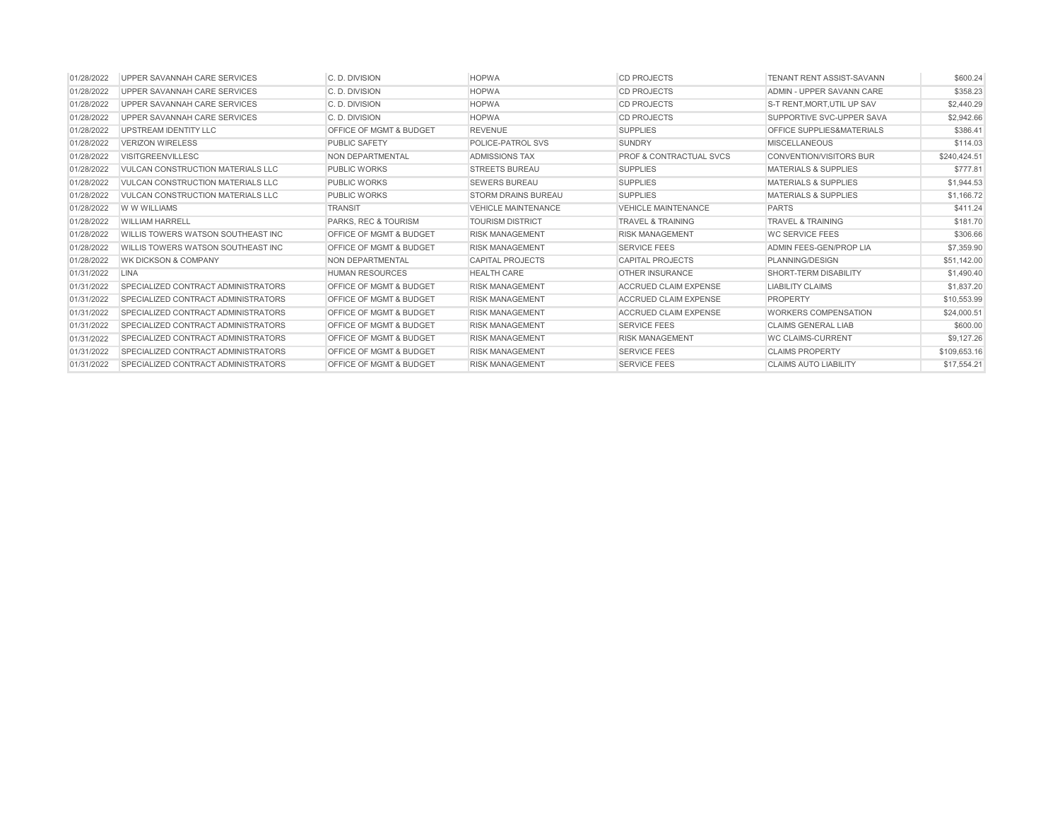| | | | | | | |
|---|---|---|---|---|---|---|
| 01/28/2022 | UPPER SAVANNAH CARE SERVICES | C. D. DIVISION | HOPWA | CD PROJECTS | TENANT RENT ASSIST-SAVANN | $600.24 |
| 01/28/2022 | UPPER SAVANNAH CARE SERVICES | C. D. DIVISION | HOPWA | CD PROJECTS | ADMIN - UPPER SAVANN CARE | $358.23 |
| 01/28/2022 | UPPER SAVANNAH CARE SERVICES | C. D. DIVISION | HOPWA | CD PROJECTS | S-T RENT,MORT,UTIL UP SAV | $2,440.29 |
| 01/28/2022 | UPPER SAVANNAH CARE SERVICES | C. D. DIVISION | HOPWA | CD PROJECTS | SUPPORTIVE SVC-UPPER SAVA | $2,942.66 |
| 01/28/2022 | UPSTREAM IDENTITY LLC | OFFICE OF MGMT & BUDGET | REVENUE | SUPPLIES | OFFICE SUPPLIES&MATERIALS | $386.41 |
| 01/28/2022 | VERIZON WIRELESS | PUBLIC SAFETY | POLICE-PATROL SVS | SUNDRY | MISCELLANEOUS | $114.03 |
| 01/28/2022 | VISITGREENVILLESC | NON DEPARTMENTAL | ADMISSIONS TAX | PROF & CONTRACTUAL SVCS | CONVENTION/VISITORS BUR | $240,424.51 |
| 01/28/2022 | VULCAN CONSTRUCTION MATERIALS LLC | PUBLIC WORKS | STREETS BUREAU | SUPPLIES | MATERIALS & SUPPLIES | $777.81 |
| 01/28/2022 | VULCAN CONSTRUCTION MATERIALS LLC | PUBLIC WORKS | SEWERS BUREAU | SUPPLIES | MATERIALS & SUPPLIES | $1,944.53 |
| 01/28/2022 | VULCAN CONSTRUCTION MATERIALS LLC | PUBLIC WORKS | STORM DRAINS BUREAU | SUPPLIES | MATERIALS & SUPPLIES | $1,166.72 |
| 01/28/2022 | W W WILLIAMS | TRANSIT | VEHICLE MAINTENANCE | VEHICLE MAINTENANCE | PARTS | $411.24 |
| 01/28/2022 | WILLIAM HARRELL | PARKS, REC & TOURISM | TOURISM DISTRICT | TRAVEL & TRAINING | TRAVEL & TRAINING | $181.70 |
| 01/28/2022 | WILLIS TOWERS WATSON SOUTHEAST INC | OFFICE OF MGMT & BUDGET | RISK MANAGEMENT | RISK MANAGEMENT | WC SERVICE FEES | $306.66 |
| 01/28/2022 | WILLIS TOWERS WATSON SOUTHEAST INC | OFFICE OF MGMT & BUDGET | RISK MANAGEMENT | SERVICE FEES | ADMIN FEES-GEN/PROP LIA | $7,359.90 |
| 01/28/2022 | WK DICKSON & COMPANY | NON DEPARTMENTAL | CAPITAL PROJECTS | CAPITAL PROJECTS | PLANNING/DESIGN | $51,142.00 |
| 01/31/2022 | LINA | HUMAN RESOURCES | HEALTH CARE | OTHER INSURANCE | SHORT-TERM DISABILITY | $1,490.40 |
| 01/31/2022 | SPECIALIZED CONTRACT ADMINISTRATORS | OFFICE OF MGMT & BUDGET | RISK MANAGEMENT | ACCRUED CLAIM EXPENSE | LIABILITY CLAIMS | $1,837.20 |
| 01/31/2022 | SPECIALIZED CONTRACT ADMINISTRATORS | OFFICE OF MGMT & BUDGET | RISK MANAGEMENT | ACCRUED CLAIM EXPENSE | PROPERTY | $10,553.99 |
| 01/31/2022 | SPECIALIZED CONTRACT ADMINISTRATORS | OFFICE OF MGMT & BUDGET | RISK MANAGEMENT | ACCRUED CLAIM EXPENSE | WORKERS COMPENSATION | $24,000.51 |
| 01/31/2022 | SPECIALIZED CONTRACT ADMINISTRATORS | OFFICE OF MGMT & BUDGET | RISK MANAGEMENT | SERVICE FEES | CLAIMS GENERAL LIAB | $600.00 |
| 01/31/2022 | SPECIALIZED CONTRACT ADMINISTRATORS | OFFICE OF MGMT & BUDGET | RISK MANAGEMENT | RISK MANAGEMENT | WC CLAIMS-CURRENT | $9,127.26 |
| 01/31/2022 | SPECIALIZED CONTRACT ADMINISTRATORS | OFFICE OF MGMT & BUDGET | RISK MANAGEMENT | SERVICE FEES | CLAIMS PROPERTY | $109,653.16 |
| 01/31/2022 | SPECIALIZED CONTRACT ADMINISTRATORS | OFFICE OF MGMT & BUDGET | RISK MANAGEMENT | SERVICE FEES | CLAIMS AUTO LIABILITY | $17,554.21 |